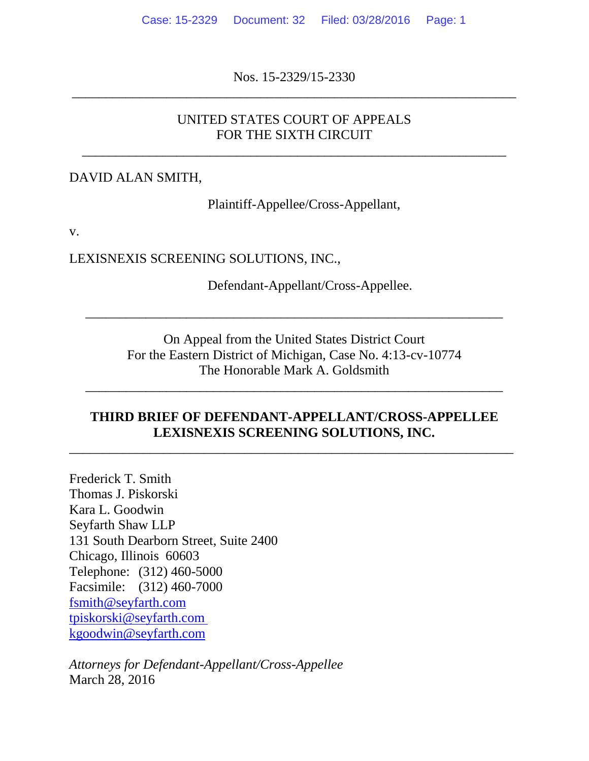Nos. 15-2329/15-2330

---

UNITED STATES COURT OF APPEALS
FOR THE SIXTH CIRCUIT

---

DAVID ALAN SMITH,

Plaintiff-Appellee/Cross-Appellant,

v.

LEXISNEXIS SCREENING SOLUTIONS, INC.,

Defendant-Appellant/Cross-Appellee.

---

On Appeal from the United States District Court
For the Eastern District of Michigan, Case No. 4:13-cv-10774
The Honorable Mark A. Goldsmith

---

**THIRD BRIEF OF DEFENDANT-APPELLANT/CROSS-APPELLEE LEXISNEXIS SCREENING SOLUTIONS, INC.**

---

Frederick T. Smith
Thomas J. Piskorski
Kara L. Goodwin
Seyfarth Shaw LLP
131 South Dearborn Street, Suite 2400
Chicago, Illinois 60603
Telephone: (312) 460-5000
Facsimile: (312) 460-7000
fsmith@seyfarth.com
tpiskorski@seyfarth.com
kgoodwin@seyfarth.com

*Attorneys for Defendant-Appellant/Cross-Appellee*
March 28, 2016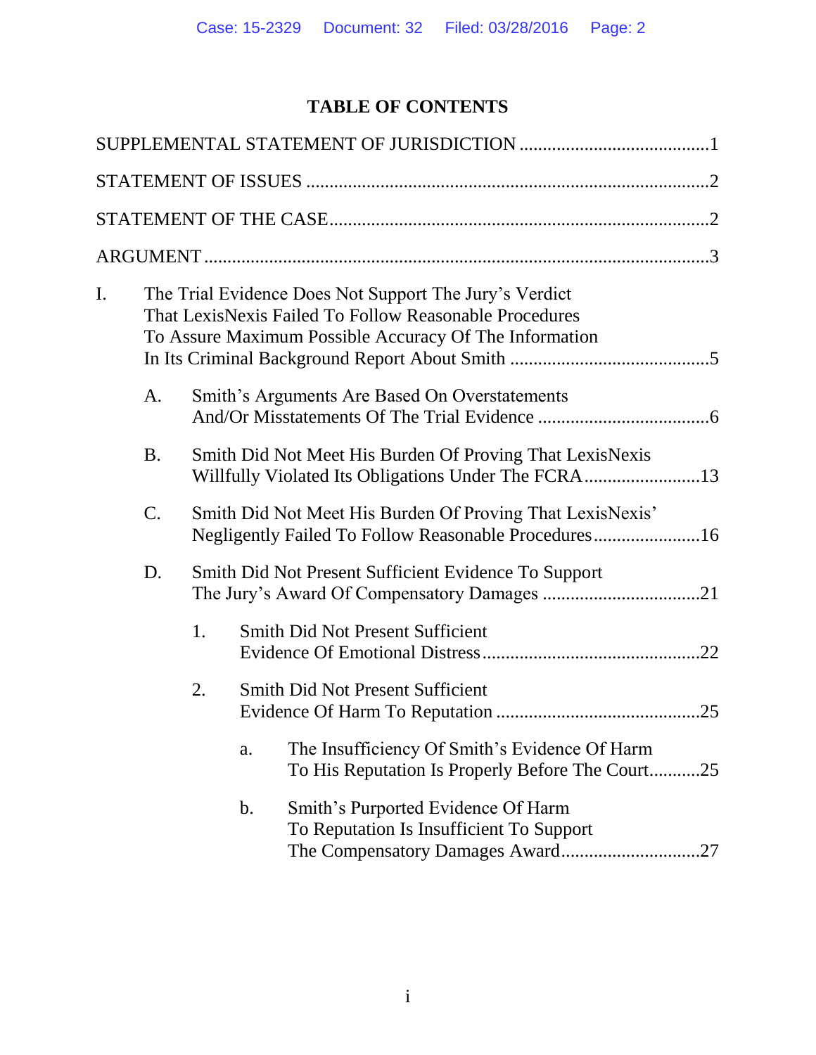## TABLE OF CONTENTS

SUPPLEMENTAL STATEMENT OF JURISDICTION ........................................1

STATEMENT OF ISSUES ......................................................................................2

STATEMENT OF THE CASE.................................................................................2

ARGUMENT ..........................................................................................................3

I. The Trial Evidence Does Not Support The Jury's Verdict That LexisNexis Failed To Follow Reasonable Procedures To Assure Maximum Possible Accuracy Of The Information In Its Criminal Background Report About Smith ...........................................5

   A. Smith's Arguments Are Based On Overstatements And/Or Misstatements Of The Trial Evidence .....................................6

   B. Smith Did Not Meet His Burden Of Proving That LexisNexis Willfully Violated Its Obligations Under The FCRA.........................13

   C. Smith Did Not Meet His Burden Of Proving That LexisNexis' Negligently Failed To Follow Reasonable Procedures.......................16

   D. Smith Did Not Present Sufficient Evidence To Support The Jury's Award Of Compensatory Damages ..................................21

      1. Smith Did Not Present Sufficient Evidence Of Emotional Distress...............................................22

      2. Smith Did Not Present Sufficient Evidence Of Harm To Reputation ............................................25

         a. The Insufficiency Of Smith's Evidence Of Harm To His Reputation Is Properly Before The Court...........25

         b. Smith's Purported Evidence Of Harm To Reputation Is Insufficient To Support The Compensatory Damages Award..............................27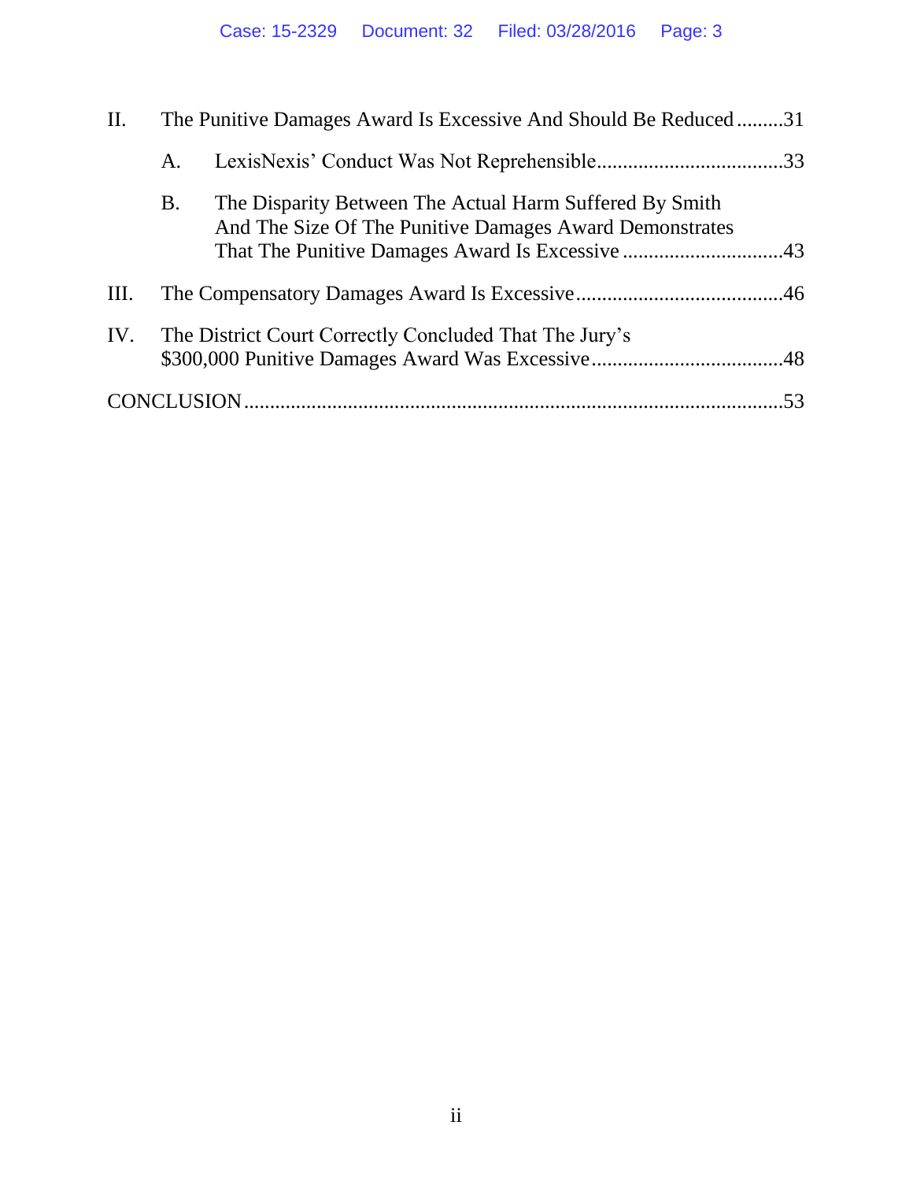II. The Punitive Damages Award Is Excessive And Should Be Reduced .........31

A. LexisNexis' Conduct Was Not Reprehensible...................................33

B. The Disparity Between The Actual Harm Suffered By Smith And The Size Of The Punitive Damages Award Demonstrates That The Punitive Damages Award Is Excessive ...............................43

III. The Compensatory Damages Award Is Excessive........................................46

IV. The District Court Correctly Concluded That The Jury's $300,000 Punitive Damages Award Was Excessive.....................................48

CONCLUSION.......................................................................................................53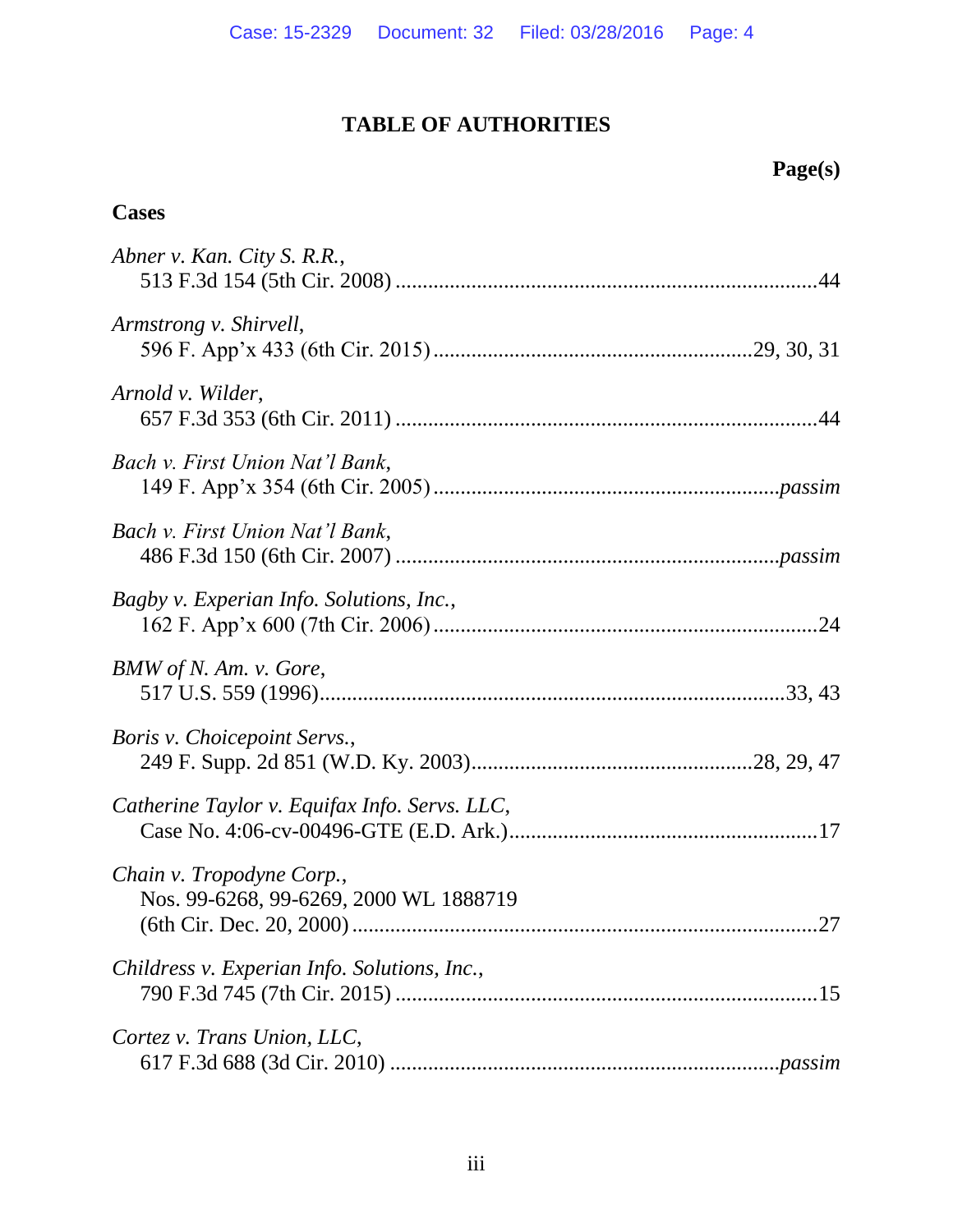# TABLE OF AUTHORITIES

**Page(s)**

## Cases

*Abner v. Kan. City S. R.R.*,
513 F.3d 154 (5th Cir. 2008) .......................................................................44

*Armstrong v. Shirvell*,
596 F. App'x 433 (6th Cir. 2015) ..................................................29, 30, 31

*Arnold v. Wilder*,
657 F.3d 353 (6th Cir. 2011) .......................................................................44

*Bach v. First Union Nat'l Bank*,
149 F. App'x 354 (6th Cir. 2005) ........................................................*passim*

*Bach v. First Union Nat'l Bank*,
486 F.3d 150 (6th Cir. 2007) ..............................................................*passim*

*Bagby v. Experian Info. Solutions, Inc.*,
162 F. App'x 600 (7th Cir. 2006) ................................................................24

*BMW of N. Am. v. Gore*,
517 U.S. 559 (1996)...............................................................................33, 43

*Boris v. Choicepoint Servs.*,
249 F. Supp. 2d 851 (W.D. Ky. 2003)...........................................28, 29, 47

*Catherine Taylor v. Equifax Info. Servs. LLC*,
Case No. 4:06-cv-00496-GTE (E.D. Ark.)..................................................17

*Chain v. Tropodyne Corp.*,
Nos. 99-6268, 99-6269, 2000 WL 1888719
(6th Cir. Dec. 20, 2000) ...............................................................................27

*Childress v. Experian Info. Solutions, Inc.*,
790 F.3d 745 (7th Cir. 2015) .......................................................................15

*Cortez v. Trans Union, LLC*,
617 F.3d 688 (3d Cir. 2010) ................................................................*passim*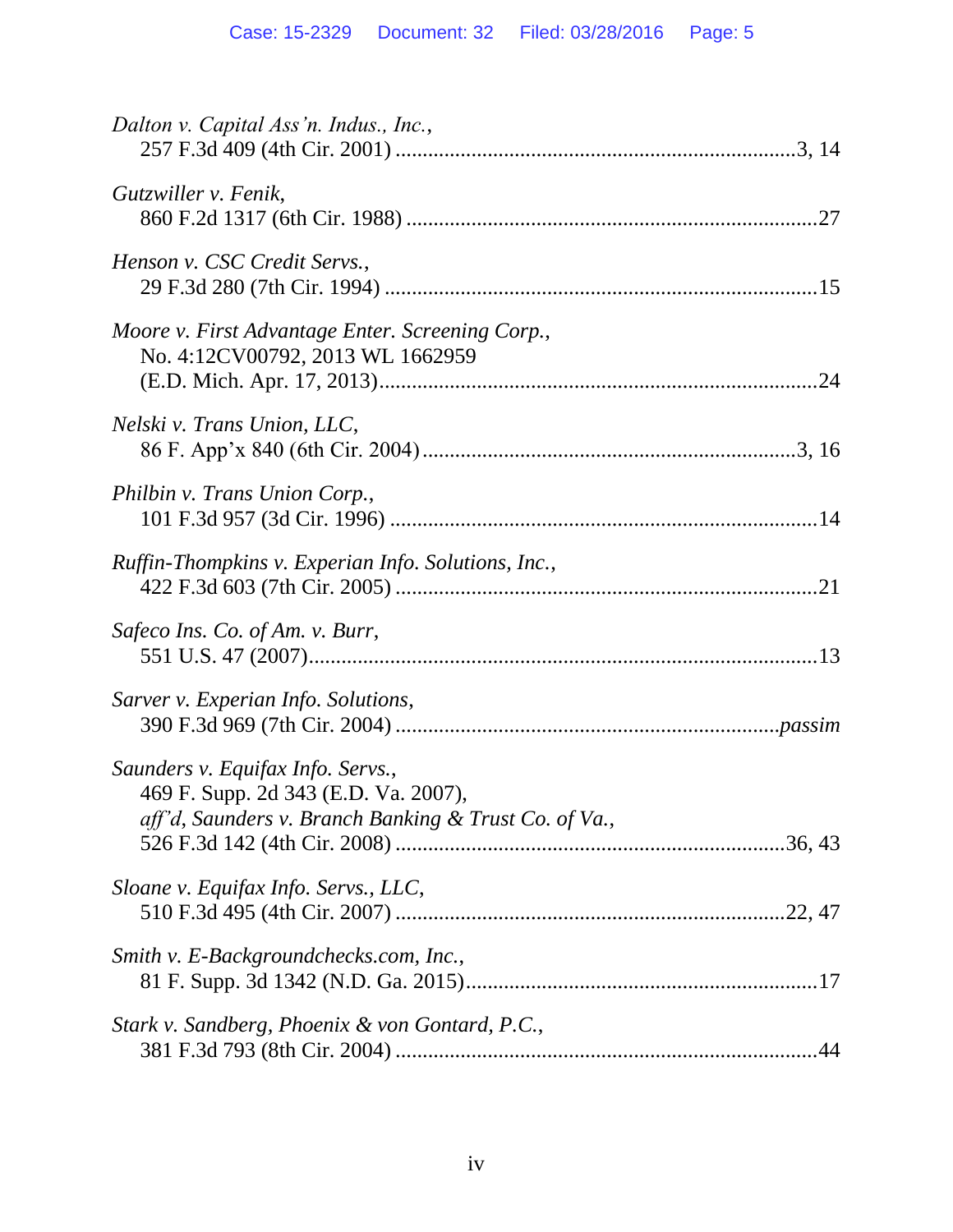*Dalton v. Capital Ass'n. Indus., Inc.*,
257 F.3d 409 (4th Cir. 2001) ........................................................................3, 14

*Gutzwiller v. Fenik*,
860 F.2d 1317 (6th Cir. 1988) ..........................................................................27

*Henson v. CSC Credit Servs.*,
29 F.3d 280 (7th Cir. 1994) ..............................................................................15

*Moore v. First Advantage Enter. Screening Corp.*,
No. 4:12CV00792, 2013 WL 1662959
(E.D. Mich. Apr. 17, 2013)...............................................................................24

*Nelski v. Trans Union, LLC*,
86 F. App'x 840 (6th Cir. 2004) ...................................................................3, 16

*Philbin v. Trans Union Corp.*,
101 F.3d 957 (3d Cir. 1996) .............................................................................14

*Ruffin-Thompkins v. Experian Info. Solutions, Inc.*,
422 F.3d 603 (7th Cir. 2005) ............................................................................21

*Safeco Ins. Co. of Am. v. Burr*,
551 U.S. 47 (2007)...........................................................................................13

*Sarver v. Experian Info. Solutions*,
390 F.3d 969 (7th Cir. 2004) .....................................................................*passim*

*Saunders v. Equifax Info. Servs.*,
469 F. Supp. 2d 343 (E.D. Va. 2007),
*aff'd*, *Saunders v. Branch Banking & Trust Co. of Va.*,
526 F.3d 142 (4th Cir. 2008) ......................................................................36, 43

*Sloane v. Equifax Info. Servs., LLC*,
510 F.3d 495 (4th Cir. 2007) ......................................................................22, 47

*Smith v. E-Backgroundchecks.com, Inc.*,
81 F. Supp. 3d 1342 (N.D. Ga. 2015)...............................................................17

*Stark v. Sandberg, Phoenix & von Gontard, P.C.*,
381 F.3d 793 (8th Cir. 2004) ............................................................................44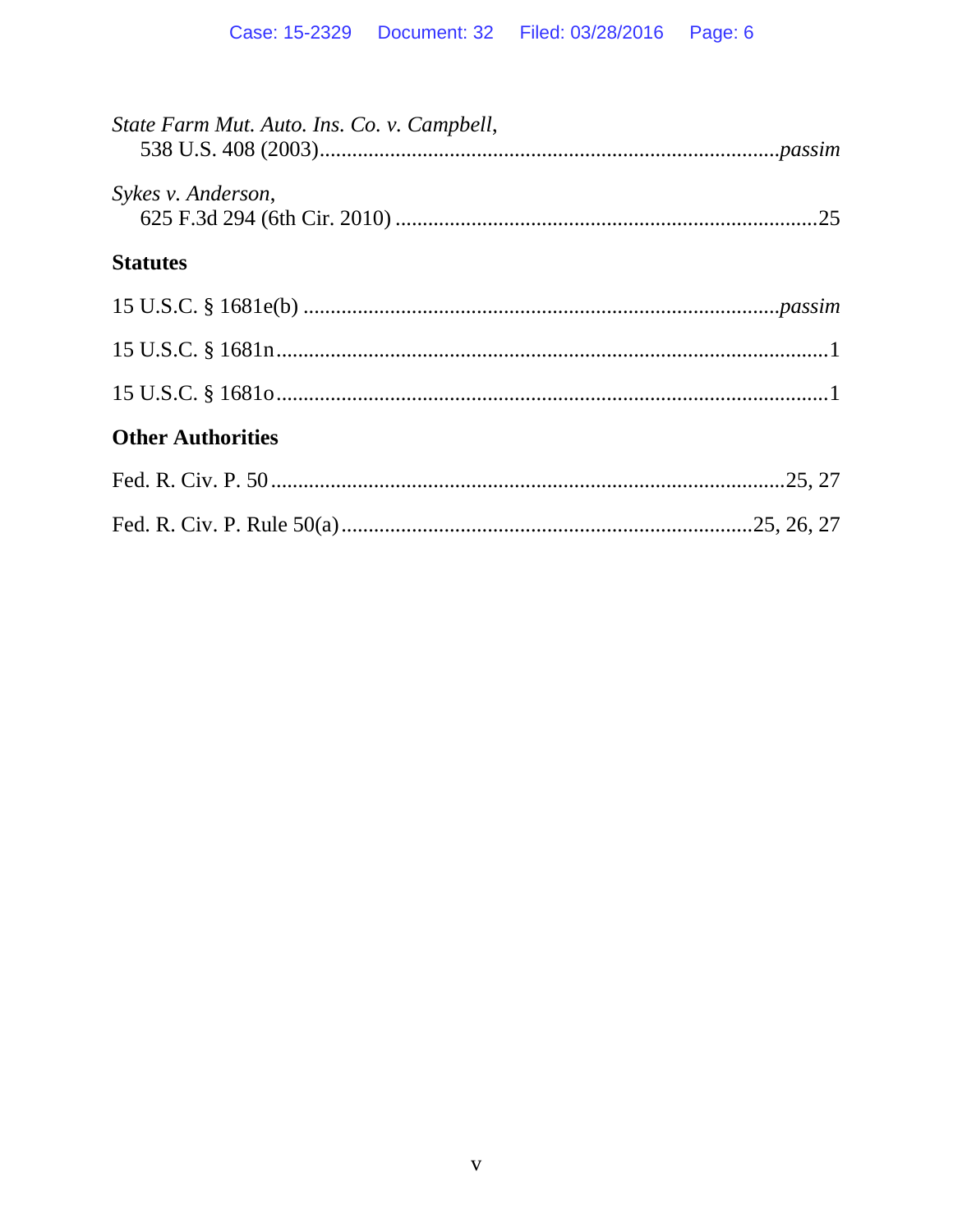*State Farm Mut. Auto. Ins. Co. v. Campbell*,
538 U.S. 408 (2003)....................................................................................*passim*

*Sykes v. Anderson*,
625 F.3d 294 (6th Cir. 2010) ..............................................................................25

## Statutes

15 U.S.C. § 1681e(b) .......................................................................................*passim*

15 U.S.C. § 1681n.....................................................................................................1

15 U.S.C. § 1681o.....................................................................................................1

## Other Authorities

Fed. R. Civ. P. 50 ...............................................................................................25, 27

Fed. R. Civ. P. Rule 50(a)...........................................................................25, 26, 27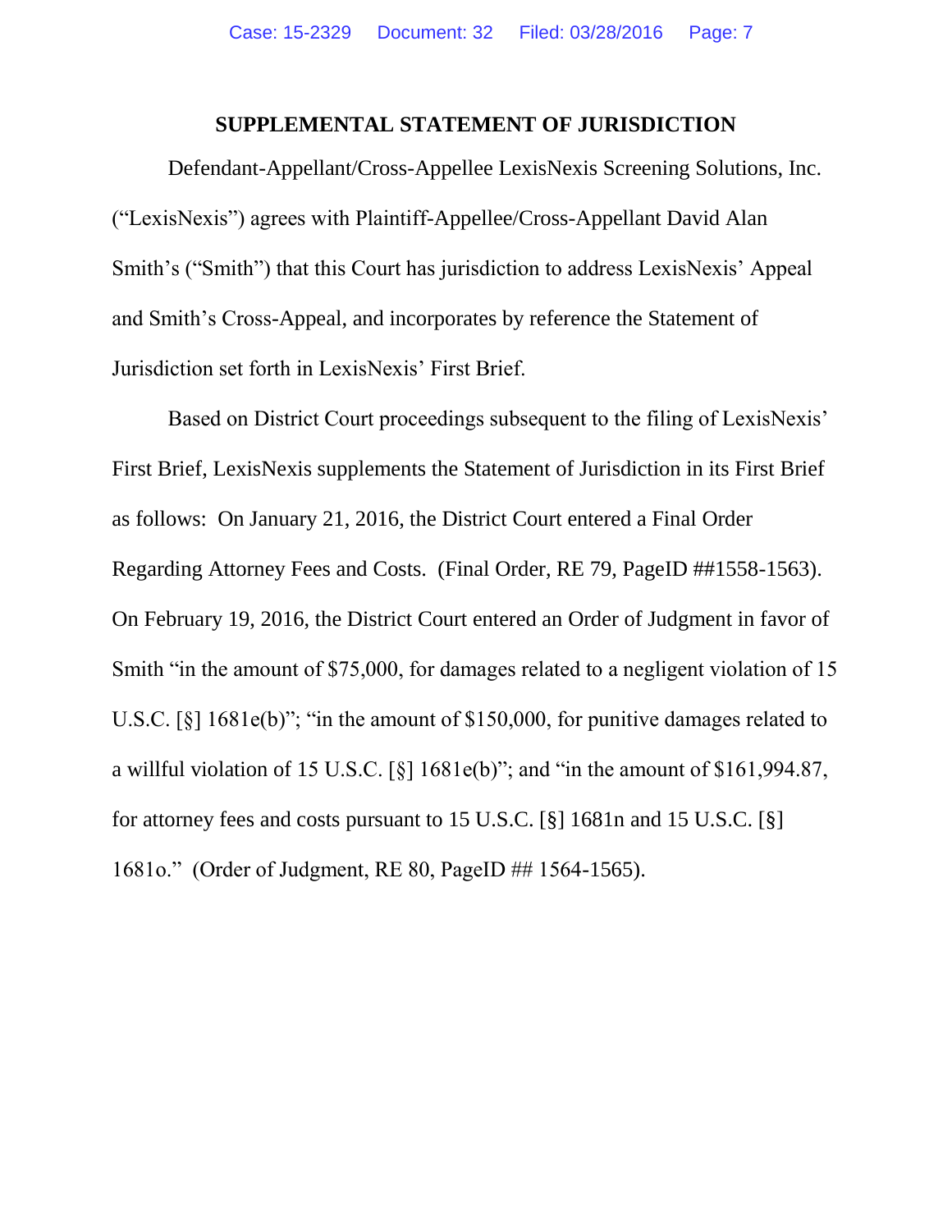## SUPPLEMENTAL STATEMENT OF JURISDICTION

Defendant-Appellant/Cross-Appellee LexisNexis Screening Solutions, Inc. ("LexisNexis") agrees with Plaintiff-Appellee/Cross-Appellant David Alan Smith's ("Smith") that this Court has jurisdiction to address LexisNexis' Appeal and Smith's Cross-Appeal, and incorporates by reference the Statement of Jurisdiction set forth in LexisNexis' First Brief.

Based on District Court proceedings subsequent to the filing of LexisNexis' First Brief, LexisNexis supplements the Statement of Jurisdiction in its First Brief as follows: On January 21, 2016, the District Court entered a Final Order Regarding Attorney Fees and Costs. (Final Order, RE 79, PageID ##1558-1563). On February 19, 2016, the District Court entered an Order of Judgment in favor of Smith "in the amount of $75,000, for damages related to a negligent violation of 15 U.S.C. [§] 1681e(b)"; "in the amount of $150,000, for punitive damages related to a willful violation of 15 U.S.C. [§] 1681e(b)"; and "in the amount of $161,994.87, for attorney fees and costs pursuant to 15 U.S.C. [§] 1681n and 15 U.S.C. [§] 1681o." (Order of Judgment, RE 80, PageID ## 1564-1565).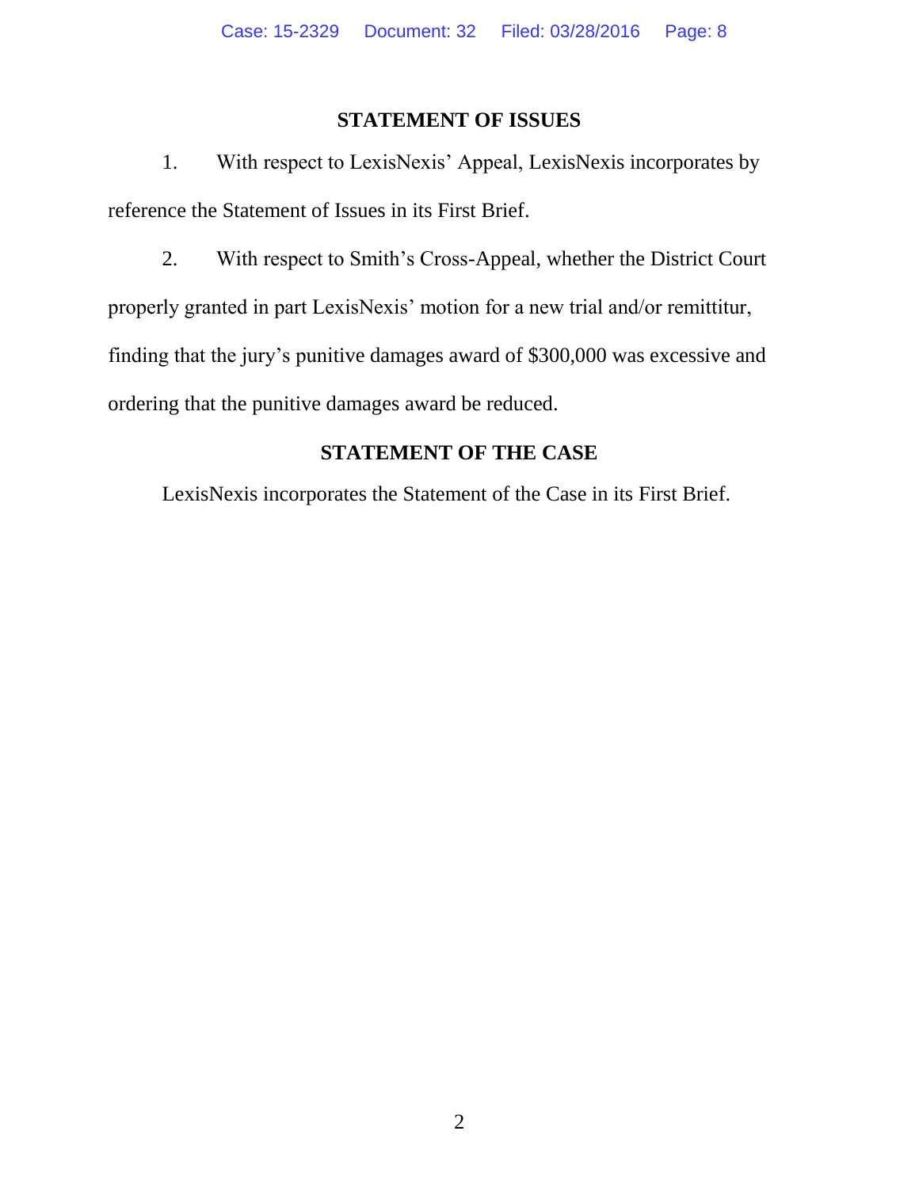## STATEMENT OF ISSUES

1. With respect to LexisNexis' Appeal, LexisNexis incorporates by reference the Statement of Issues in its First Brief.

2. With respect to Smith's Cross-Appeal, whether the District Court properly granted in part LexisNexis' motion for a new trial and/or remittitur, finding that the jury's punitive damages award of $300,000 was excessive and ordering that the punitive damages award be reduced.

## STATEMENT OF THE CASE

LexisNexis incorporates the Statement of the Case in its First Brief.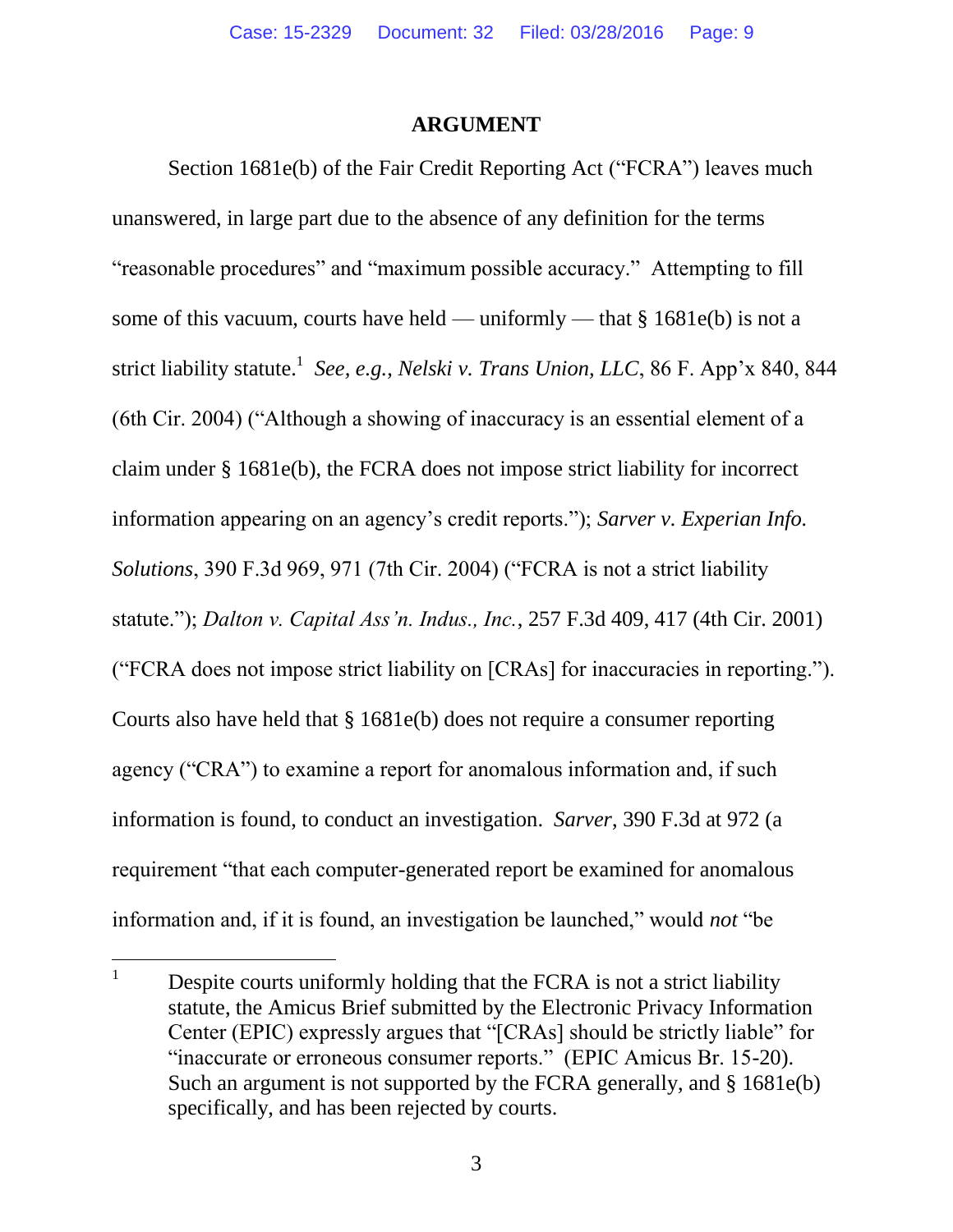# ARGUMENT

Section 1681e(b) of the Fair Credit Reporting Act ("FCRA") leaves much unanswered, in large part due to the absence of any definition for the terms "reasonable procedures" and "maximum possible accuracy." Attempting to fill some of this vacuum, courts have held — uniformly — that § 1681e(b) is not a strict liability statute.[1] *See, e.g.*, *Nelski v. Trans Union, LLC*, 86 F. App'x 840, 844 (6th Cir. 2004) ("Although a showing of inaccuracy is an essential element of a claim under § 1681e(b), the FCRA does not impose strict liability for incorrect information appearing on an agency's credit reports."); *Sarver v. Experian Info. Solutions*, 390 F.3d 969, 971 (7th Cir. 2004) ("FCRA is not a strict liability statute."); *Dalton v. Capital Ass'n. Indus., Inc.*, 257 F.3d 409, 417 (4th Cir. 2001) ("FCRA does not impose strict liability on [CRAs] for inaccuracies in reporting."). Courts also have held that § 1681e(b) does not require a consumer reporting agency ("CRA") to examine a report for anomalous information and, if such information is found, to conduct an investigation. *Sarver*, 390 F.3d at 972 (a requirement "that each computer-generated report be examined for anomalous information and, if it is found, an investigation be launched," would *not* "be

---

[1] Despite courts uniformly holding that the FCRA is not a strict liability statute, the Amicus Brief submitted by the Electronic Privacy Information Center (EPIC) expressly argues that "[CRAs] should be strictly liable" for "inaccurate or erroneous consumer reports." (EPIC Amicus Br. 15-20). Such an argument is not supported by the FCRA generally, and § 1681e(b) specifically, and has been rejected by courts.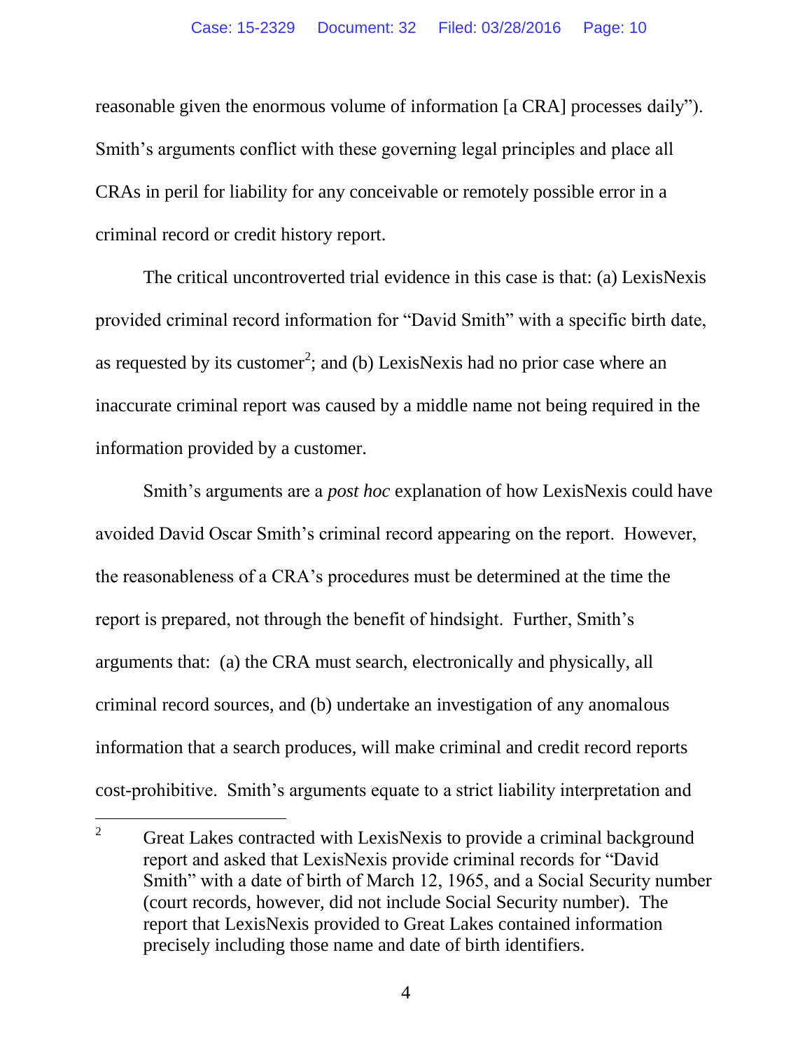reasonable given the enormous volume of information [a CRA] processes daily"). Smith's arguments conflict with these governing legal principles and place all CRAs in peril for liability for any conceivable or remotely possible error in a criminal record or credit history report.

The critical uncontroverted trial evidence in this case is that: (a) LexisNexis provided criminal record information for "David Smith" with a specific birth date, as requested by its customer[2]; and (b) LexisNexis had no prior case where an inaccurate criminal report was caused by a middle name not being required in the information provided by a customer.

Smith's arguments are a *post hoc* explanation of how LexisNexis could have avoided David Oscar Smith's criminal record appearing on the report. However, the reasonableness of a CRA's procedures must be determined at the time the report is prepared, not through the benefit of hindsight. Further, Smith's arguments that: (a) the CRA must search, electronically and physically, all criminal record sources, and (b) undertake an investigation of any anomalous information that a search produces, will make criminal and credit record reports cost-prohibitive. Smith's arguments equate to a strict liability interpretation and

---

[2] Great Lakes contracted with LexisNexis to provide a criminal background report and asked that LexisNexis provide criminal records for "David Smith" with a date of birth of March 12, 1965, and a Social Security number (court records, however, did not include Social Security number). The report that LexisNexis provided to Great Lakes contained information precisely including those name and date of birth identifiers.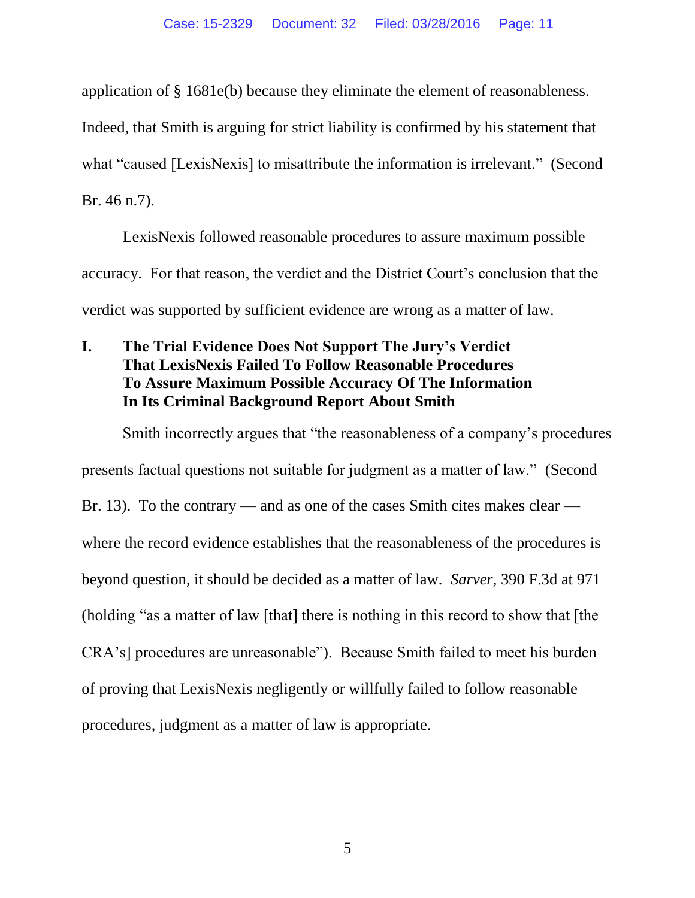application of § 1681e(b) because they eliminate the element of reasonableness. Indeed, that Smith is arguing for strict liability is confirmed by his statement that what "caused [LexisNexis] to misattribute the information is irrelevant." (Second Br. 46 n.7).

LexisNexis followed reasonable procedures to assure maximum possible accuracy. For that reason, the verdict and the District Court's conclusion that the verdict was supported by sufficient evidence are wrong as a matter of law.

## I. The Trial Evidence Does Not Support The Jury's Verdict That LexisNexis Failed To Follow Reasonable Procedures To Assure Maximum Possible Accuracy Of The Information In Its Criminal Background Report About Smith

Smith incorrectly argues that "the reasonableness of a company's procedures presents factual questions not suitable for judgment as a matter of law." (Second Br. 13). To the contrary — and as one of the cases Smith cites makes clear — where the record evidence establishes that the reasonableness of the procedures is beyond question, it should be decided as a matter of law. *Sarver*, 390 F.3d at 971 (holding "as a matter of law [that] there is nothing in this record to show that [the CRA's] procedures are unreasonable"). Because Smith failed to meet his burden of proving that LexisNexis negligently or willfully failed to follow reasonable procedures, judgment as a matter of law is appropriate.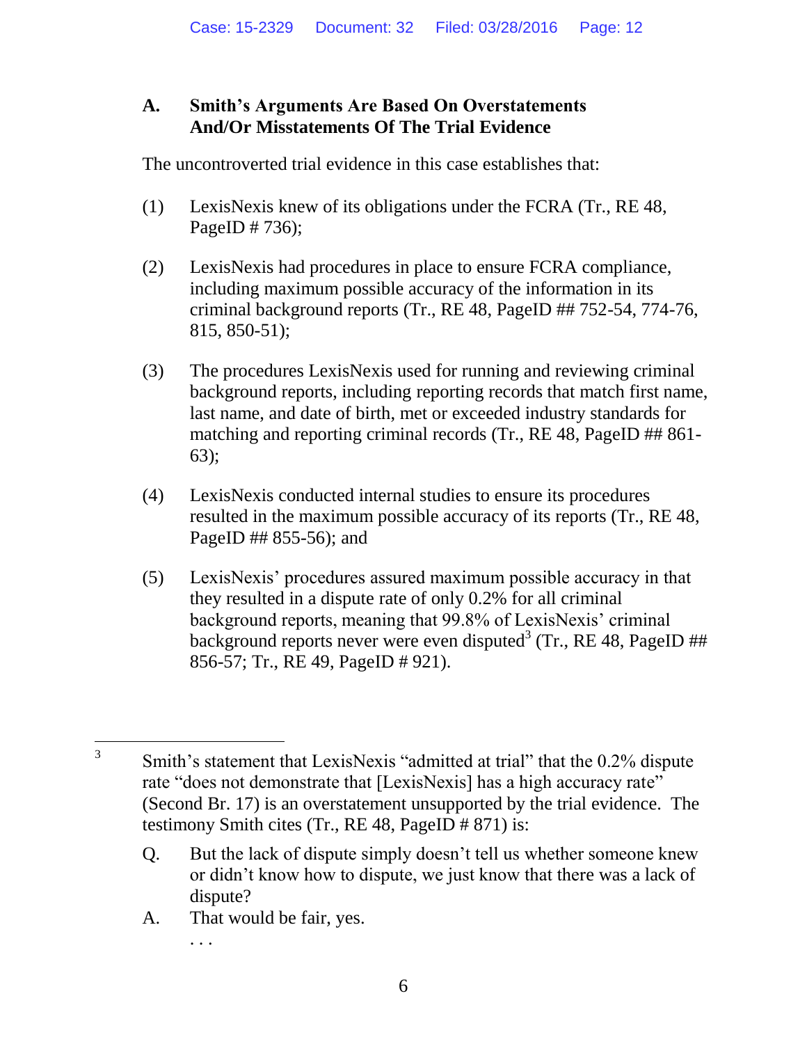### A. Smith's Arguments Are Based On Overstatements And/Or Misstatements Of The Trial Evidence

The uncontroverted trial evidence in this case establishes that:

(1) LexisNexis knew of its obligations under the FCRA (Tr., RE 48, PageID # 736);

(2) LexisNexis had procedures in place to ensure FCRA compliance, including maximum possible accuracy of the information in its criminal background reports (Tr., RE 48, PageID ## 752-54, 774-76, 815, 850-51);

(3) The procedures LexisNexis used for running and reviewing criminal background reports, including reporting records that match first name, last name, and date of birth, met or exceeded industry standards for matching and reporting criminal records (Tr., RE 48, PageID ## 861-63);

(4) LexisNexis conducted internal studies to ensure its procedures resulted in the maximum possible accuracy of its reports (Tr., RE 48, PageID ## 855-56); and

(5) LexisNexis' procedures assured maximum possible accuracy in that they resulted in a dispute rate of only 0.2% for all criminal background reports, meaning that 99.8% of LexisNexis' criminal background reports never were even disputed[3] (Tr., RE 48, PageID ## 856-57; Tr., RE 49, PageID # 921).

---

[3] Smith's statement that LexisNexis "admitted at trial" that the 0.2% dispute rate "does not demonstrate that [LexisNexis] has a high accuracy rate" (Second Br. 17) is an overstatement unsupported by the trial evidence. The testimony Smith cites (Tr., RE 48, PageID # 871) is:

> Q. But the lack of dispute simply doesn't tell us whether someone knew or didn't know how to dispute, we just know that there was a lack of dispute?
>
> A. That would be fair, yes.
>
> . . .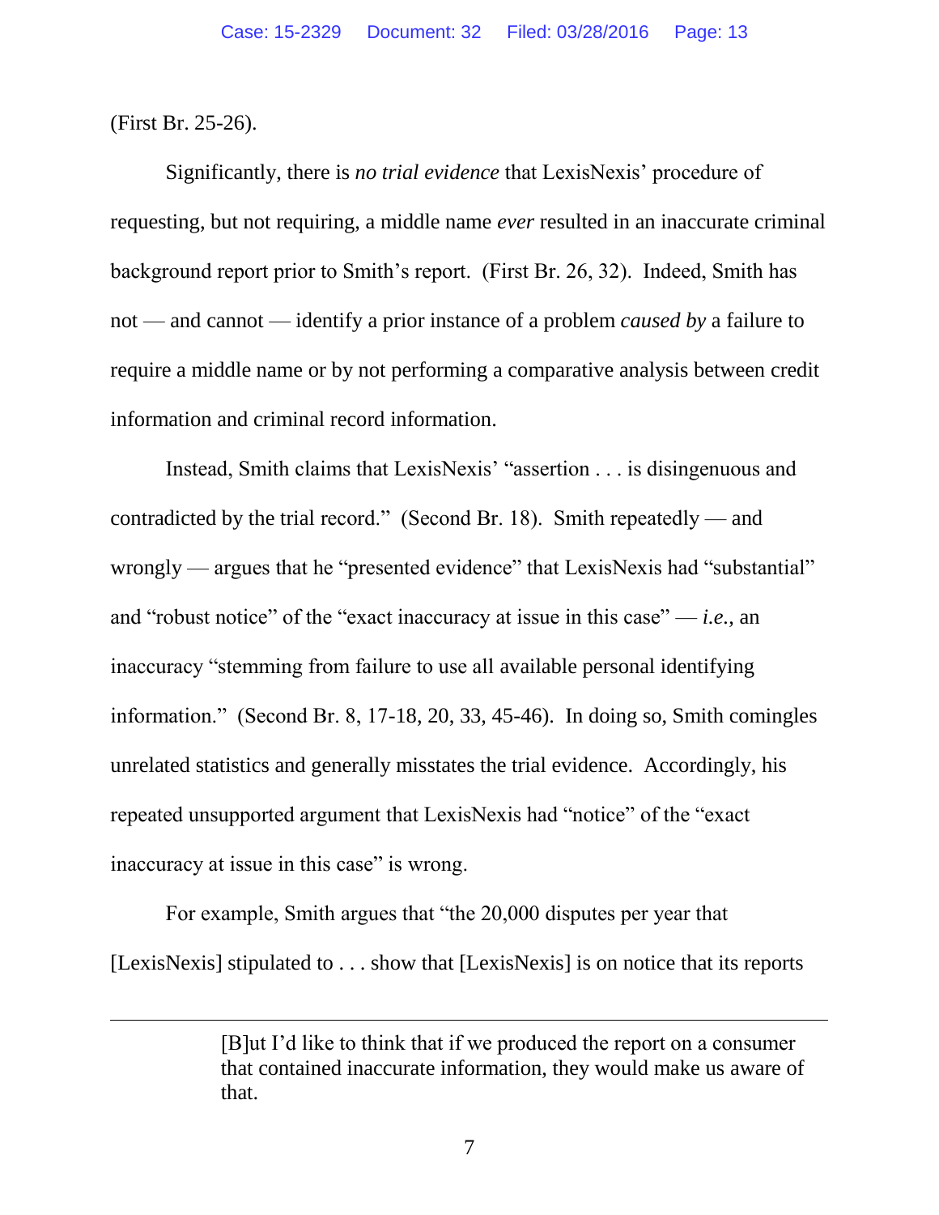(First Br. 25-26).

Significantly, there is *no trial evidence* that LexisNexis' procedure of requesting, but not requiring, a middle name *ever* resulted in an inaccurate criminal background report prior to Smith's report. (First Br. 26, 32). Indeed, Smith has not — and cannot — identify a prior instance of a problem *caused by* a failure to require a middle name or by not performing a comparative analysis between credit information and criminal record information.

Instead, Smith claims that LexisNexis' "assertion . . . is disingenuous and contradicted by the trial record." (Second Br. 18). Smith repeatedly — and wrongly — argues that he "presented evidence" that LexisNexis had "substantial" and "robust notice" of the "exact inaccuracy at issue in this case" — *i.e.*, an inaccuracy "stemming from failure to use all available personal identifying information." (Second Br. 8, 17-18, 20, 33, 45-46). In doing so, Smith comingles unrelated statistics and generally misstates the trial evidence. Accordingly, his repeated unsupported argument that LexisNexis had "notice" of the "exact inaccuracy at issue in this case" is wrong.

For example, Smith argues that "the 20,000 disputes per year that [LexisNexis] stipulated to . . . show that [LexisNexis] is on notice that its reports

---

> [B]ut I'd like to think that if we produced the report on a consumer that contained inaccurate information, they would make us aware of that.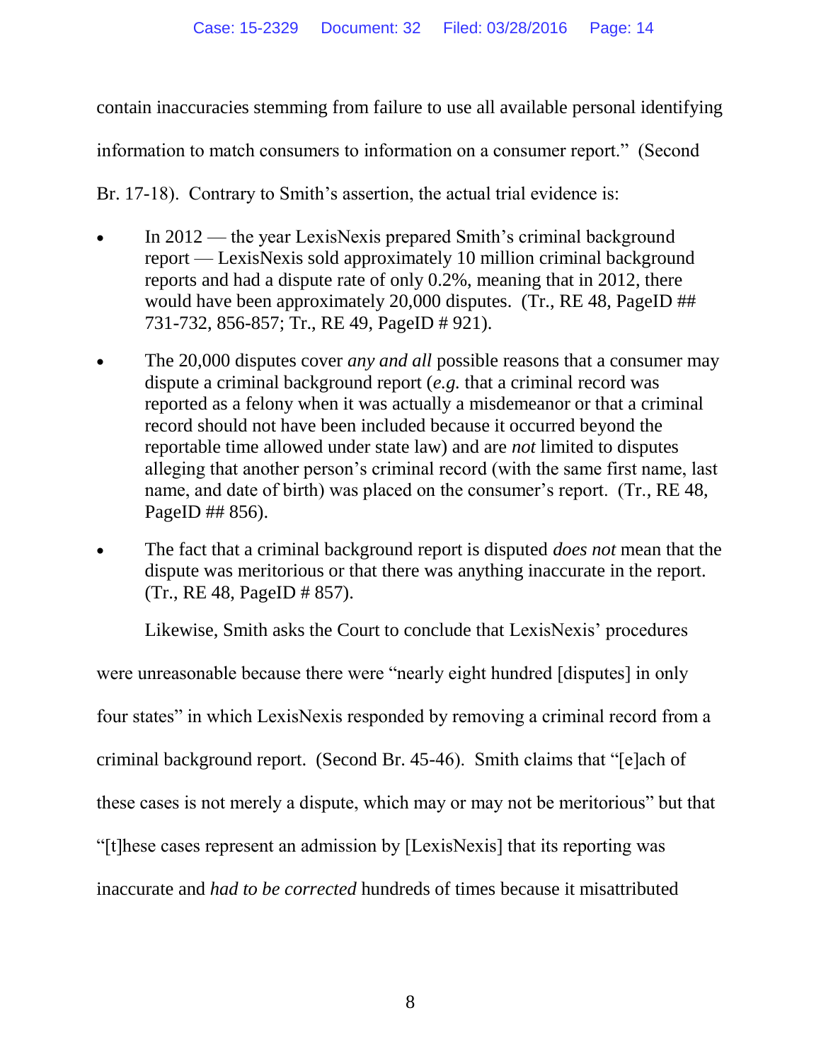contain inaccuracies stemming from failure to use all available personal identifying information to match consumers to information on a consumer report." (Second Br. 17-18). Contrary to Smith's assertion, the actual trial evidence is:

- In 2012 — the year LexisNexis prepared Smith's criminal background report — LexisNexis sold approximately 10 million criminal background reports and had a dispute rate of only 0.2%, meaning that in 2012, there would have been approximately 20,000 disputes. (Tr., RE 48, PageID ## 731-732, 856-857; Tr., RE 49, PageID # 921).

- The 20,000 disputes cover *any and all* possible reasons that a consumer may dispute a criminal background report (*e.g.* that a criminal record was reported as a felony when it was actually a misdemeanor or that a criminal record should not have been included because it occurred beyond the reportable time allowed under state law) and are *not* limited to disputes alleging that another person's criminal record (with the same first name, last name, and date of birth) was placed on the consumer's report. (Tr., RE 48, PageID ## 856).

- The fact that a criminal background report is disputed *does not* mean that the dispute was meritorious or that there was anything inaccurate in the report. (Tr., RE 48, PageID # 857).

Likewise, Smith asks the Court to conclude that LexisNexis' procedures were unreasonable because there were "nearly eight hundred [disputes] in only four states" in which LexisNexis responded by removing a criminal record from a criminal background report. (Second Br. 45-46). Smith claims that "[e]ach of these cases is not merely a dispute, which may or may not be meritorious" but that "[t]hese cases represent an admission by [LexisNexis] that its reporting was inaccurate and *had to be corrected* hundreds of times because it misattributed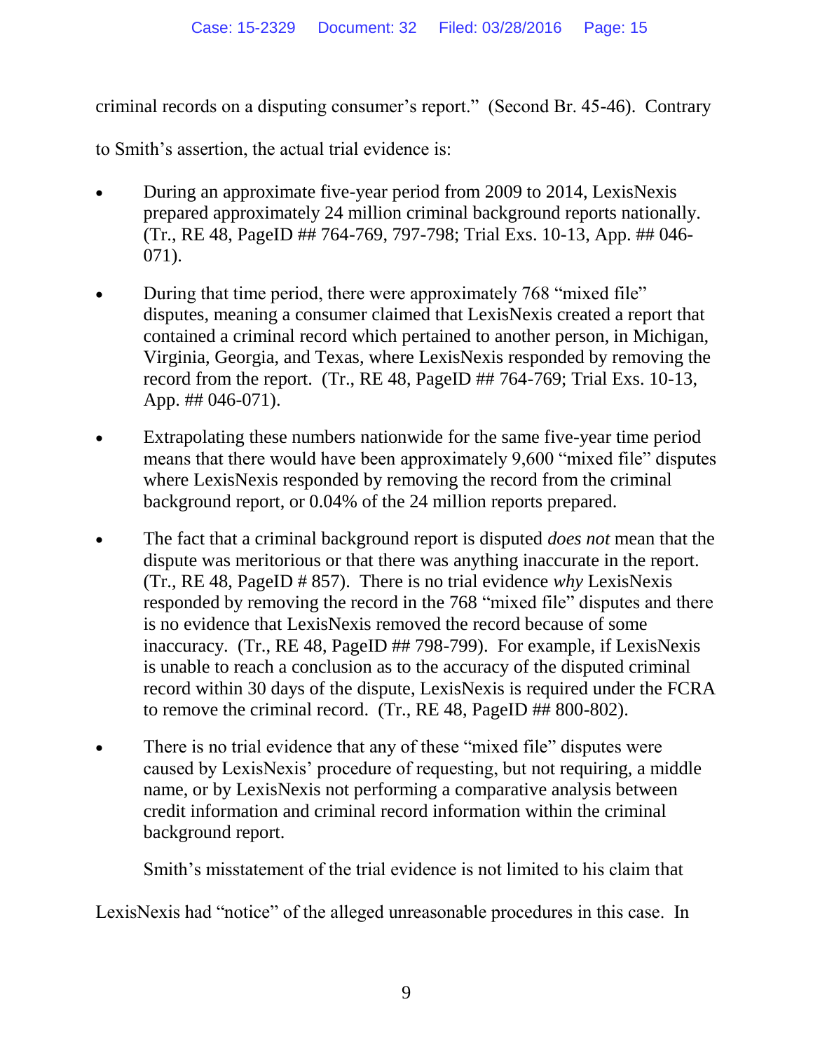criminal records on a disputing consumer's report." (Second Br. 45-46). Contrary to Smith's assertion, the actual trial evidence is:

- During an approximate five-year period from 2009 to 2014, LexisNexis prepared approximately 24 million criminal background reports nationally. (Tr., RE 48, PageID ## 764-769, 797-798; Trial Exs. 10-13, App. ## 046-071).

- During that time period, there were approximately 768 "mixed file" disputes, meaning a consumer claimed that LexisNexis created a report that contained a criminal record which pertained to another person, in Michigan, Virginia, Georgia, and Texas, where LexisNexis responded by removing the record from the report. (Tr., RE 48, PageID ## 764-769; Trial Exs. 10-13, App. ## 046-071).

- Extrapolating these numbers nationwide for the same five-year time period means that there would have been approximately 9,600 "mixed file" disputes where LexisNexis responded by removing the record from the criminal background report, or 0.04% of the 24 million reports prepared.

- The fact that a criminal background report is disputed *does not* mean that the dispute was meritorious or that there was anything inaccurate in the report. (Tr., RE 48, PageID # 857). There is no trial evidence *why* LexisNexis responded by removing the record in the 768 "mixed file" disputes and there is no evidence that LexisNexis removed the record because of some inaccuracy. (Tr., RE 48, PageID ## 798-799). For example, if LexisNexis is unable to reach a conclusion as to the accuracy of the disputed criminal record within 30 days of the dispute, LexisNexis is required under the FCRA to remove the criminal record. (Tr., RE 48, PageID ## 800-802).

- There is no trial evidence that any of these "mixed file" disputes were caused by LexisNexis' procedure of requesting, but not requiring, a middle name, or by LexisNexis not performing a comparative analysis between credit information and criminal record information within the criminal background report.

Smith's misstatement of the trial evidence is not limited to his claim that LexisNexis had "notice" of the alleged unreasonable procedures in this case. In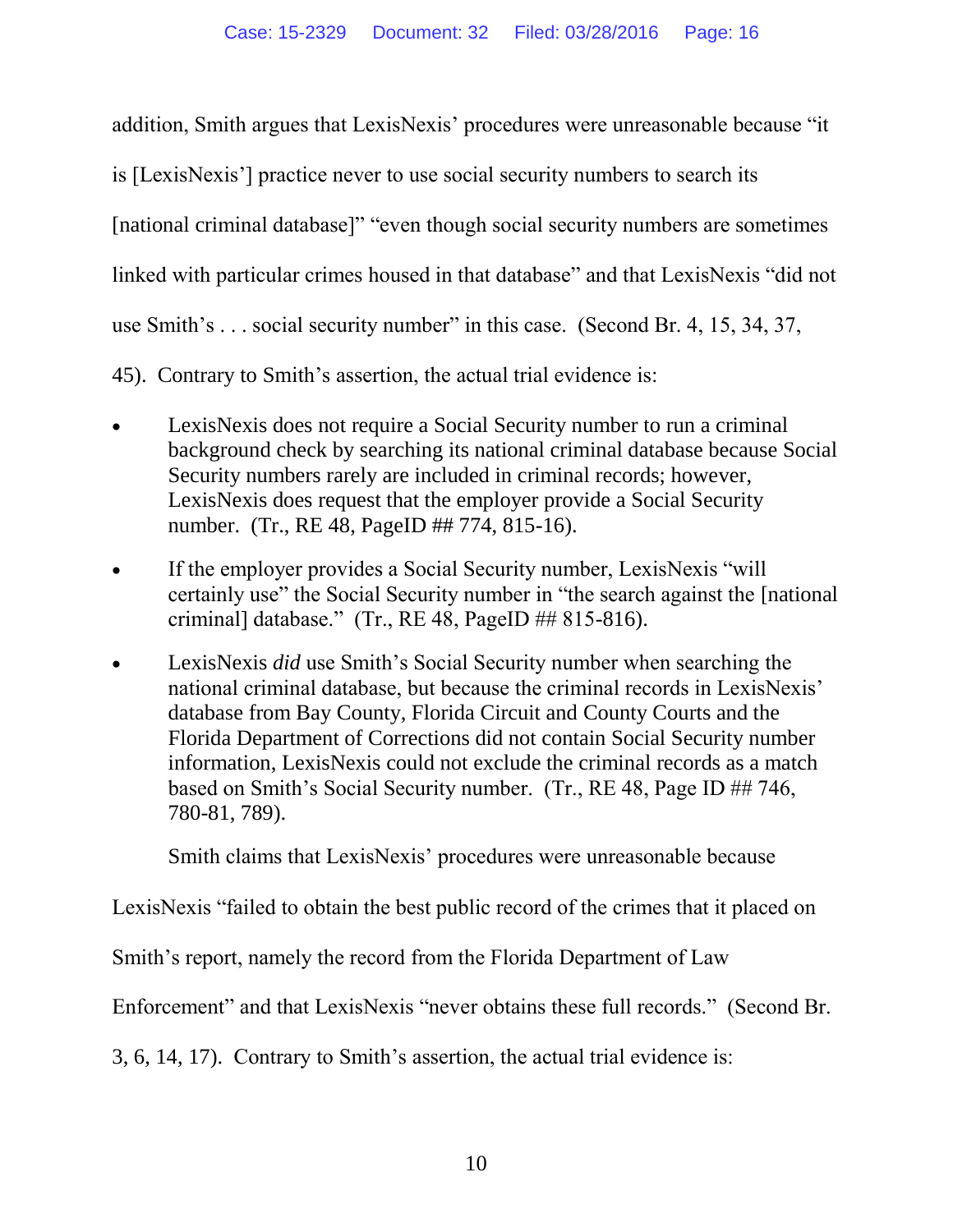addition, Smith argues that LexisNexis' procedures were unreasonable because "it is [LexisNexis'] practice never to use social security numbers to search its [national criminal database]" "even though social security numbers are sometimes linked with particular crimes housed in that database" and that LexisNexis "did not use Smith's . . . social security number" in this case. (Second Br. 4, 15, 34, 37, 45). Contrary to Smith's assertion, the actual trial evidence is:

- LexisNexis does not require a Social Security number to run a criminal background check by searching its national criminal database because Social Security numbers rarely are included in criminal records; however, LexisNexis does request that the employer provide a Social Security number. (Tr., RE 48, PageID ## 774, 815-16).

- If the employer provides a Social Security number, LexisNexis "will certainly use" the Social Security number in "the search against the [national criminal] database." (Tr., RE 48, PageID ## 815-816).

- LexisNexis *did* use Smith's Social Security number when searching the national criminal database, but because the criminal records in LexisNexis' database from Bay County, Florida Circuit and County Courts and the Florida Department of Corrections did not contain Social Security number information, LexisNexis could not exclude the criminal records as a match based on Smith's Social Security number. (Tr., RE 48, Page ID ## 746, 780-81, 789).

Smith claims that LexisNexis' procedures were unreasonable because LexisNexis "failed to obtain the best public record of the crimes that it placed on Smith's report, namely the record from the Florida Department of Law Enforcement" and that LexisNexis "never obtains these full records." (Second Br. 3, 6, 14, 17). Contrary to Smith's assertion, the actual trial evidence is: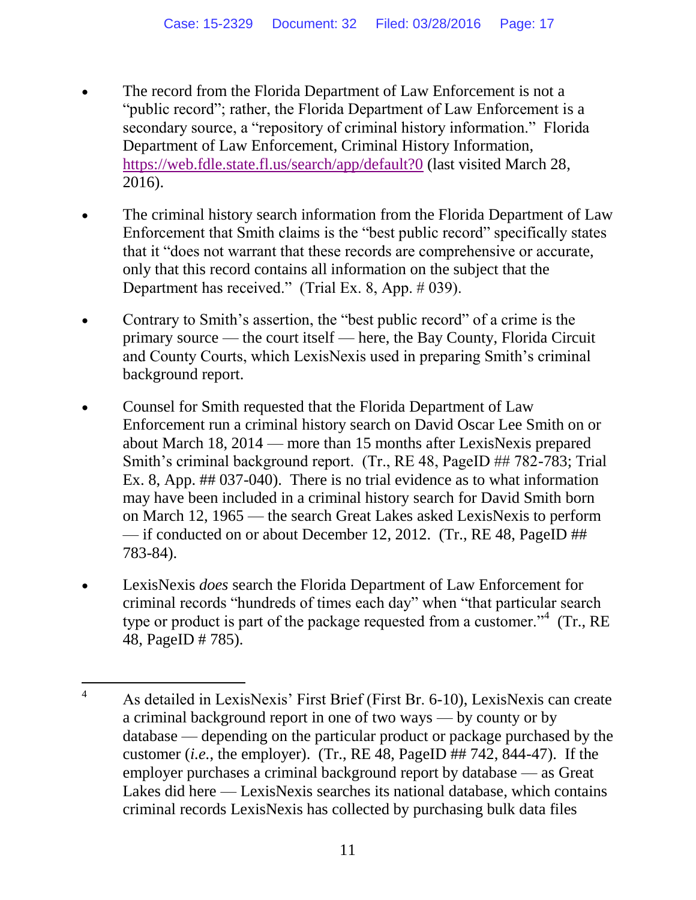- The record from the Florida Department of Law Enforcement is not a "public record"; rather, the Florida Department of Law Enforcement is a secondary source, a "repository of criminal history information." Florida Department of Law Enforcement, Criminal History Information, https://web.fdle.state.fl.us/search/app/default?0 (last visited March 28, 2016).

- The criminal history search information from the Florida Department of Law Enforcement that Smith claims is the "best public record" specifically states that it "does not warrant that these records are comprehensive or accurate, only that this record contains all information on the subject that the Department has received." (Trial Ex. 8, App. # 039).

- Contrary to Smith's assertion, the "best public record" of a crime is the primary source — the court itself — here, the Bay County, Florida Circuit and County Courts, which LexisNexis used in preparing Smith's criminal background report.

- Counsel for Smith requested that the Florida Department of Law Enforcement run a criminal history search on David Oscar Lee Smith on or about March 18, 2014 — more than 15 months after LexisNexis prepared Smith's criminal background report. (Tr., RE 48, PageID ## 782-783; Trial Ex. 8, App. ## 037-040). There is no trial evidence as to what information may have been included in a criminal history search for David Smith born on March 12, 1965 — the search Great Lakes asked LexisNexis to perform — if conducted on or about December 12, 2012. (Tr., RE 48, PageID ## 783-84).

- LexisNexis *does* search the Florida Department of Law Enforcement for criminal records "hundreds of times each day" when "that particular search type or product is part of the package requested from a customer."[4] (Tr., RE 48, PageID # 785).

---

[4] As detailed in LexisNexis' First Brief (First Br. 6-10), LexisNexis can create a criminal background report in one of two ways — by county or by database — depending on the particular product or package purchased by the customer (*i.e.*, the employer). (Tr., RE 48, PageID ## 742, 844-47). If the employer purchases a criminal background report by database — as Great Lakes did here — LexisNexis searches its national database, which contains criminal records LexisNexis has collected by purchasing bulk data files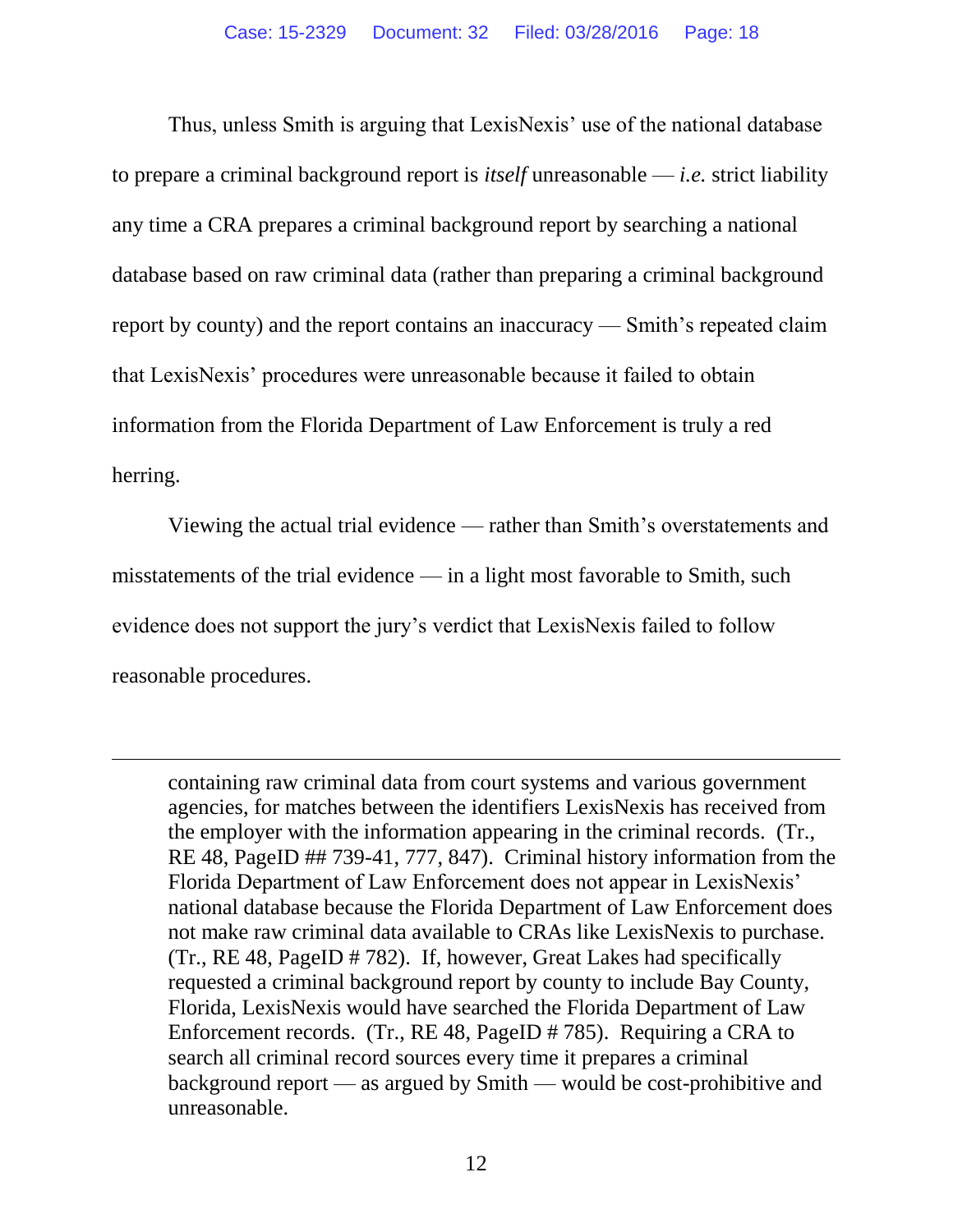Thus, unless Smith is arguing that LexisNexis' use of the national database to prepare a criminal background report is *itself* unreasonable — *i.e.* strict liability any time a CRA prepares a criminal background report by searching a national database based on raw criminal data (rather than preparing a criminal background report by county) and the report contains an inaccuracy — Smith's repeated claim that LexisNexis' procedures were unreasonable because it failed to obtain information from the Florida Department of Law Enforcement is truly a red herring.

Viewing the actual trial evidence — rather than Smith's overstatements and misstatements of the trial evidence — in a light most favorable to Smith, such evidence does not support the jury's verdict that LexisNexis failed to follow reasonable procedures.

---

containing raw criminal data from court systems and various government agencies, for matches between the identifiers LexisNexis has received from the employer with the information appearing in the criminal records. (Tr., RE 48, PageID ## 739-41, 777, 847). Criminal history information from the Florida Department of Law Enforcement does not appear in LexisNexis' national database because the Florida Department of Law Enforcement does not make raw criminal data available to CRAs like LexisNexis to purchase. (Tr., RE 48, PageID # 782). If, however, Great Lakes had specifically requested a criminal background report by county to include Bay County, Florida, LexisNexis would have searched the Florida Department of Law Enforcement records. (Tr., RE 48, PageID # 785). Requiring a CRA to search all criminal record sources every time it prepares a criminal background report — as argued by Smith — would be cost-prohibitive and unreasonable.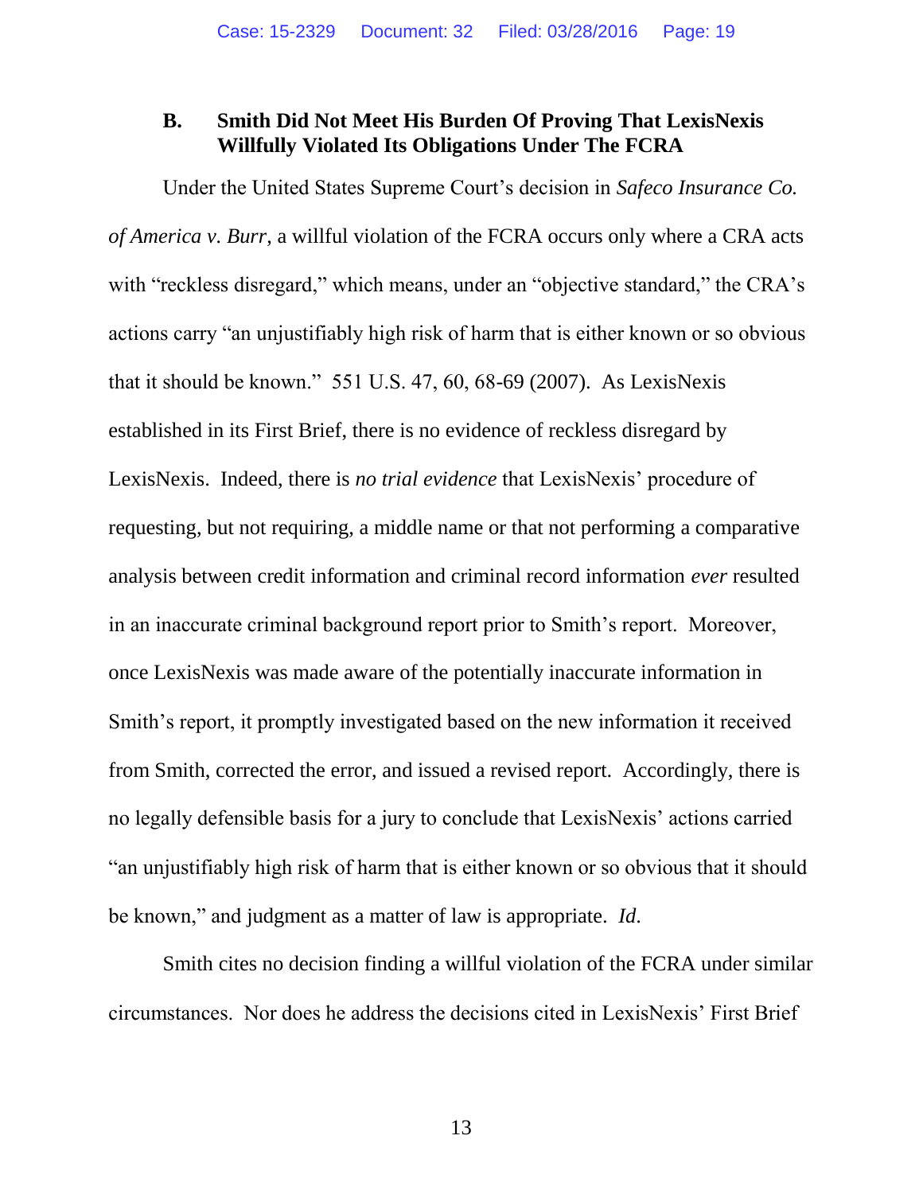### B. Smith Did Not Meet His Burden Of Proving That LexisNexis Willfully Violated Its Obligations Under The FCRA

Under the United States Supreme Court's decision in *Safeco Insurance Co. of America v. Burr*, a willful violation of the FCRA occurs only where a CRA acts with "reckless disregard," which means, under an "objective standard," the CRA's actions carry "an unjustifiably high risk of harm that is either known or so obvious that it should be known." 551 U.S. 47, 60, 68-69 (2007). As LexisNexis established in its First Brief, there is no evidence of reckless disregard by LexisNexis. Indeed, there is *no trial evidence* that LexisNexis' procedure of requesting, but not requiring, a middle name or that not performing a comparative analysis between credit information and criminal record information *ever* resulted in an inaccurate criminal background report prior to Smith's report. Moreover, once LexisNexis was made aware of the potentially inaccurate information in Smith's report, it promptly investigated based on the new information it received from Smith, corrected the error, and issued a revised report. Accordingly, there is no legally defensible basis for a jury to conclude that LexisNexis' actions carried "an unjustifiably high risk of harm that is either known or so obvious that it should be known," and judgment as a matter of law is appropriate. *Id.*

Smith cites no decision finding a willful violation of the FCRA under similar circumstances. Nor does he address the decisions cited in LexisNexis' First Brief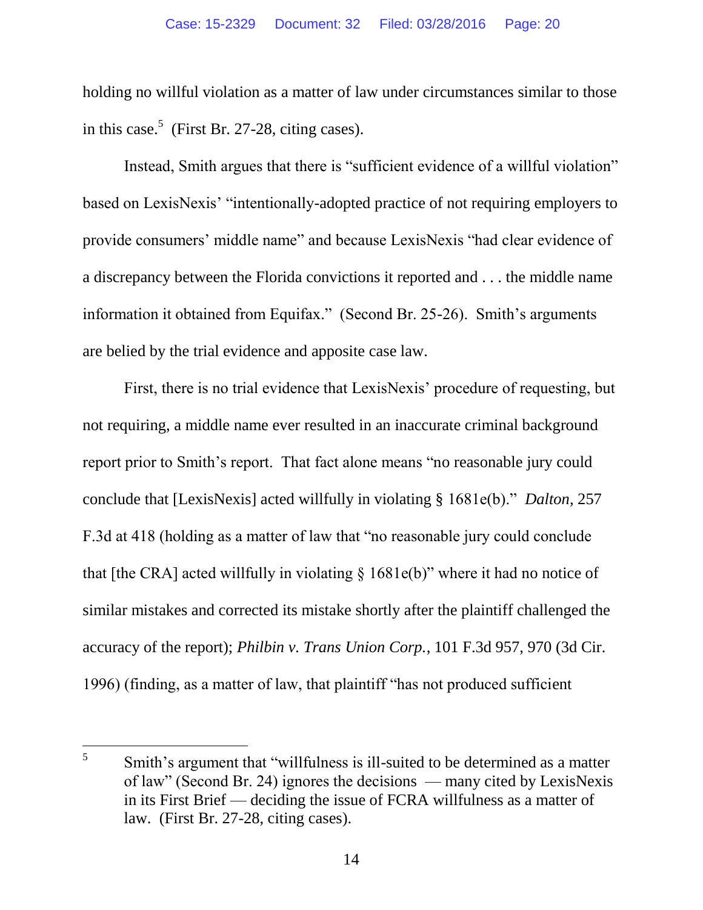holding no willful violation as a matter of law under circumstances similar to those in this case.[5] (First Br. 27-28, citing cases).

Instead, Smith argues that there is "sufficient evidence of a willful violation" based on LexisNexis' "intentionally-adopted practice of not requiring employers to provide consumers' middle name" and because LexisNexis "had clear evidence of a discrepancy between the Florida convictions it reported and . . . the middle name information it obtained from Equifax." (Second Br. 25-26). Smith's arguments are belied by the trial evidence and apposite case law.

First, there is no trial evidence that LexisNexis' procedure of requesting, but not requiring, a middle name ever resulted in an inaccurate criminal background report prior to Smith's report. That fact alone means "no reasonable jury could conclude that [LexisNexis] acted willfully in violating § 1681e(b)." *Dalton*, 257 F.3d at 418 (holding as a matter of law that "no reasonable jury could conclude that [the CRA] acted willfully in violating § 1681e(b)" where it had no notice of similar mistakes and corrected its mistake shortly after the plaintiff challenged the accuracy of the report); *Philbin v. Trans Union Corp.*, 101 F.3d 957, 970 (3d Cir. 1996) (finding, as a matter of law, that plaintiff "has not produced sufficient

---

[5] Smith's argument that "willfulness is ill-suited to be determined as a matter of law" (Second Br. 24) ignores the decisions — many cited by LexisNexis in its First Brief — deciding the issue of FCRA willfulness as a matter of law. (First Br. 27-28, citing cases).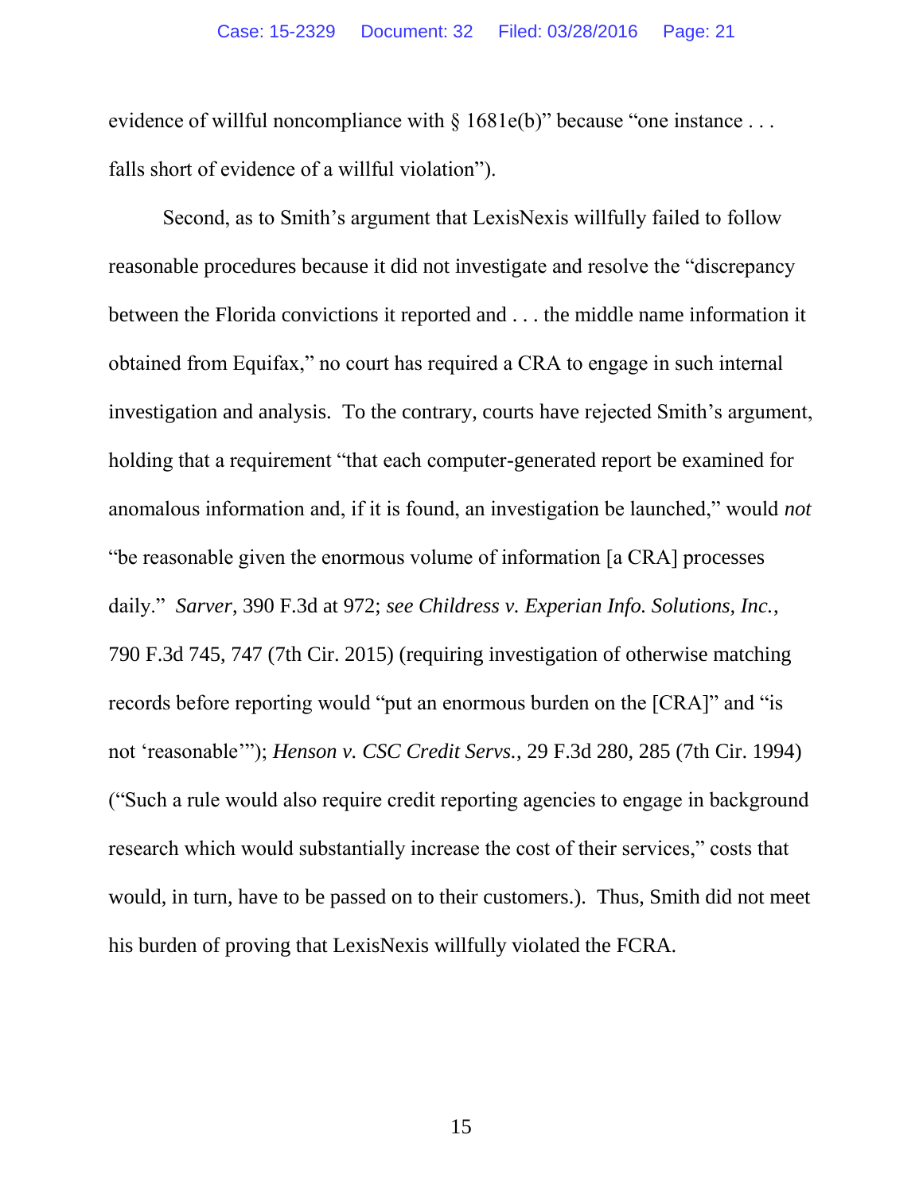evidence of willful noncompliance with § 1681e(b)" because "one instance . . . falls short of evidence of a willful violation").

Second, as to Smith's argument that LexisNexis willfully failed to follow reasonable procedures because it did not investigate and resolve the "discrepancy between the Florida convictions it reported and . . . the middle name information it obtained from Equifax," no court has required a CRA to engage in such internal investigation and analysis. To the contrary, courts have rejected Smith's argument, holding that a requirement "that each computer-generated report be examined for anomalous information and, if it is found, an investigation be launched," would *not* "be reasonable given the enormous volume of information [a CRA] processes daily." *Sarver*, 390 F.3d at 972; *see Childress v. Experian Info. Solutions, Inc.*, 790 F.3d 745, 747 (7th Cir. 2015) (requiring investigation of otherwise matching records before reporting would "put an enormous burden on the [CRA]" and "is not 'reasonable'"); *Henson v. CSC Credit Servs.*, 29 F.3d 280, 285 (7th Cir. 1994) ("Such a rule would also require credit reporting agencies to engage in background research which would substantially increase the cost of their services," costs that would, in turn, have to be passed on to their customers.). Thus, Smith did not meet his burden of proving that LexisNexis willfully violated the FCRA.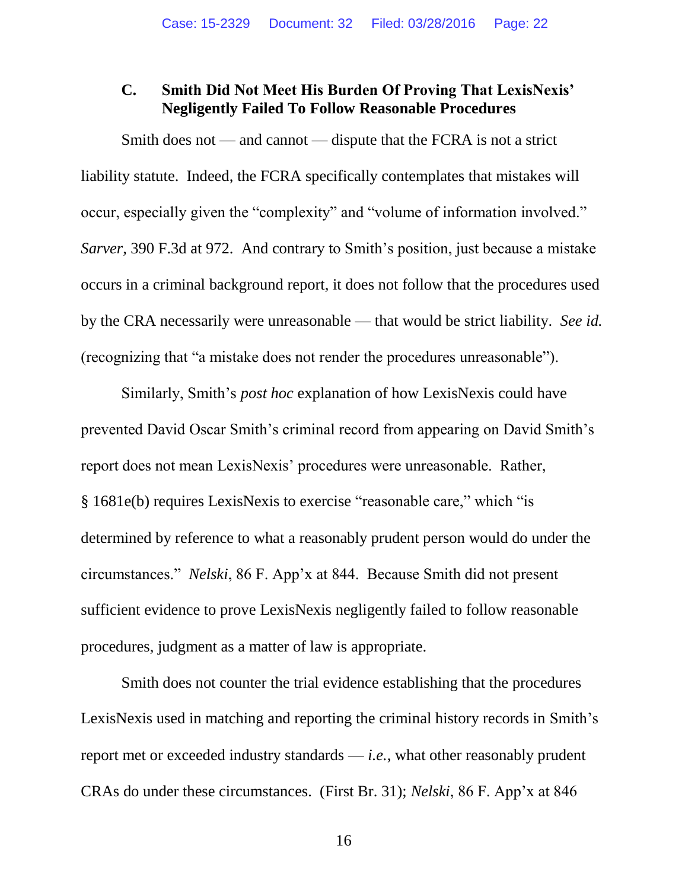### C. Smith Did Not Meet His Burden Of Proving That LexisNexis' Negligently Failed To Follow Reasonable Procedures

Smith does not — and cannot — dispute that the FCRA is not a strict liability statute. Indeed, the FCRA specifically contemplates that mistakes will occur, especially given the "complexity" and "volume of information involved." *Sarver*, 390 F.3d at 972. And contrary to Smith's position, just because a mistake occurs in a criminal background report, it does not follow that the procedures used by the CRA necessarily were unreasonable — that would be strict liability. *See id.* (recognizing that "a mistake does not render the procedures unreasonable").

Similarly, Smith's *post hoc* explanation of how LexisNexis could have prevented David Oscar Smith's criminal record from appearing on David Smith's report does not mean LexisNexis' procedures were unreasonable. Rather, § 1681e(b) requires LexisNexis to exercise "reasonable care," which "is determined by reference to what a reasonably prudent person would do under the circumstances." *Nelski*, 86 F. App'x at 844. Because Smith did not present sufficient evidence to prove LexisNexis negligently failed to follow reasonable procedures, judgment as a matter of law is appropriate.

Smith does not counter the trial evidence establishing that the procedures LexisNexis used in matching and reporting the criminal history records in Smith's report met or exceeded industry standards — *i.e.*, what other reasonably prudent CRAs do under these circumstances. (First Br. 31); *Nelski*, 86 F. App'x at 846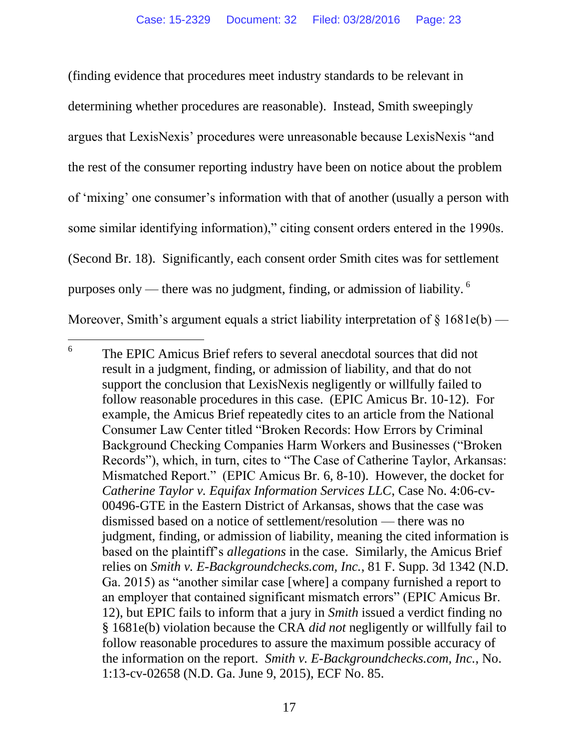(finding evidence that procedures meet industry standards to be relevant in determining whether procedures are reasonable). Instead, Smith sweepingly argues that LexisNexis' procedures were unreasonable because LexisNexis "and the rest of the consumer reporting industry have been on notice about the problem of 'mixing' one consumer's information with that of another (usually a person with some similar identifying information)," citing consent orders entered in the 1990s. (Second Br. 18). Significantly, each consent order Smith cites was for settlement purposes only — there was no judgment, finding, or admission of liability.[6] Moreover, Smith's argument equals a strict liability interpretation of § 1681e(b) —

[6] The EPIC Amicus Brief refers to several anecdotal sources that did not result in a judgment, finding, or admission of liability, and that do not support the conclusion that LexisNexis negligently or willfully failed to follow reasonable procedures in this case. (EPIC Amicus Br. 10-12). For example, the Amicus Brief repeatedly cites to an article from the National Consumer Law Center titled "Broken Records: How Errors by Criminal Background Checking Companies Harm Workers and Businesses ("Broken Records"), which, in turn, cites to "The Case of Catherine Taylor, Arkansas: Mismatched Report." (EPIC Amicus Br. 6, 8-10). However, the docket for *Catherine Taylor v. Equifax Information Services LLC*, Case No. 4:06-cv-00496-GTE in the Eastern District of Arkansas, shows that the case was dismissed based on a notice of settlement/resolution — there was no judgment, finding, or admission of liability, meaning the cited information is based on the plaintiff's *allegations* in the case. Similarly, the Amicus Brief relies on *Smith v. E-Backgroundchecks.com, Inc.*, 81 F. Supp. 3d 1342 (N.D. Ga. 2015) as "another similar case [where] a company furnished a report to an employer that contained significant mismatch errors" (EPIC Amicus Br. 12), but EPIC fails to inform that a jury in *Smith* issued a verdict finding no § 1681e(b) violation because the CRA *did not* negligently or willfully fail to follow reasonable procedures to assure the maximum possible accuracy of the information on the report. *Smith v. E-Backgroundchecks.com, Inc.*, No. 1:13-cv-02658 (N.D. Ga. June 9, 2015), ECF No. 85.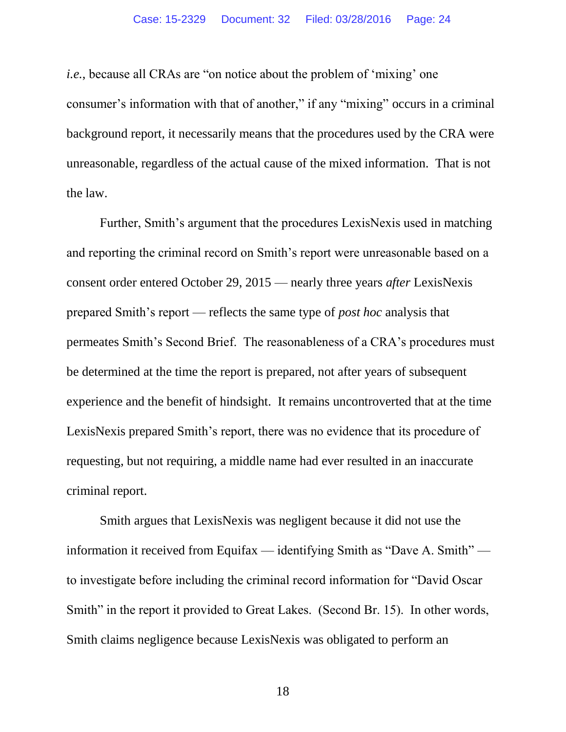*i.e.*, because all CRAs are "on notice about the problem of 'mixing' one consumer's information with that of another," if any "mixing" occurs in a criminal background report, it necessarily means that the procedures used by the CRA were unreasonable, regardless of the actual cause of the mixed information. That is not the law.

Further, Smith's argument that the procedures LexisNexis used in matching and reporting the criminal record on Smith's report were unreasonable based on a consent order entered October 29, 2015 — nearly three years *after* LexisNexis prepared Smith's report — reflects the same type of *post hoc* analysis that permeates Smith's Second Brief. The reasonableness of a CRA's procedures must be determined at the time the report is prepared, not after years of subsequent experience and the benefit of hindsight. It remains uncontroverted that at the time LexisNexis prepared Smith's report, there was no evidence that its procedure of requesting, but not requiring, a middle name had ever resulted in an inaccurate criminal report.

Smith argues that LexisNexis was negligent because it did not use the information it received from Equifax — identifying Smith as "Dave A. Smith" — to investigate before including the criminal record information for "David Oscar Smith" in the report it provided to Great Lakes. (Second Br. 15). In other words, Smith claims negligence because LexisNexis was obligated to perform an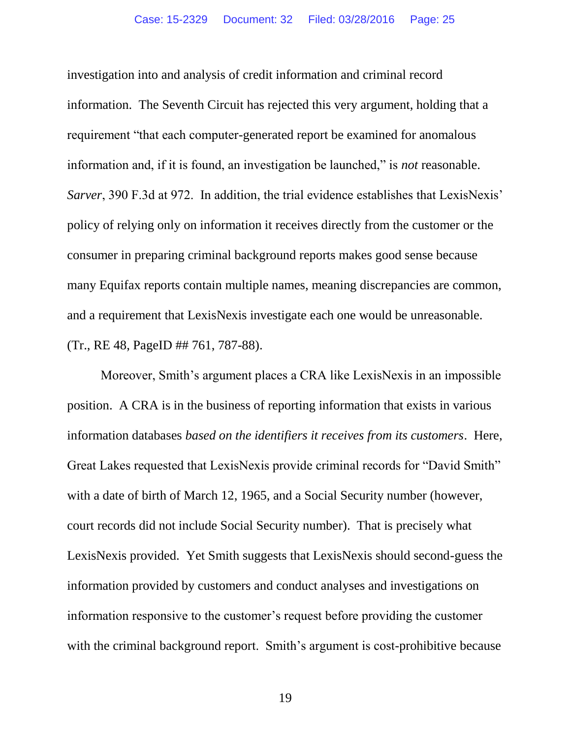investigation into and analysis of credit information and criminal record information. The Seventh Circuit has rejected this very argument, holding that a requirement "that each computer-generated report be examined for anomalous information and, if it is found, an investigation be launched," is *not* reasonable. *Sarver*, 390 F.3d at 972. In addition, the trial evidence establishes that LexisNexis' policy of relying only on information it receives directly from the customer or the consumer in preparing criminal background reports makes good sense because many Equifax reports contain multiple names, meaning discrepancies are common, and a requirement that LexisNexis investigate each one would be unreasonable. (Tr., RE 48, PageID ## 761, 787-88).

Moreover, Smith's argument places a CRA like LexisNexis in an impossible position. A CRA is in the business of reporting information that exists in various information databases *based on the identifiers it receives from its customers*. Here, Great Lakes requested that LexisNexis provide criminal records for "David Smith" with a date of birth of March 12, 1965, and a Social Security number (however, court records did not include Social Security number). That is precisely what LexisNexis provided. Yet Smith suggests that LexisNexis should second-guess the information provided by customers and conduct analyses and investigations on information responsive to the customer's request before providing the customer with the criminal background report. Smith's argument is cost-prohibitive because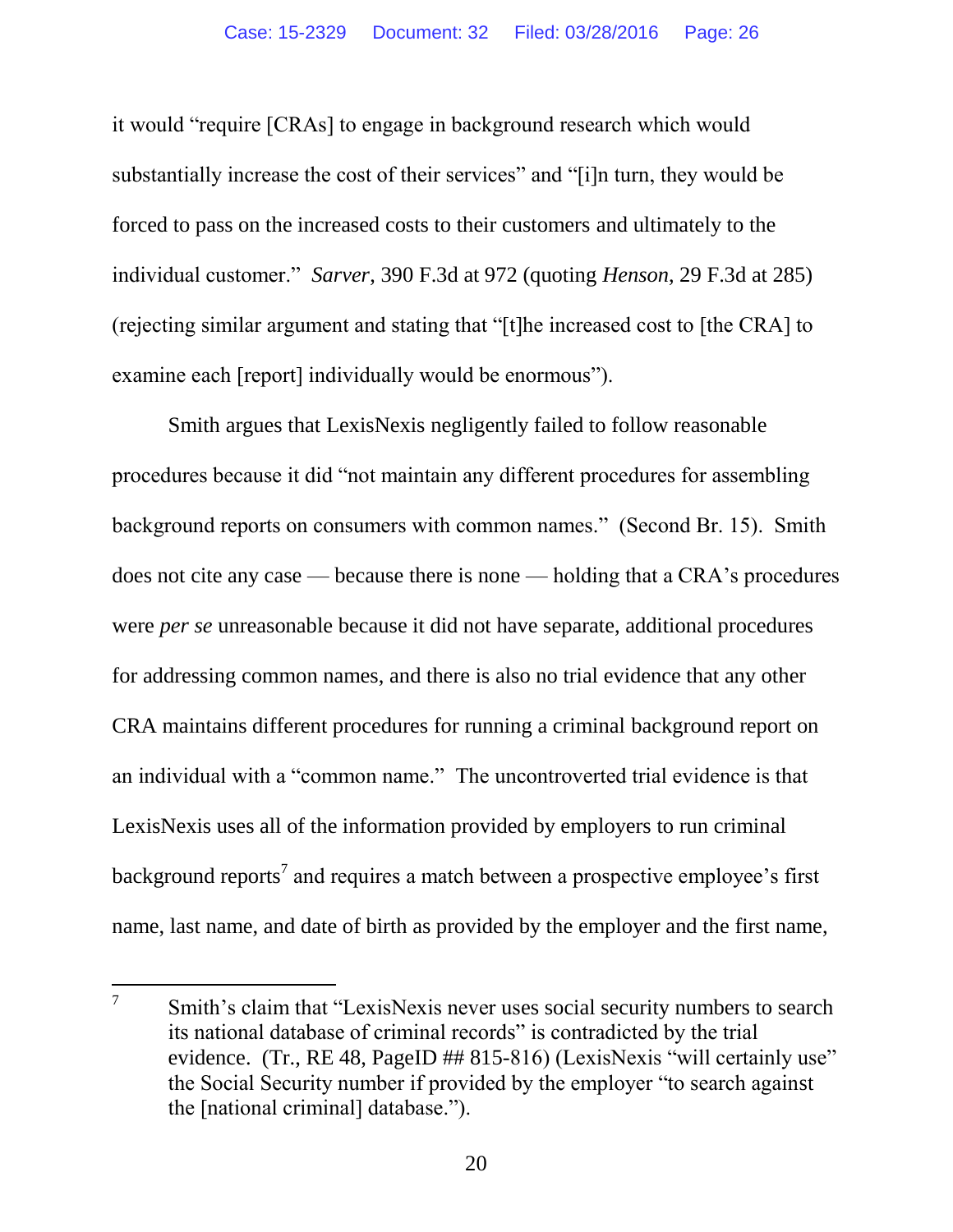it would "require [CRAs] to engage in background research which would substantially increase the cost of their services" and "[i]n turn, they would be forced to pass on the increased costs to their customers and ultimately to the individual customer." *Sarver*, 390 F.3d at 972 (quoting *Henson*, 29 F.3d at 285) (rejecting similar argument and stating that "[t]he increased cost to [the CRA] to examine each [report] individually would be enormous").

Smith argues that LexisNexis negligently failed to follow reasonable procedures because it did "not maintain any different procedures for assembling background reports on consumers with common names." (Second Br. 15). Smith does not cite any case — because there is none — holding that a CRA's procedures were *per se* unreasonable because it did not have separate, additional procedures for addressing common names, and there is also no trial evidence that any other CRA maintains different procedures for running a criminal background report on an individual with a "common name." The uncontroverted trial evidence is that LexisNexis uses all of the information provided by employers to run criminal background reports[7] and requires a match between a prospective employee's first name, last name, and date of birth as provided by the employer and the first name,

---

[7] Smith's claim that "LexisNexis never uses social security numbers to search its national database of criminal records" is contradicted by the trial evidence. (Tr., RE 48, PageID ## 815-816) (LexisNexis "will certainly use" the Social Security number if provided by the employer "to search against the [national criminal] database.").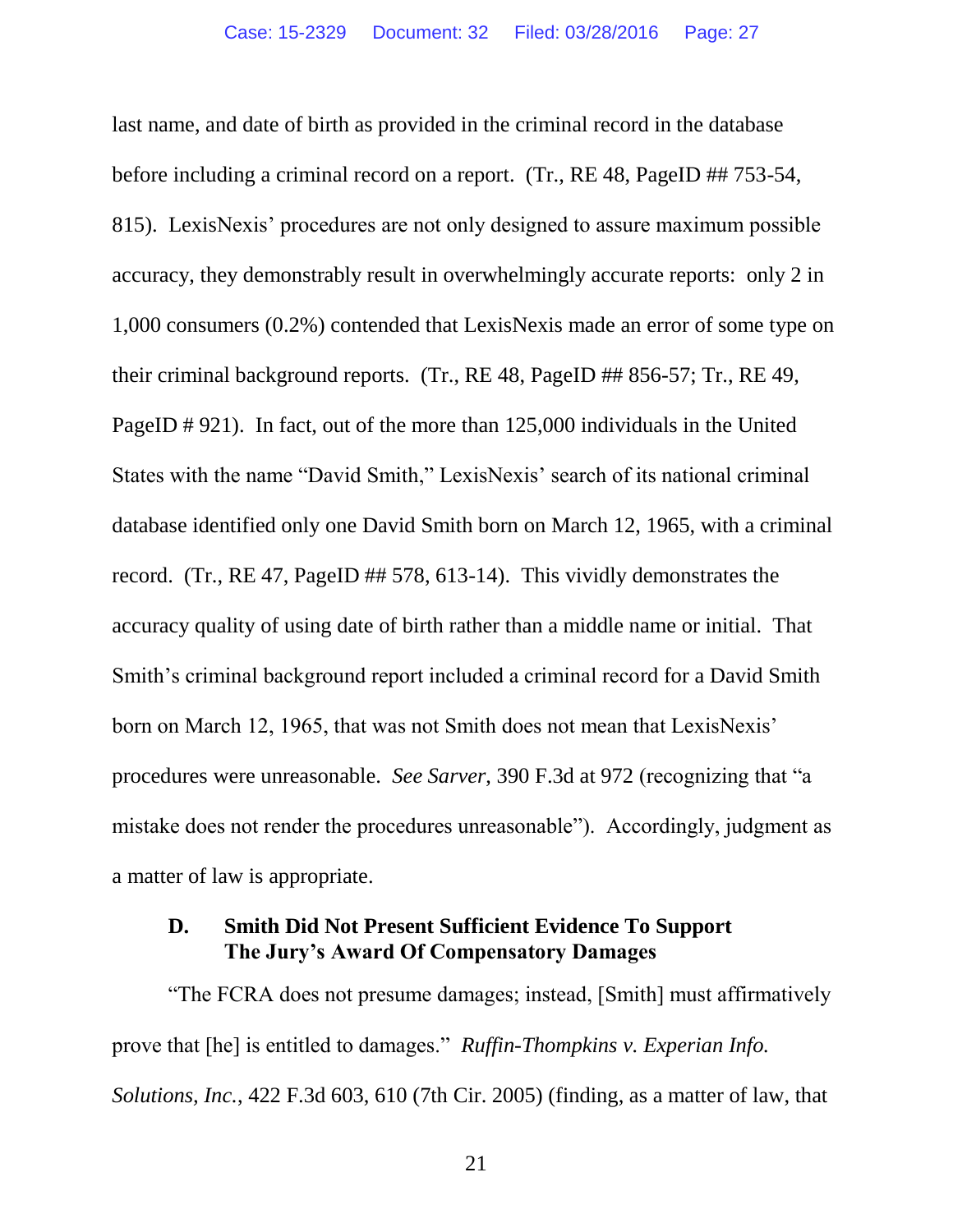last name, and date of birth as provided in the criminal record in the database before including a criminal record on a report. (Tr., RE 48, PageID ## 753-54, 815). LexisNexis' procedures are not only designed to assure maximum possible accuracy, they demonstrably result in overwhelmingly accurate reports: only 2 in 1,000 consumers (0.2%) contended that LexisNexis made an error of some type on their criminal background reports. (Tr., RE 48, PageID ## 856-57; Tr., RE 49, PageID # 921). In fact, out of the more than 125,000 individuals in the United States with the name "David Smith," LexisNexis' search of its national criminal database identified only one David Smith born on March 12, 1965, with a criminal record. (Tr., RE 47, PageID ## 578, 613-14). This vividly demonstrates the accuracy quality of using date of birth rather than a middle name or initial. That Smith's criminal background report included a criminal record for a David Smith born on March 12, 1965, that was not Smith does not mean that LexisNexis' procedures were unreasonable. *See Sarver*, 390 F.3d at 972 (recognizing that "a mistake does not render the procedures unreasonable"). Accordingly, judgment as a matter of law is appropriate.

### D. Smith Did Not Present Sufficient Evidence To Support The Jury's Award Of Compensatory Damages

"The FCRA does not presume damages; instead, [Smith] must affirmatively prove that [he] is entitled to damages." *Ruffin-Thompkins v. Experian Info. Solutions, Inc.*, 422 F.3d 603, 610 (7th Cir. 2005) (finding, as a matter of law, that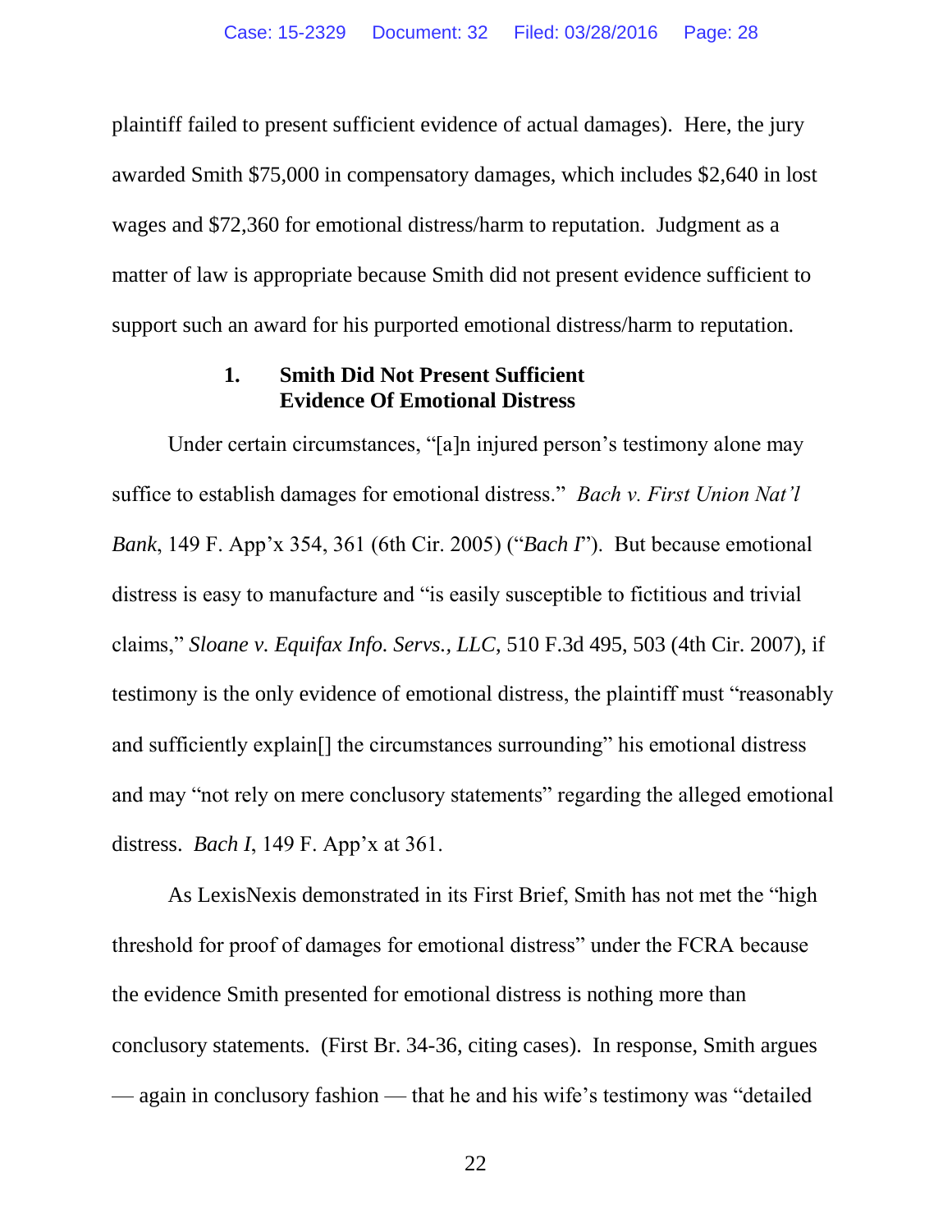plaintiff failed to present sufficient evidence of actual damages). Here, the jury awarded Smith $75,000 in compensatory damages, which includes $2,640 in lost wages and $72,360 for emotional distress/harm to reputation. Judgment as a matter of law is appropriate because Smith did not present evidence sufficient to support such an award for his purported emotional distress/harm to reputation.

### 1. Smith Did Not Present Sufficient Evidence Of Emotional Distress

Under certain circumstances, "[a]n injured person's testimony alone may suffice to establish damages for emotional distress." *Bach v. First Union Nat'l Bank*, 149 F. App'x 354, 361 (6th Cir. 2005) ("*Bach I*"). But because emotional distress is easy to manufacture and "is easily susceptible to fictitious and trivial claims," *Sloane v. Equifax Info. Servs., LLC*, 510 F.3d 495, 503 (4th Cir. 2007), if testimony is the only evidence of emotional distress, the plaintiff must "reasonably and sufficiently explain[] the circumstances surrounding" his emotional distress and may "not rely on mere conclusory statements" regarding the alleged emotional distress. *Bach I*, 149 F. App'x at 361.

As LexisNexis demonstrated in its First Brief, Smith has not met the "high threshold for proof of damages for emotional distress" under the FCRA because the evidence Smith presented for emotional distress is nothing more than conclusory statements. (First Br. 34-36, citing cases). In response, Smith argues — again in conclusory fashion — that he and his wife's testimony was "detailed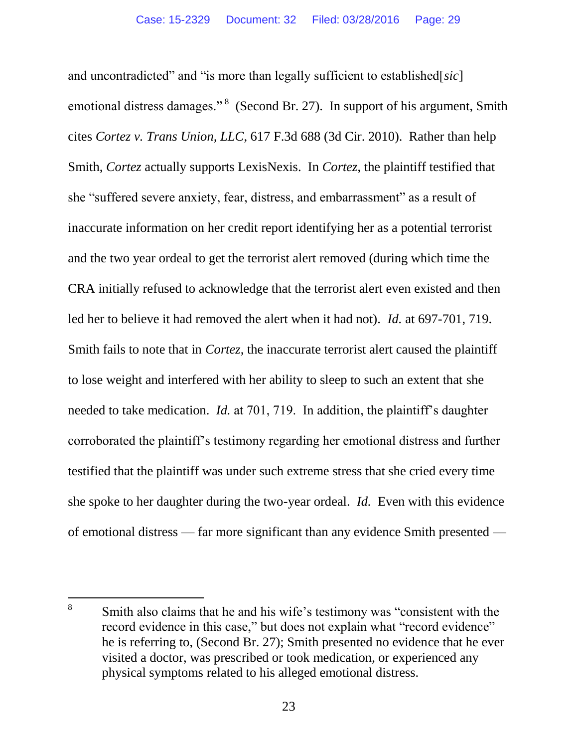and uncontradicted" and "is more than legally sufficient to established[*sic*] emotional distress damages."[8] (Second Br. 27). In support of his argument, Smith cites *Cortez v. Trans Union, LLC*, 617 F.3d 688 (3d Cir. 2010). Rather than help Smith, *Cortez* actually supports LexisNexis. In *Cortez*, the plaintiff testified that she "suffered severe anxiety, fear, distress, and embarrassment" as a result of inaccurate information on her credit report identifying her as a potential terrorist and the two year ordeal to get the terrorist alert removed (during which time the CRA initially refused to acknowledge that the terrorist alert even existed and then led her to believe it had removed the alert when it had not). *Id.* at 697-701, 719. Smith fails to note that in *Cortez*, the inaccurate terrorist alert caused the plaintiff to lose weight and interfered with her ability to sleep to such an extent that she needed to take medication. *Id.* at 701, 719. In addition, the plaintiff's daughter corroborated the plaintiff's testimony regarding her emotional distress and further testified that the plaintiff was under such extreme stress that she cried every time she spoke to her daughter during the two-year ordeal. *Id.* Even with this evidence of emotional distress — far more significant than any evidence Smith presented —

---

[8] Smith also claims that he and his wife's testimony was "consistent with the record evidence in this case," but does not explain what "record evidence" he is referring to, (Second Br. 27); Smith presented no evidence that he ever visited a doctor, was prescribed or took medication, or experienced any physical symptoms related to his alleged emotional distress.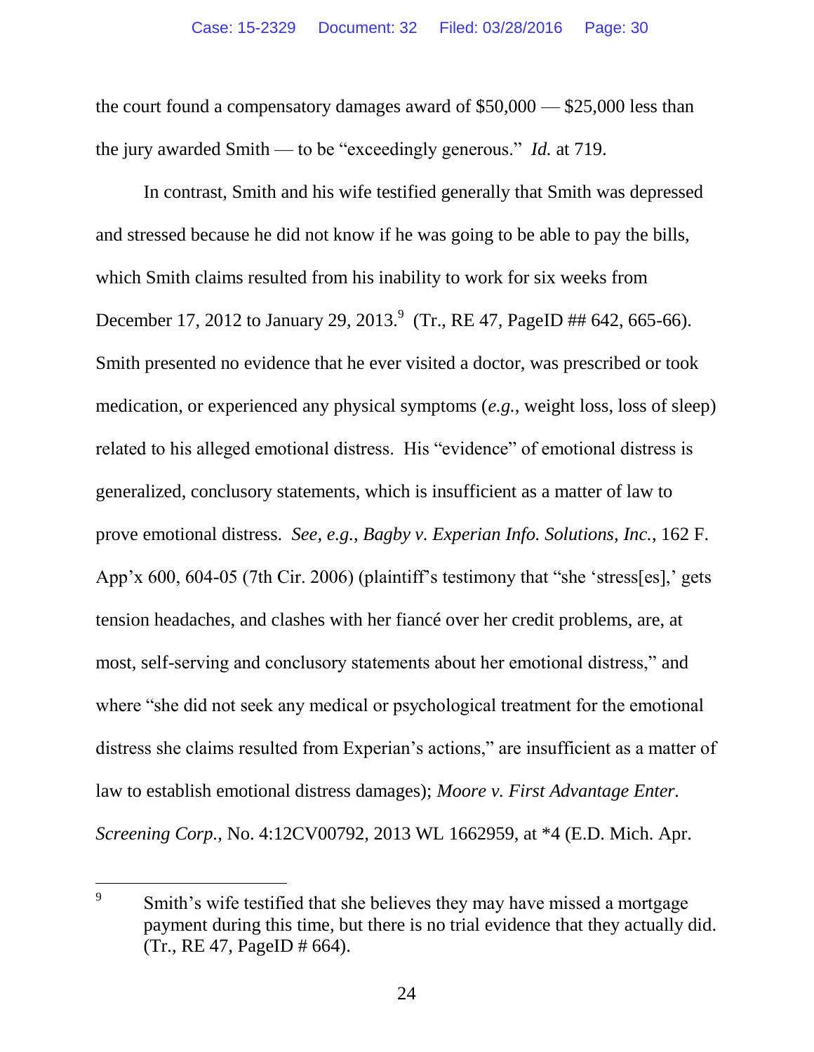the court found a compensatory damages award of $50,000 — $25,000 less than the jury awarded Smith — to be "exceedingly generous." *Id.* at 719.

In contrast, Smith and his wife testified generally that Smith was depressed and stressed because he did not know if he was going to be able to pay the bills, which Smith claims resulted from his inability to work for six weeks from December 17, 2012 to January 29, 2013.[9] (Tr., RE 47, PageID ## 642, 665-66). Smith presented no evidence that he ever visited a doctor, was prescribed or took medication, or experienced any physical symptoms (*e.g.*, weight loss, loss of sleep) related to his alleged emotional distress. His "evidence" of emotional distress is generalized, conclusory statements, which is insufficient as a matter of law to prove emotional distress. *See, e.g.*, *Bagby v. Experian Info. Solutions, Inc.*, 162 F. App'x 600, 604-05 (7th Cir. 2006) (plaintiff's testimony that "she 'stress[es],' gets tension headaches, and clashes with her fiancé over her credit problems, are, at most, self-serving and conclusory statements about her emotional distress," and where "she did not seek any medical or psychological treatment for the emotional distress she claims resulted from Experian's actions," are insufficient as a matter of law to establish emotional distress damages); *Moore v. First Advantage Enter. Screening Corp.*, No. 4:12CV00792, 2013 WL 1662959, at *4 (E.D. Mich. Apr.

---

[9] Smith's wife testified that she believes they may have missed a mortgage payment during this time, but there is no trial evidence that they actually did. (Tr., RE 47, PageID # 664).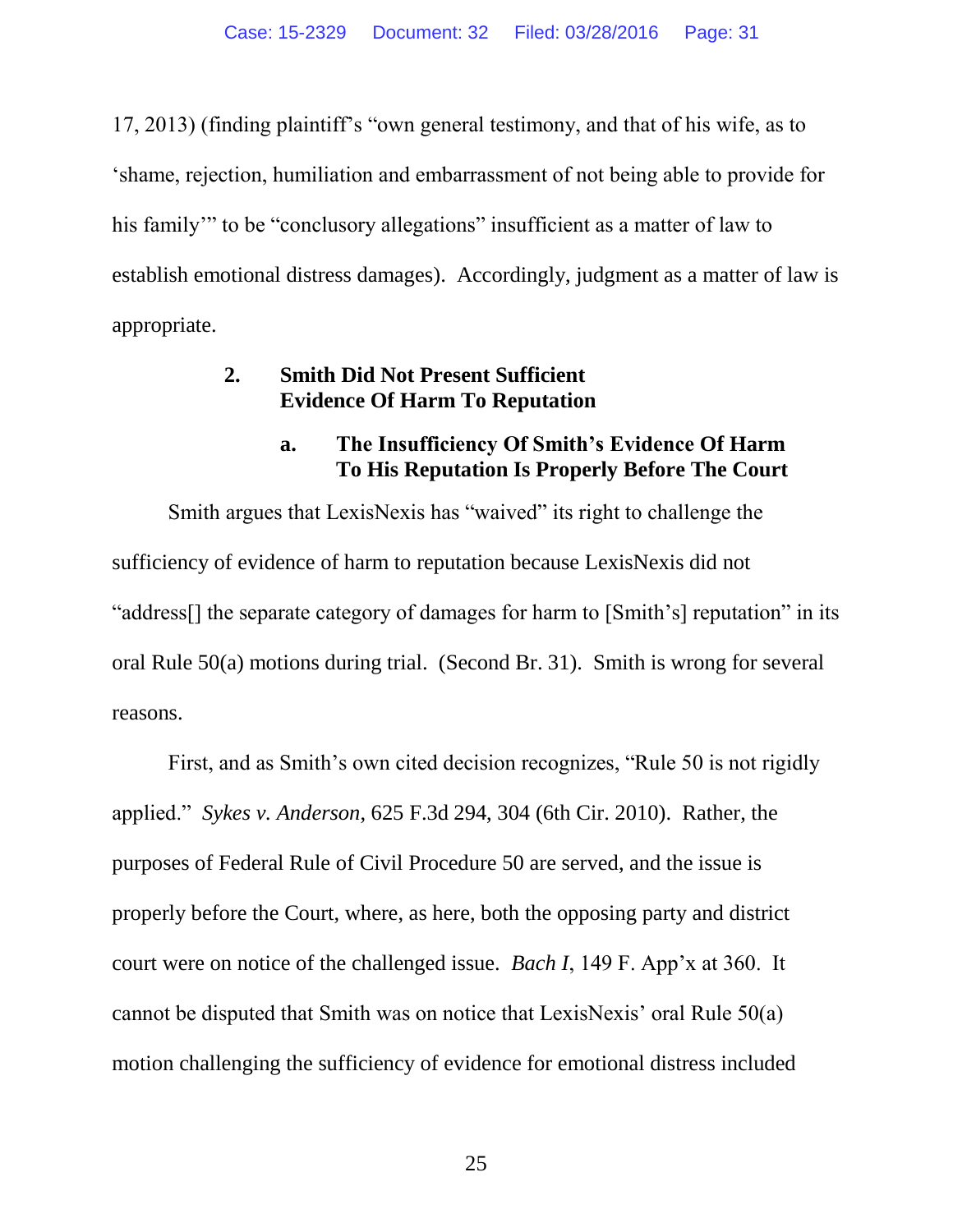17, 2013) (finding plaintiff's "own general testimony, and that of his wife, as to 'shame, rejection, humiliation and embarrassment of not being able to provide for his family'" to be "conclusory allegations" insufficient as a matter of law to establish emotional distress damages). Accordingly, judgment as a matter of law is appropriate.

### 2. Smith Did Not Present Sufficient Evidence Of Harm To Reputation

#### a. The Insufficiency Of Smith's Evidence Of Harm To His Reputation Is Properly Before The Court

Smith argues that LexisNexis has "waived" its right to challenge the sufficiency of evidence of harm to reputation because LexisNexis did not "address[] the separate category of damages for harm to [Smith's] reputation" in its oral Rule 50(a) motions during trial. (Second Br. 31). Smith is wrong for several reasons.

First, and as Smith's own cited decision recognizes, "Rule 50 is not rigidly applied." *Sykes v. Anderson*, 625 F.3d 294, 304 (6th Cir. 2010). Rather, the purposes of Federal Rule of Civil Procedure 50 are served, and the issue is properly before the Court, where, as here, both the opposing party and district court were on notice of the challenged issue. *Bach I*, 149 F. App'x at 360. It cannot be disputed that Smith was on notice that LexisNexis' oral Rule 50(a) motion challenging the sufficiency of evidence for emotional distress included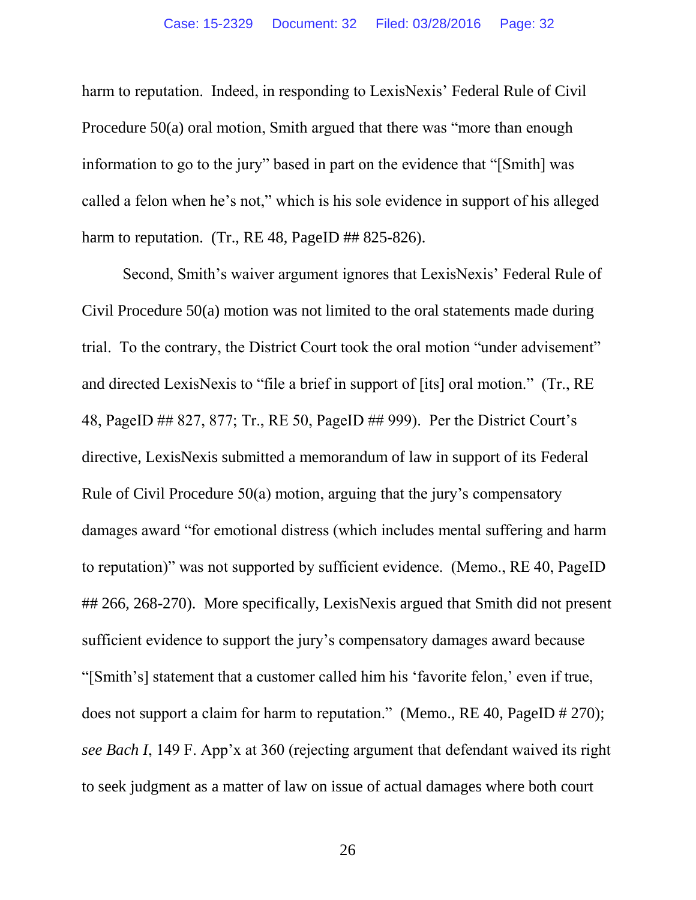harm to reputation. Indeed, in responding to LexisNexis' Federal Rule of Civil Procedure 50(a) oral motion, Smith argued that there was "more than enough information to go to the jury" based in part on the evidence that "[Smith] was called a felon when he's not," which is his sole evidence in support of his alleged harm to reputation. (Tr., RE 48, PageID ## 825-826).

Second, Smith's waiver argument ignores that LexisNexis' Federal Rule of Civil Procedure 50(a) motion was not limited to the oral statements made during trial. To the contrary, the District Court took the oral motion "under advisement" and directed LexisNexis to "file a brief in support of [its] oral motion." (Tr., RE 48, PageID ## 827, 877; Tr., RE 50, PageID ## 999). Per the District Court's directive, LexisNexis submitted a memorandum of law in support of its Federal Rule of Civil Procedure 50(a) motion, arguing that the jury's compensatory damages award "for emotional distress (which includes mental suffering and harm to reputation)" was not supported by sufficient evidence. (Memo., RE 40, PageID ## 266, 268-270). More specifically, LexisNexis argued that Smith did not present sufficient evidence to support the jury's compensatory damages award because "[Smith's] statement that a customer called him his 'favorite felon,' even if true, does not support a claim for harm to reputation." (Memo., RE 40, PageID # 270); *see Bach I*, 149 F. App'x at 360 (rejecting argument that defendant waived its right to seek judgment as a matter of law on issue of actual damages where both court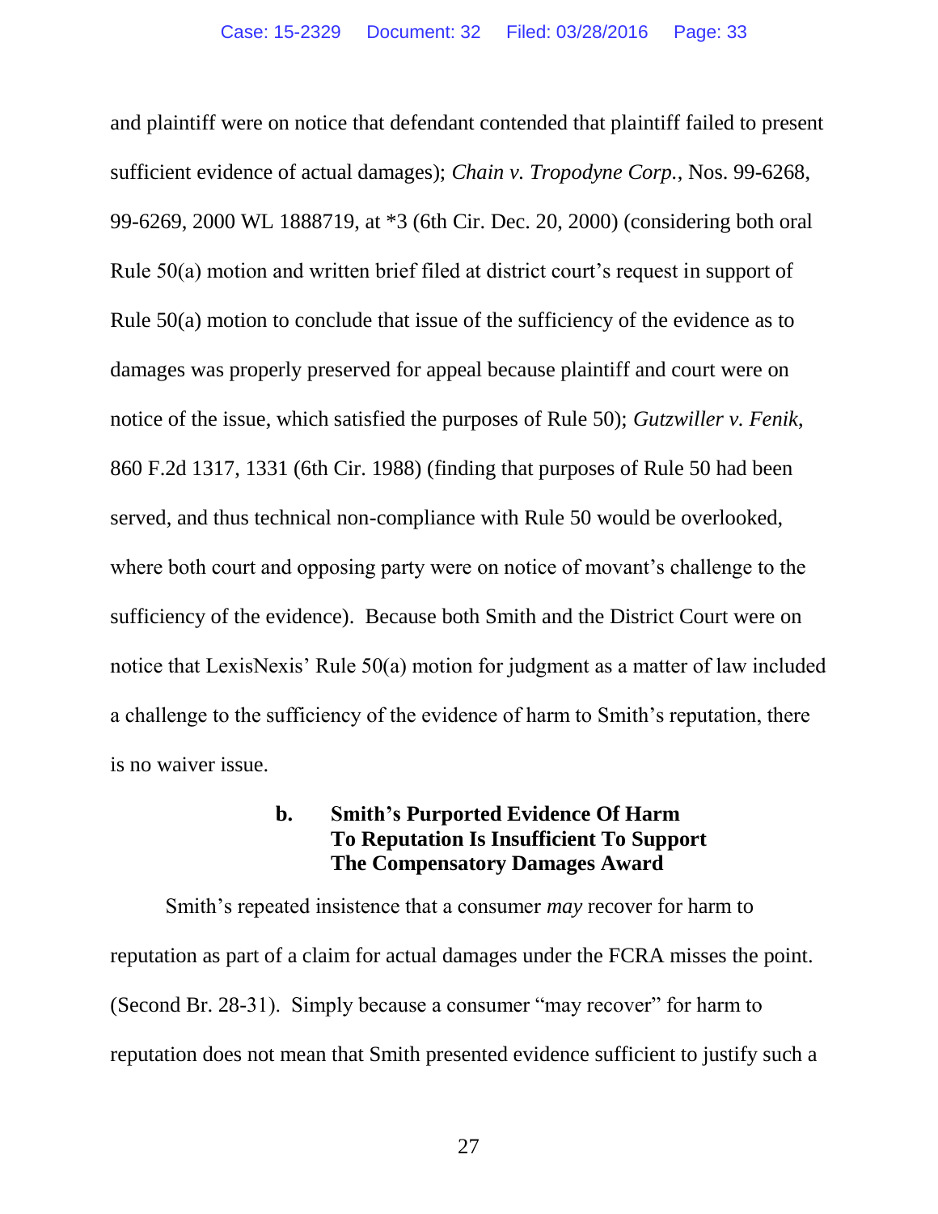and plaintiff were on notice that defendant contended that plaintiff failed to present sufficient evidence of actual damages); *Chain v. Tropodyne Corp.*, Nos. 99-6268, 99-6269, 2000 WL 1888719, at *3 (6th Cir. Dec. 20, 2000) (considering both oral Rule 50(a) motion and written brief filed at district court's request in support of Rule 50(a) motion to conclude that issue of the sufficiency of the evidence as to damages was properly preserved for appeal because plaintiff and court were on notice of the issue, which satisfied the purposes of Rule 50); *Gutzwiller v. Fenik*, 860 F.2d 1317, 1331 (6th Cir. 1988) (finding that purposes of Rule 50 had been served, and thus technical non-compliance with Rule 50 would be overlooked, where both court and opposing party were on notice of movant's challenge to the sufficiency of the evidence). Because both Smith and the District Court were on notice that LexisNexis' Rule 50(a) motion for judgment as a matter of law included a challenge to the sufficiency of the evidence of harm to Smith's reputation, there is no waiver issue.

#### b. Smith's Purported Evidence Of Harm To Reputation Is Insufficient To Support The Compensatory Damages Award

Smith's repeated insistence that a consumer *may* recover for harm to reputation as part of a claim for actual damages under the FCRA misses the point. (Second Br. 28-31). Simply because a consumer "may recover" for harm to reputation does not mean that Smith presented evidence sufficient to justify such a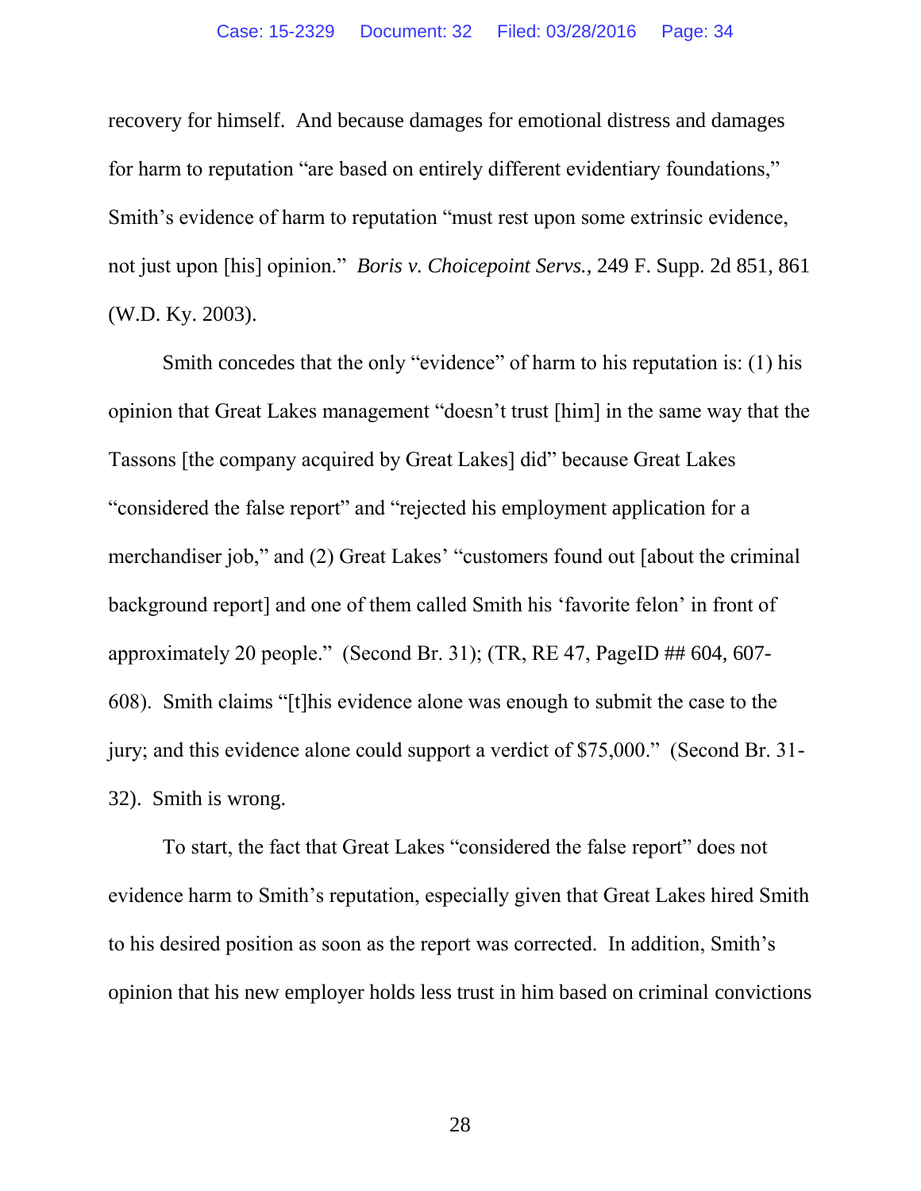recovery for himself. And because damages for emotional distress and damages for harm to reputation "are based on entirely different evidentiary foundations," Smith's evidence of harm to reputation "must rest upon some extrinsic evidence, not just upon [his] opinion." *Boris v. Choicepoint Servs.*, 249 F. Supp. 2d 851, 861 (W.D. Ky. 2003).

Smith concedes that the only "evidence" of harm to his reputation is: (1) his opinion that Great Lakes management "doesn't trust [him] in the same way that the Tassons [the company acquired by Great Lakes] did" because Great Lakes "considered the false report" and "rejected his employment application for a merchandiser job," and (2) Great Lakes' "customers found out [about the criminal background report] and one of them called Smith his 'favorite felon' in front of approximately 20 people." (Second Br. 31); (TR, RE 47, PageID ## 604, 607-608). Smith claims "[t]his evidence alone was enough to submit the case to the jury; and this evidence alone could support a verdict of $75,000." (Second Br. 31-32). Smith is wrong.

To start, the fact that Great Lakes "considered the false report" does not evidence harm to Smith's reputation, especially given that Great Lakes hired Smith to his desired position as soon as the report was corrected. In addition, Smith's opinion that his new employer holds less trust in him based on criminal convictions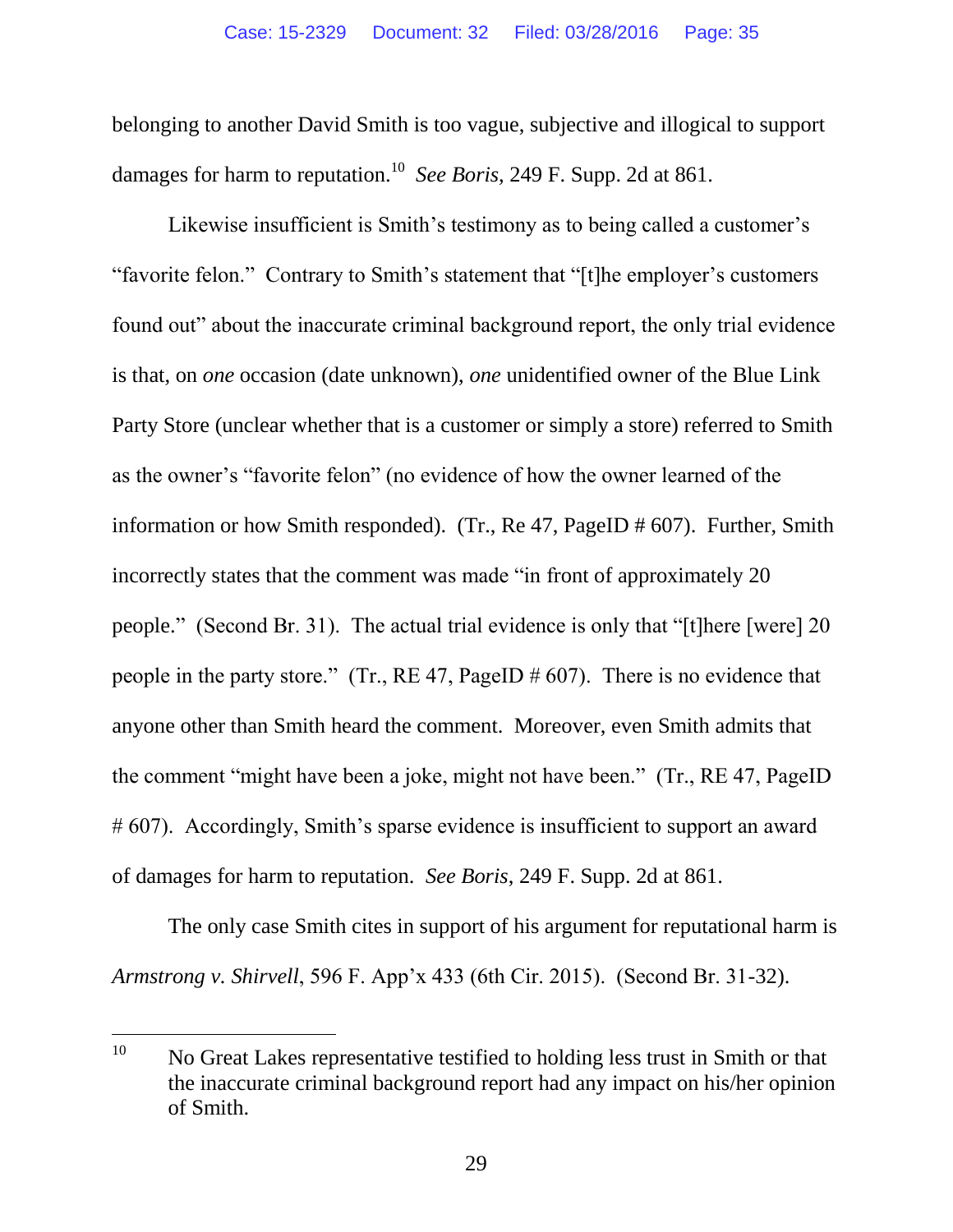belonging to another David Smith is too vague, subjective and illogical to support damages for harm to reputation.[10] *See Boris*, 249 F. Supp. 2d at 861.

Likewise insufficient is Smith's testimony as to being called a customer's "favorite felon." Contrary to Smith's statement that "[t]he employer's customers found out" about the inaccurate criminal background report, the only trial evidence is that, on *one* occasion (date unknown), *one* unidentified owner of the Blue Link Party Store (unclear whether that is a customer or simply a store) referred to Smith as the owner's "favorite felon" (no evidence of how the owner learned of the information or how Smith responded). (Tr., Re 47, PageID # 607). Further, Smith incorrectly states that the comment was made "in front of approximately 20 people." (Second Br. 31). The actual trial evidence is only that "[t]here [were] 20 people in the party store." (Tr., RE 47, PageID # 607). There is no evidence that anyone other than Smith heard the comment. Moreover, even Smith admits that the comment "might have been a joke, might not have been." (Tr., RE 47, PageID # 607). Accordingly, Smith's sparse evidence is insufficient to support an award of damages for harm to reputation. *See Boris*, 249 F. Supp. 2d at 861.

The only case Smith cites in support of his argument for reputational harm is *Armstrong v. Shirvell*, 596 F. App'x 433 (6th Cir. 2015). (Second Br. 31-32).

---

[10] No Great Lakes representative testified to holding less trust in Smith or that the inaccurate criminal background report had any impact on his/her opinion of Smith.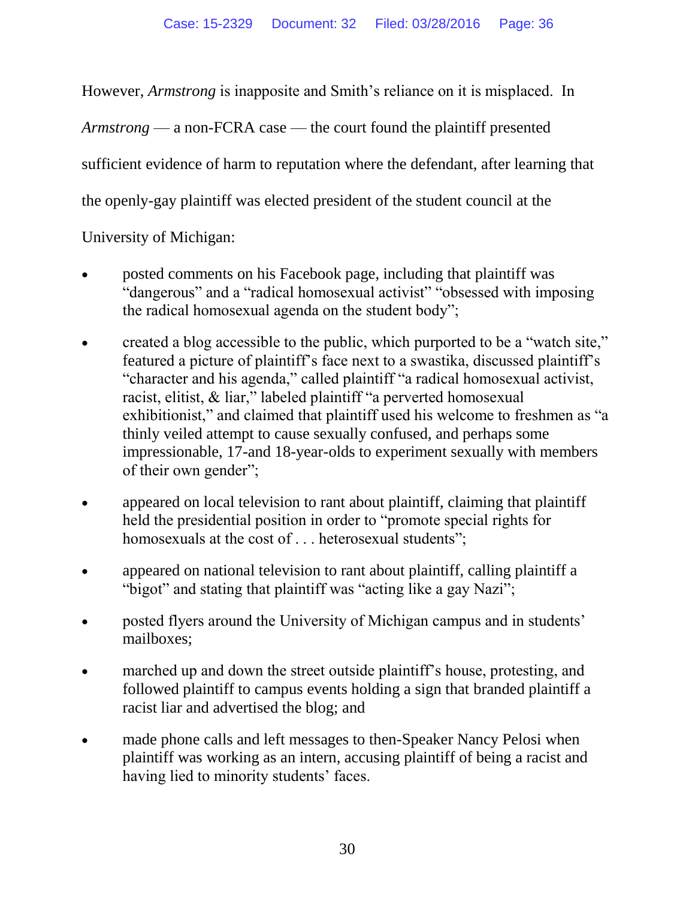However, *Armstrong* is inapposite and Smith's reliance on it is misplaced. In *Armstrong* — a non-FCRA case — the court found the plaintiff presented sufficient evidence of harm to reputation where the defendant, after learning that the openly-gay plaintiff was elected president of the student council at the University of Michigan:

- posted comments on his Facebook page, including that plaintiff was "dangerous" and a "radical homosexual activist" "obsessed with imposing the radical homosexual agenda on the student body";
- created a blog accessible to the public, which purported to be a "watch site," featured a picture of plaintiff's face next to a swastika, discussed plaintiff's "character and his agenda," called plaintiff "a radical homosexual activist, racist, elitist, & liar," labeled plaintiff "a perverted homosexual exhibitionist," and claimed that plaintiff used his welcome to freshmen as "a thinly veiled attempt to cause sexually confused, and perhaps some impressionable, 17-and 18-year-olds to experiment sexually with members of their own gender";
- appeared on local television to rant about plaintiff, claiming that plaintiff held the presidential position in order to "promote special rights for homosexuals at the cost of . . . heterosexual students";
- appeared on national television to rant about plaintiff, calling plaintiff a "bigot" and stating that plaintiff was "acting like a gay Nazi";
- posted flyers around the University of Michigan campus and in students' mailboxes;
- marched up and down the street outside plaintiff's house, protesting, and followed plaintiff to campus events holding a sign that branded plaintiff a racist liar and advertised the blog; and
- made phone calls and left messages to then-Speaker Nancy Pelosi when plaintiff was working as an intern, accusing plaintiff of being a racist and having lied to minority students' faces.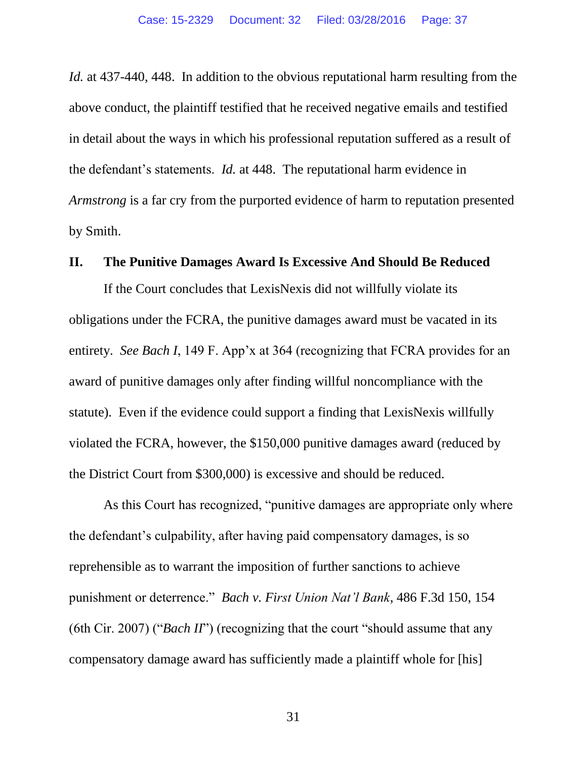*Id.* at 437-440, 448. In addition to the obvious reputational harm resulting from the above conduct, the plaintiff testified that he received negative emails and testified in detail about the ways in which his professional reputation suffered as a result of the defendant's statements. *Id.* at 448. The reputational harm evidence in *Armstrong* is a far cry from the purported evidence of harm to reputation presented by Smith.

## II. The Punitive Damages Award Is Excessive And Should Be Reduced

If the Court concludes that LexisNexis did not willfully violate its obligations under the FCRA, the punitive damages award must be vacated in its entirety. *See Bach I*, 149 F. App'x at 364 (recognizing that FCRA provides for an award of punitive damages only after finding willful noncompliance with the statute). Even if the evidence could support a finding that LexisNexis willfully violated the FCRA, however, the $150,000 punitive damages award (reduced by the District Court from $300,000) is excessive and should be reduced.

As this Court has recognized, "punitive damages are appropriate only where the defendant's culpability, after having paid compensatory damages, is so reprehensible as to warrant the imposition of further sanctions to achieve punishment or deterrence." *Bach v. First Union Nat'l Bank*, 486 F.3d 150, 154 (6th Cir. 2007) ("*Bach II*") (recognizing that the court "should assume that any compensatory damage award has sufficiently made a plaintiff whole for [his]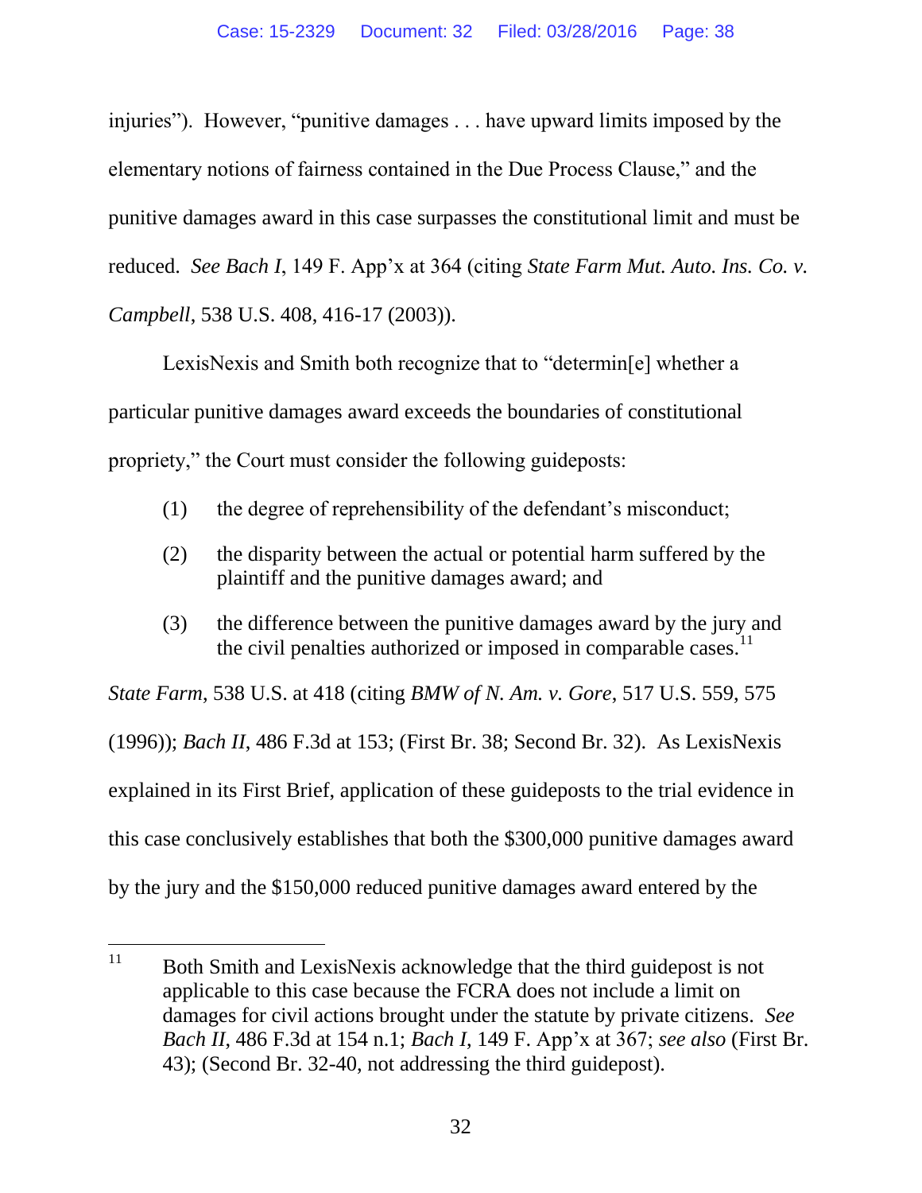injuries"). However, "punitive damages . . . have upward limits imposed by the elementary notions of fairness contained in the Due Process Clause," and the punitive damages award in this case surpasses the constitutional limit and must be reduced. *See Bach I*, 149 F. App'x at 364 (citing *State Farm Mut. Auto. Ins. Co. v. Campbell*, 538 U.S. 408, 416-17 (2003)).

LexisNexis and Smith both recognize that to "determin[e] whether a particular punitive damages award exceeds the boundaries of constitutional propriety," the Court must consider the following guideposts:

(1) the degree of reprehensibility of the defendant's misconduct;

(2) the disparity between the actual or potential harm suffered by the plaintiff and the punitive damages award; and

(3) the difference between the punitive damages award by the jury and the civil penalties authorized or imposed in comparable cases.[11]

*State Farm*, 538 U.S. at 418 (citing *BMW of N. Am. v. Gore*, 517 U.S. 559, 575 (1996)); *Bach II*, 486 F.3d at 153; (First Br. 38; Second Br. 32). As LexisNexis explained in its First Brief, application of these guideposts to the trial evidence in this case conclusively establishes that both the $300,000 punitive damages award by the jury and the $150,000 reduced punitive damages award entered by the

---

[11] Both Smith and LexisNexis acknowledge that the third guidepost is not applicable to this case because the FCRA does not include a limit on damages for civil actions brought under the statute by private citizens. *See Bach II*, 486 F.3d at 154 n.1; *Bach I*, 149 F. App'x at 367; *see also* (First Br. 43); (Second Br. 32-40, not addressing the third guidepost).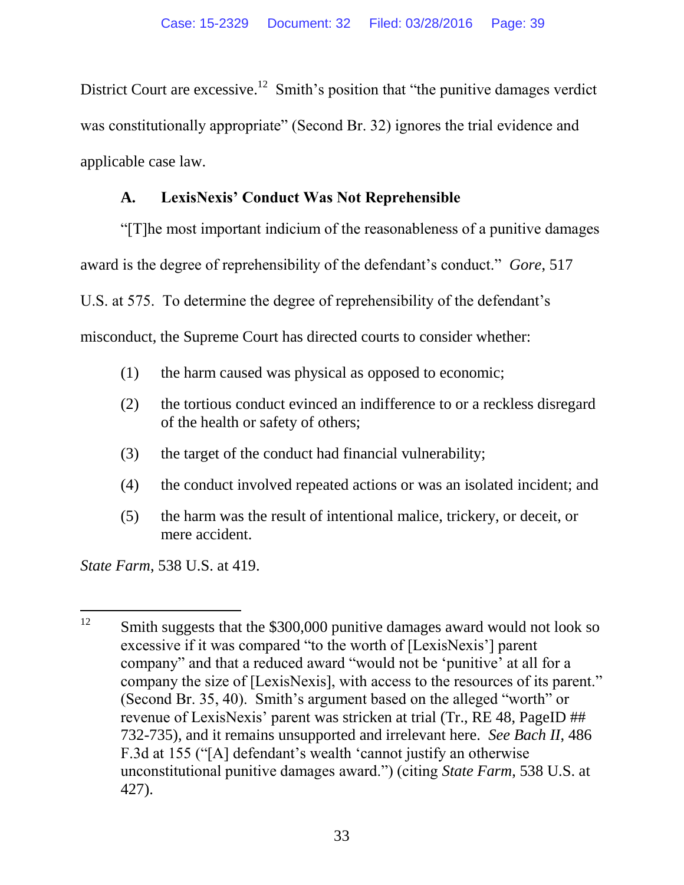District Court are excessive.[12] Smith's position that "the punitive damages verdict was constitutionally appropriate" (Second Br. 32) ignores the trial evidence and applicable case law.

### A. LexisNexis' Conduct Was Not Reprehensible

"[T]he most important indicium of the reasonableness of a punitive damages award is the degree of reprehensibility of the defendant's conduct." *Gore*, 517 U.S. at 575. To determine the degree of reprehensibility of the defendant's misconduct, the Supreme Court has directed courts to consider whether:

(1) the harm caused was physical as opposed to economic;

(2) the tortious conduct evinced an indifference to or a reckless disregard of the health or safety of others;

(3) the target of the conduct had financial vulnerability;

(4) the conduct involved repeated actions or was an isolated incident; and

(5) the harm was the result of intentional malice, trickery, or deceit, or mere accident.

*State Farm*, 538 U.S. at 419.

---

[12] Smith suggests that the $300,000 punitive damages award would not look so excessive if it was compared "to the worth of [LexisNexis'] parent company" and that a reduced award "would not be 'punitive' at all for a company the size of [LexisNexis], with access to the resources of its parent." (Second Br. 35, 40). Smith's argument based on the alleged "worth" or revenue of LexisNexis' parent was stricken at trial (Tr., RE 48, PageID ## 732-735), and it remains unsupported and irrelevant here. *See Bach II*, 486 F.3d at 155 ("[A] defendant's wealth 'cannot justify an otherwise unconstitutional punitive damages award.") (citing *State Farm*, 538 U.S. at 427).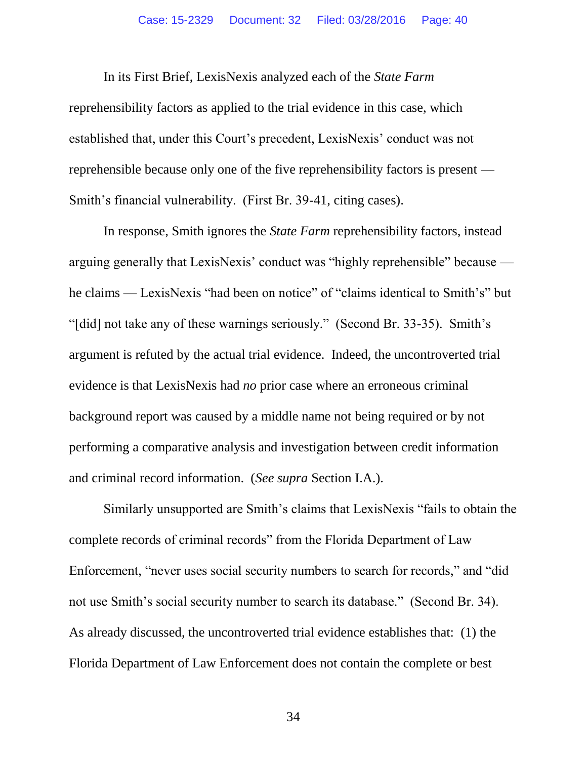In its First Brief, LexisNexis analyzed each of the *State Farm* reprehensibility factors as applied to the trial evidence in this case, which established that, under this Court's precedent, LexisNexis' conduct was not reprehensible because only one of the five reprehensibility factors is present — Smith's financial vulnerability. (First Br. 39-41, citing cases).

In response, Smith ignores the *State Farm* reprehensibility factors, instead arguing generally that LexisNexis' conduct was "highly reprehensible" because — he claims — LexisNexis "had been on notice" of "claims identical to Smith's" but "[did] not take any of these warnings seriously." (Second Br. 33-35). Smith's argument is refuted by the actual trial evidence. Indeed, the uncontroverted trial evidence is that LexisNexis had *no* prior case where an erroneous criminal background report was caused by a middle name not being required or by not performing a comparative analysis and investigation between credit information and criminal record information. (*See supra* Section I.A.).

Similarly unsupported are Smith's claims that LexisNexis "fails to obtain the complete records of criminal records" from the Florida Department of Law Enforcement, "never uses social security numbers to search for records," and "did not use Smith's social security number to search its database." (Second Br. 34). As already discussed, the uncontroverted trial evidence establishes that: (1) the Florida Department of Law Enforcement does not contain the complete or best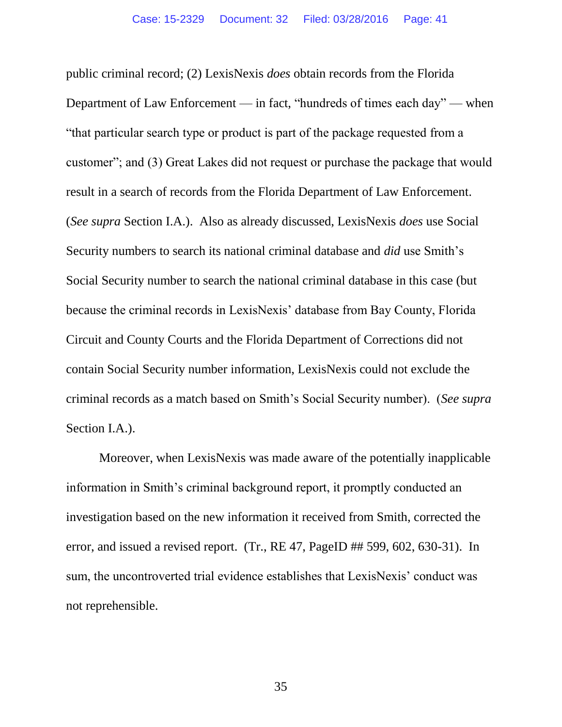public criminal record; (2) LexisNexis *does* obtain records from the Florida Department of Law Enforcement — in fact, "hundreds of times each day" — when "that particular search type or product is part of the package requested from a customer"; and (3) Great Lakes did not request or purchase the package that would result in a search of records from the Florida Department of Law Enforcement. (*See supra* Section I.A.). Also as already discussed, LexisNexis *does* use Social Security numbers to search its national criminal database and *did* use Smith's Social Security number to search the national criminal database in this case (but because the criminal records in LexisNexis' database from Bay County, Florida Circuit and County Courts and the Florida Department of Corrections did not contain Social Security number information, LexisNexis could not exclude the criminal records as a match based on Smith's Social Security number). (*See supra* Section I.A.).

Moreover, when LexisNexis was made aware of the potentially inapplicable information in Smith's criminal background report, it promptly conducted an investigation based on the new information it received from Smith, corrected the error, and issued a revised report. (Tr., RE 47, PageID ## 599, 602, 630-31). In sum, the uncontroverted trial evidence establishes that LexisNexis' conduct was not reprehensible.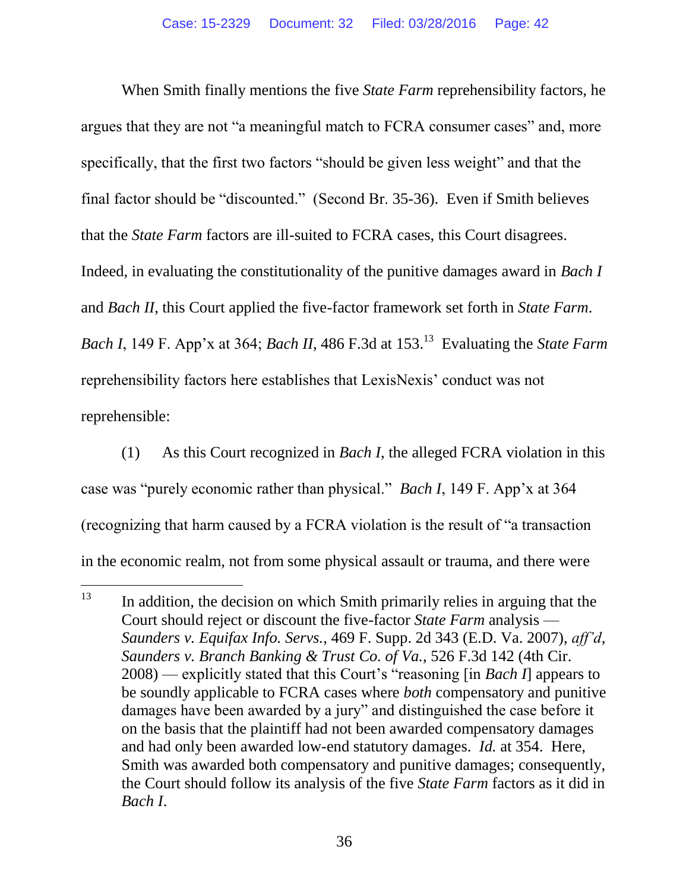When Smith finally mentions the five *State Farm* reprehensibility factors, he argues that they are not "a meaningful match to FCRA consumer cases" and, more specifically, that the first two factors "should be given less weight" and that the final factor should be "discounted." (Second Br. 35-36). Even if Smith believes that the *State Farm* factors are ill-suited to FCRA cases, this Court disagrees. Indeed, in evaluating the constitutionality of the punitive damages award in *Bach I* and *Bach II*, this Court applied the five-factor framework set forth in *State Farm*. *Bach I*, 149 F. App'x at 364; *Bach II*, 486 F.3d at 153.[13] Evaluating the *State Farm* reprehensibility factors here establishes that LexisNexis' conduct was not reprehensible:

(1) As this Court recognized in *Bach I*, the alleged FCRA violation in this case was "purely economic rather than physical." *Bach I*, 149 F. App'x at 364 (recognizing that harm caused by a FCRA violation is the result of "a transaction in the economic realm, not from some physical assault or trauma, and there were

---

[13] In addition, the decision on which Smith primarily relies in arguing that the Court should reject or discount the five-factor *State Farm* analysis — *Saunders v. Equifax Info. Servs.*, 469 F. Supp. 2d 343 (E.D. Va. 2007), *aff'd*, *Saunders v. Branch Banking & Trust Co. of Va.*, 526 F.3d 142 (4th Cir. 2008) — explicitly stated that this Court's "reasoning [in *Bach I*] appears to be soundly applicable to FCRA cases where *both* compensatory and punitive damages have been awarded by a jury" and distinguished the case before it on the basis that the plaintiff had not been awarded compensatory damages and had only been awarded low-end statutory damages. *Id.* at 354. Here, Smith was awarded both compensatory and punitive damages; consequently, the Court should follow its analysis of the five *State Farm* factors as it did in *Bach I*.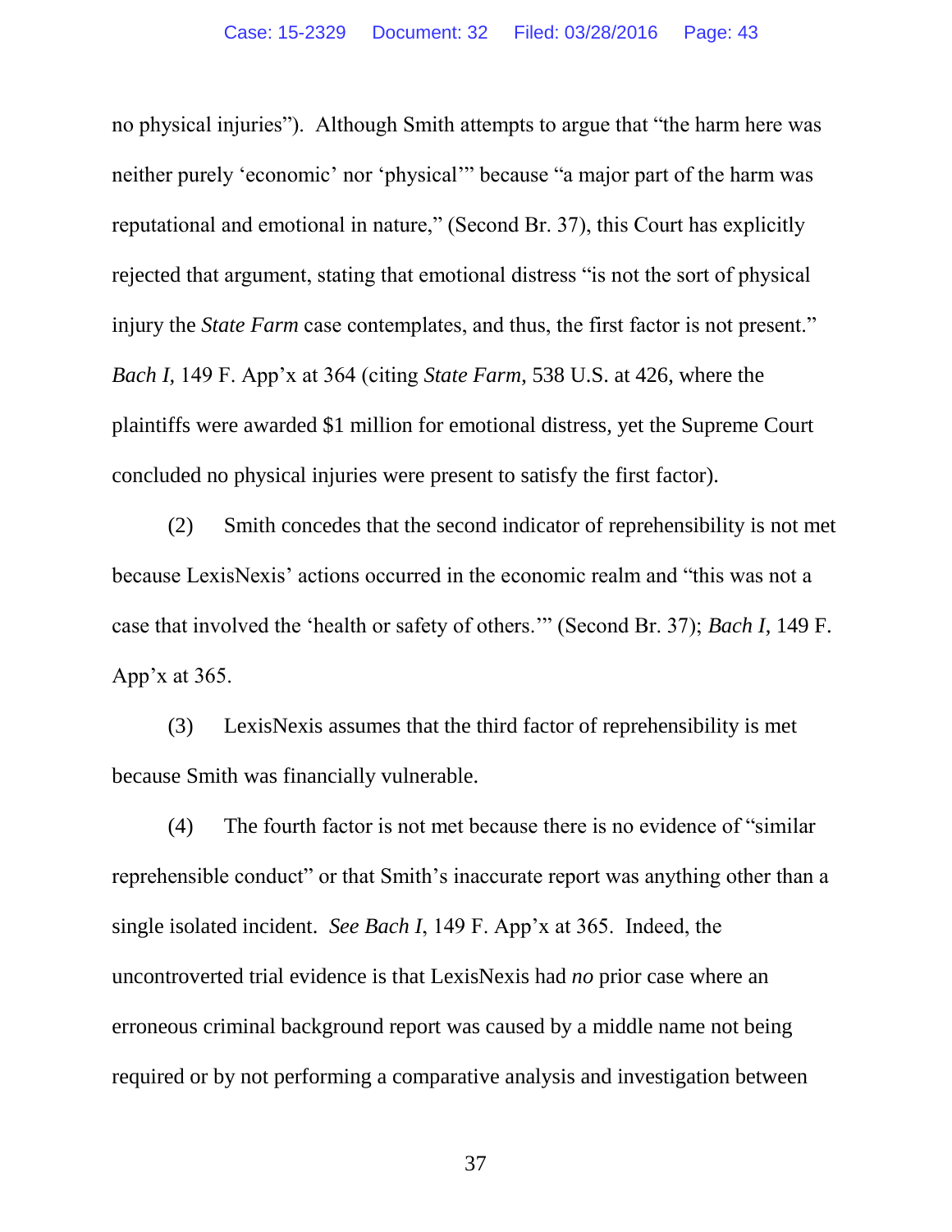no physical injuries"). Although Smith attempts to argue that "the harm here was neither purely 'economic' nor 'physical'" because "a major part of the harm was reputational and emotional in nature," (Second Br. 37), this Court has explicitly rejected that argument, stating that emotional distress "is not the sort of physical injury the *State Farm* case contemplates, and thus, the first factor is not present." *Bach I*, 149 F. App'x at 364 (citing *State Farm*, 538 U.S. at 426, where the plaintiffs were awarded $1 million for emotional distress, yet the Supreme Court concluded no physical injuries were present to satisfy the first factor).

(2) Smith concedes that the second indicator of reprehensibility is not met because LexisNexis' actions occurred in the economic realm and "this was not a case that involved the 'health or safety of others.'" (Second Br. 37); *Bach I*, 149 F. App'x at 365.

(3) LexisNexis assumes that the third factor of reprehensibility is met because Smith was financially vulnerable.

(4) The fourth factor is not met because there is no evidence of "similar reprehensible conduct" or that Smith's inaccurate report was anything other than a single isolated incident. *See Bach I*, 149 F. App'x at 365. Indeed, the uncontroverted trial evidence is that LexisNexis had *no* prior case where an erroneous criminal background report was caused by a middle name not being required or by not performing a comparative analysis and investigation between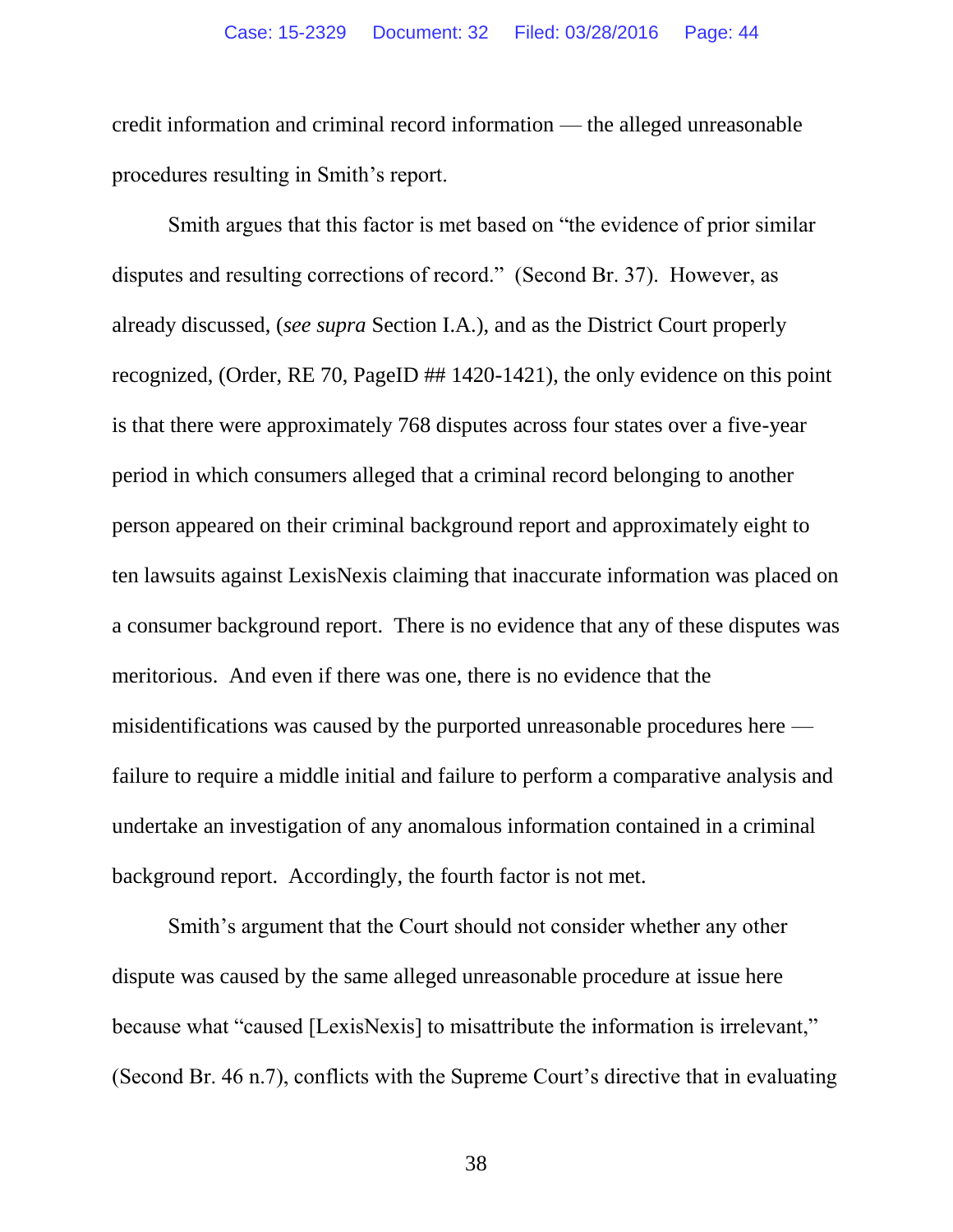credit information and criminal record information — the alleged unreasonable procedures resulting in Smith's report.

Smith argues that this factor is met based on "the evidence of prior similar disputes and resulting corrections of record." (Second Br. 37). However, as already discussed, (*see supra* Section I.A.), and as the District Court properly recognized, (Order, RE 70, PageID ## 1420-1421), the only evidence on this point is that there were approximately 768 disputes across four states over a five-year period in which consumers alleged that a criminal record belonging to another person appeared on their criminal background report and approximately eight to ten lawsuits against LexisNexis claiming that inaccurate information was placed on a consumer background report. There is no evidence that any of these disputes was meritorious. And even if there was one, there is no evidence that the misidentifications was caused by the purported unreasonable procedures here — failure to require a middle initial and failure to perform a comparative analysis and undertake an investigation of any anomalous information contained in a criminal background report. Accordingly, the fourth factor is not met.

Smith's argument that the Court should not consider whether any other dispute was caused by the same alleged unreasonable procedure at issue here because what "caused [LexisNexis] to misattribute the information is irrelevant," (Second Br. 46 n.7), conflicts with the Supreme Court's directive that in evaluating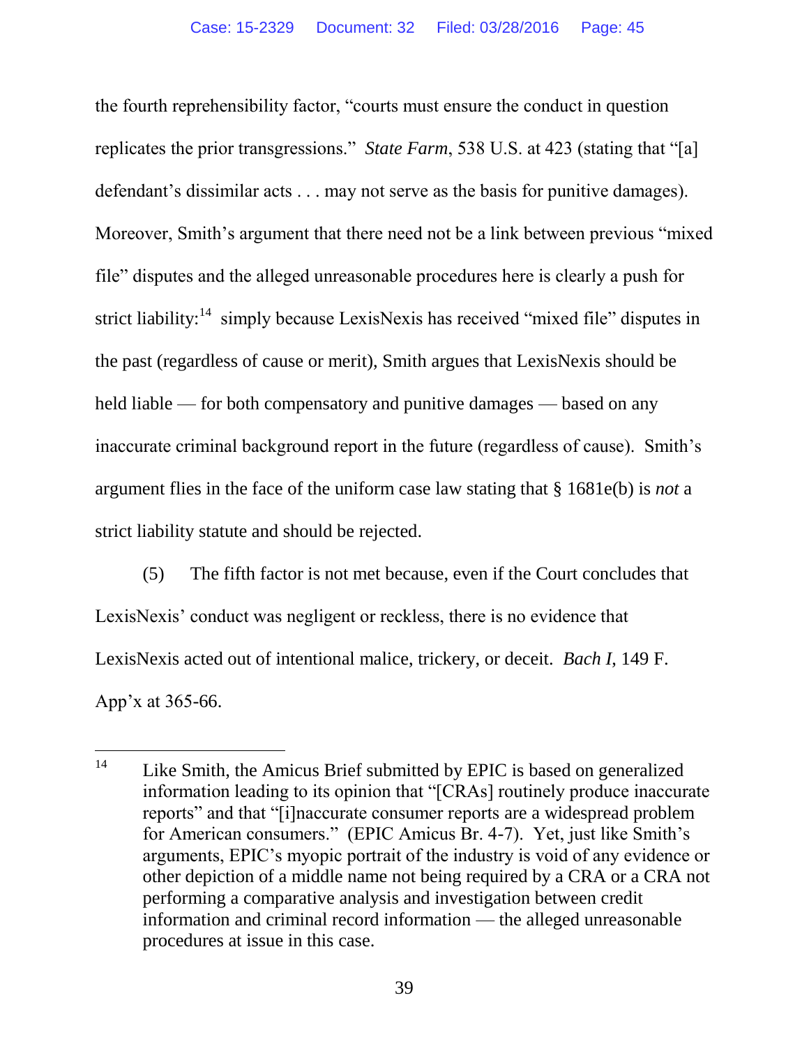the fourth reprehensibility factor, "courts must ensure the conduct in question replicates the prior transgressions." *State Farm*, 538 U.S. at 423 (stating that "[a] defendant's dissimilar acts . . . may not serve as the basis for punitive damages). Moreover, Smith's argument that there need not be a link between previous "mixed file" disputes and the alleged unreasonable procedures here is clearly a push for strict liability:[14] simply because LexisNexis has received "mixed file" disputes in the past (regardless of cause or merit), Smith argues that LexisNexis should be held liable — for both compensatory and punitive damages — based on any inaccurate criminal background report in the future (regardless of cause). Smith's argument flies in the face of the uniform case law stating that § 1681e(b) is *not* a strict liability statute and should be rejected.

(5) The fifth factor is not met because, even if the Court concludes that LexisNexis' conduct was negligent or reckless, there is no evidence that LexisNexis acted out of intentional malice, trickery, or deceit. *Bach I*, 149 F. App'x at 365-66.

---

[14] Like Smith, the Amicus Brief submitted by EPIC is based on generalized information leading to its opinion that "[CRAs] routinely produce inaccurate reports" and that "[i]naccurate consumer reports are a widespread problem for American consumers." (EPIC Amicus Br. 4-7). Yet, just like Smith's arguments, EPIC's myopic portrait of the industry is void of any evidence or other depiction of a middle name not being required by a CRA or a CRA not performing a comparative analysis and investigation between credit information and criminal record information — the alleged unreasonable procedures at issue in this case.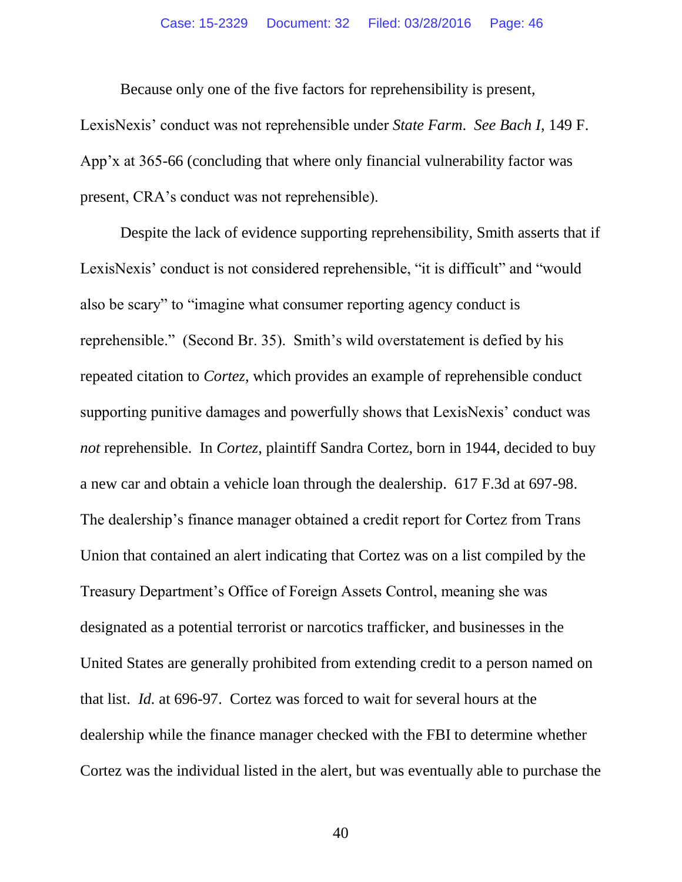Because only one of the five factors for reprehensibility is present, LexisNexis' conduct was not reprehensible under *State Farm*. *See Bach I*, 149 F. App'x at 365-66 (concluding that where only financial vulnerability factor was present, CRA's conduct was not reprehensible).

Despite the lack of evidence supporting reprehensibility, Smith asserts that if LexisNexis' conduct is not considered reprehensible, "it is difficult" and "would also be scary" to "imagine what consumer reporting agency conduct is reprehensible." (Second Br. 35). Smith's wild overstatement is defied by his repeated citation to *Cortez*, which provides an example of reprehensible conduct supporting punitive damages and powerfully shows that LexisNexis' conduct was *not* reprehensible. In *Cortez*, plaintiff Sandra Cortez, born in 1944, decided to buy a new car and obtain a vehicle loan through the dealership. 617 F.3d at 697-98. The dealership's finance manager obtained a credit report for Cortez from Trans Union that contained an alert indicating that Cortez was on a list compiled by the Treasury Department's Office of Foreign Assets Control, meaning she was designated as a potential terrorist or narcotics trafficker, and businesses in the United States are generally prohibited from extending credit to a person named on that list. *Id.* at 696-97. Cortez was forced to wait for several hours at the dealership while the finance manager checked with the FBI to determine whether Cortez was the individual listed in the alert, but was eventually able to purchase the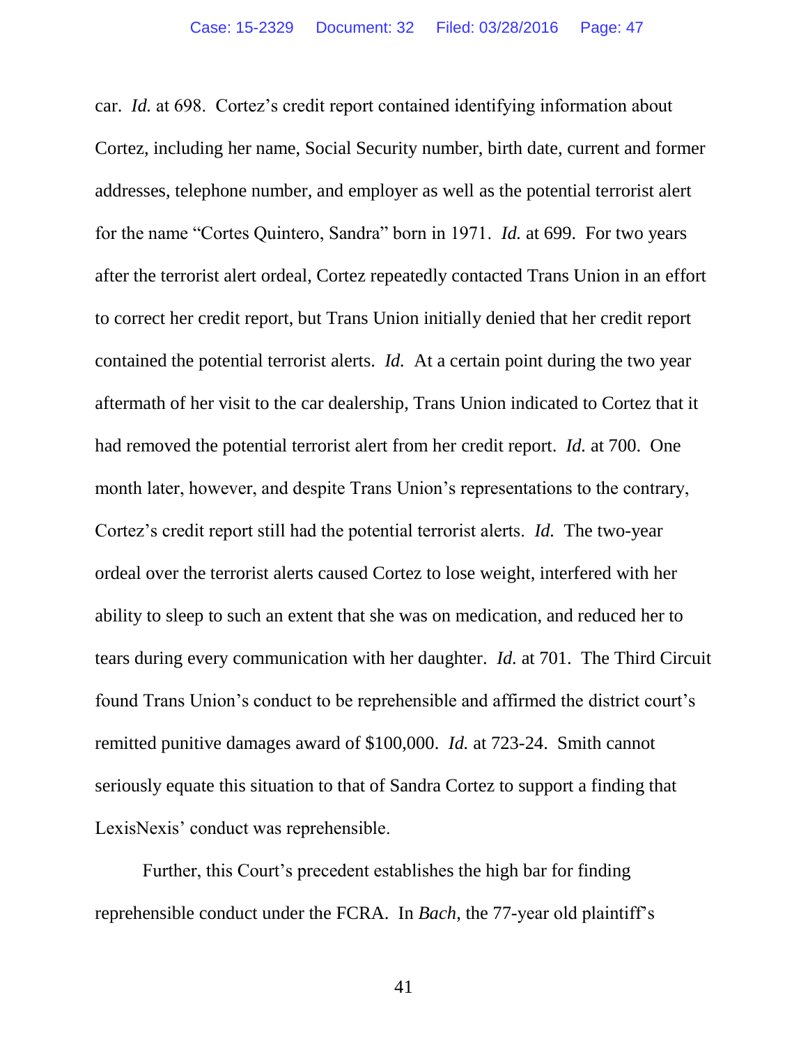car. *Id.* at 698. Cortez's credit report contained identifying information about Cortez, including her name, Social Security number, birth date, current and former addresses, telephone number, and employer as well as the potential terrorist alert for the name "Cortes Quintero, Sandra" born in 1971. *Id.* at 699. For two years after the terrorist alert ordeal, Cortez repeatedly contacted Trans Union in an effort to correct her credit report, but Trans Union initially denied that her credit report contained the potential terrorist alerts. *Id.* At a certain point during the two year aftermath of her visit to the car dealership, Trans Union indicated to Cortez that it had removed the potential terrorist alert from her credit report. *Id.* at 700. One month later, however, and despite Trans Union's representations to the contrary, Cortez's credit report still had the potential terrorist alerts. *Id.* The two-year ordeal over the terrorist alerts caused Cortez to lose weight, interfered with her ability to sleep to such an extent that she was on medication, and reduced her to tears during every communication with her daughter. *Id.* at 701. The Third Circuit found Trans Union's conduct to be reprehensible and affirmed the district court's remitted punitive damages award of $100,000. *Id.* at 723-24. Smith cannot seriously equate this situation to that of Sandra Cortez to support a finding that LexisNexis' conduct was reprehensible.

Further, this Court's precedent establishes the high bar for finding reprehensible conduct under the FCRA. In *Bach*, the 77-year old plaintiff's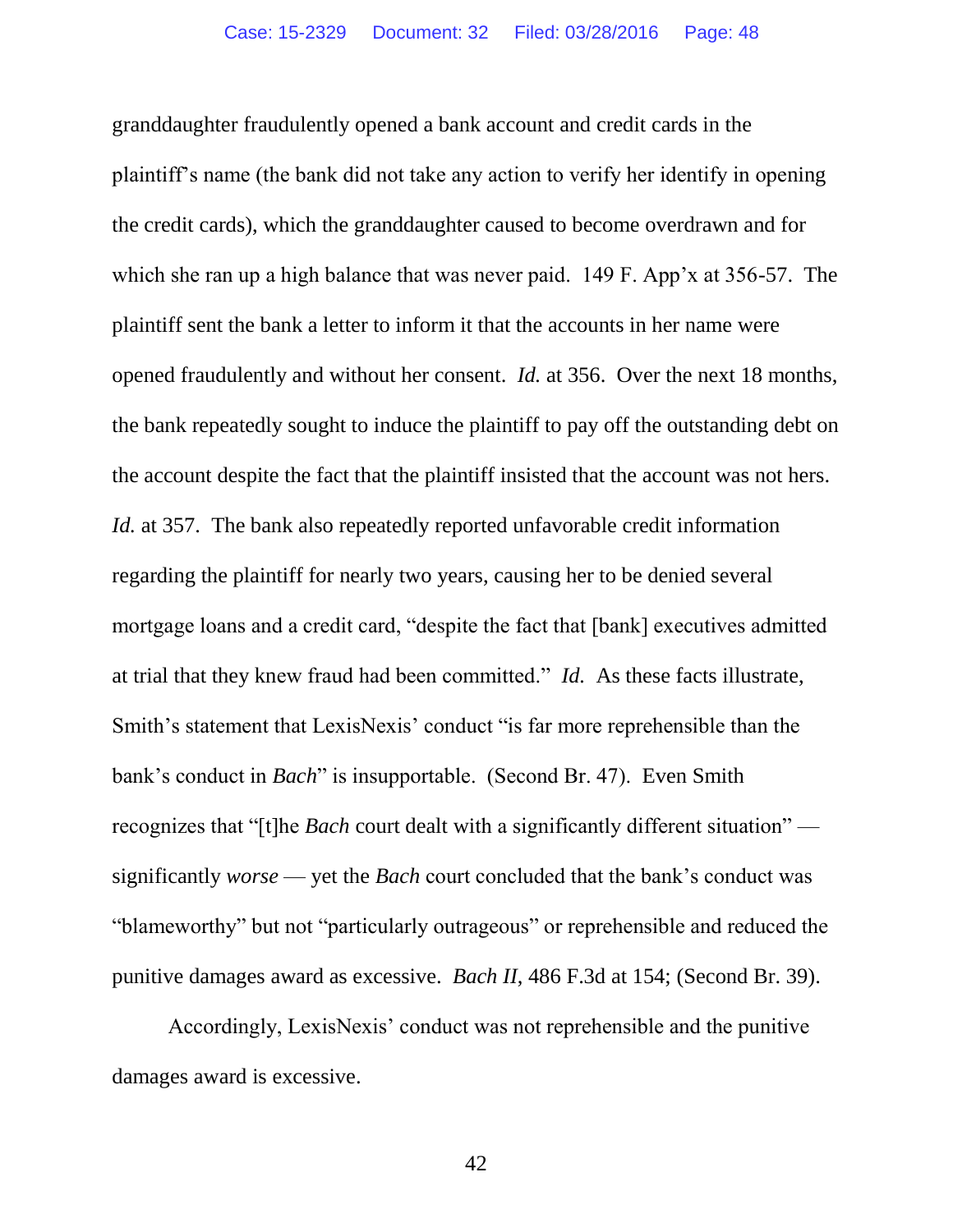granddaughter fraudulently opened a bank account and credit cards in the plaintiff's name (the bank did not take any action to verify her identify in opening the credit cards), which the granddaughter caused to become overdrawn and for which she ran up a high balance that was never paid. 149 F. App'x at 356-57. The plaintiff sent the bank a letter to inform it that the accounts in her name were opened fraudulently and without her consent. *Id.* at 356. Over the next 18 months, the bank repeatedly sought to induce the plaintiff to pay off the outstanding debt on the account despite the fact that the plaintiff insisted that the account was not hers. *Id.* at 357. The bank also repeatedly reported unfavorable credit information regarding the plaintiff for nearly two years, causing her to be denied several mortgage loans and a credit card, "despite the fact that [bank] executives admitted at trial that they knew fraud had been committed." *Id.* As these facts illustrate, Smith's statement that LexisNexis' conduct "is far more reprehensible than the bank's conduct in *Bach*" is insupportable. (Second Br. 47). Even Smith recognizes that "[t]he *Bach* court dealt with a significantly different situation" — significantly *worse* — yet the *Bach* court concluded that the bank's conduct was "blameworthy" but not "particularly outrageous" or reprehensible and reduced the punitive damages award as excessive. *Bach II*, 486 F.3d at 154; (Second Br. 39).

Accordingly, LexisNexis' conduct was not reprehensible and the punitive damages award is excessive.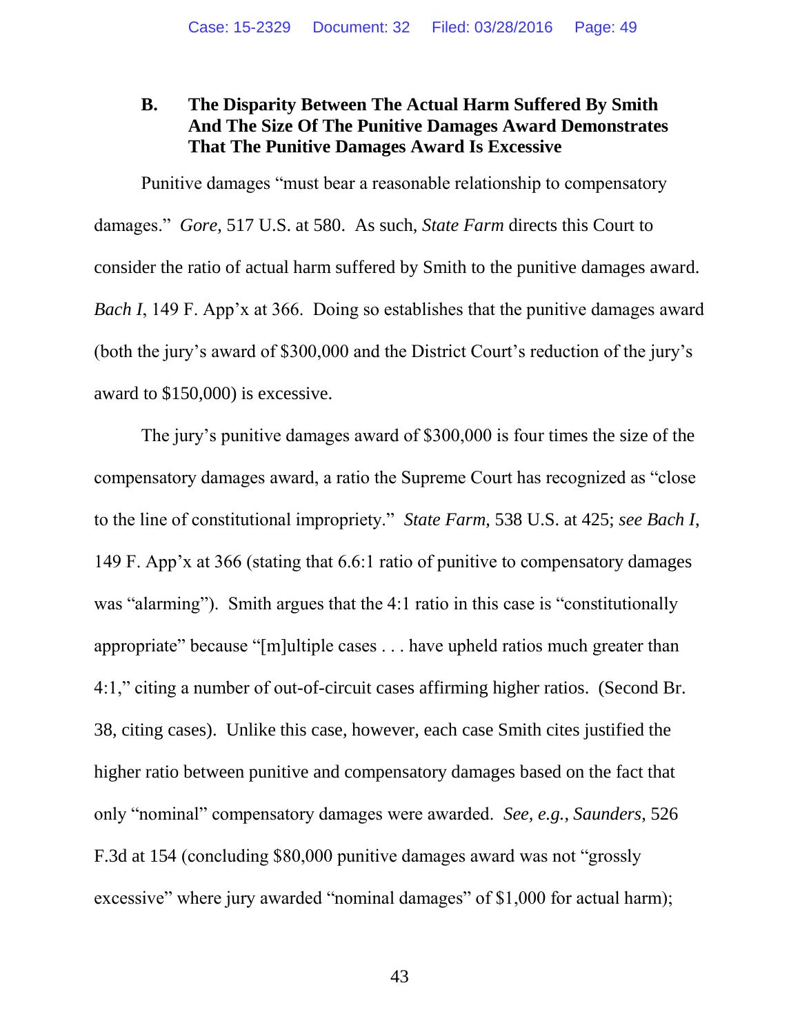### B. The Disparity Between The Actual Harm Suffered By Smith And The Size Of The Punitive Damages Award Demonstrates That The Punitive Damages Award Is Excessive

Punitive damages "must bear a reasonable relationship to compensatory damages." *Gore*, 517 U.S. at 580. As such, *State Farm* directs this Court to consider the ratio of actual harm suffered by Smith to the punitive damages award. *Bach I*, 149 F. App'x at 366. Doing so establishes that the punitive damages award (both the jury's award of $300,000 and the District Court's reduction of the jury's award to $150,000) is excessive.

The jury's punitive damages award of $300,000 is four times the size of the compensatory damages award, a ratio the Supreme Court has recognized as "close to the line of constitutional impropriety." *State Farm*, 538 U.S. at 425; *see Bach I*, 149 F. App'x at 366 (stating that 6.6:1 ratio of punitive to compensatory damages was "alarming"). Smith argues that the 4:1 ratio in this case is "constitutionally appropriate" because "[m]ultiple cases . . . have upheld ratios much greater than 4:1," citing a number of out-of-circuit cases affirming higher ratios. (Second Br. 38, citing cases). Unlike this case, however, each case Smith cites justified the higher ratio between punitive and compensatory damages based on the fact that only "nominal" compensatory damages were awarded. *See, e.g.*, *Saunders*, 526 F.3d at 154 (concluding $80,000 punitive damages award was not "grossly excessive" where jury awarded "nominal damages" of $1,000 for actual harm);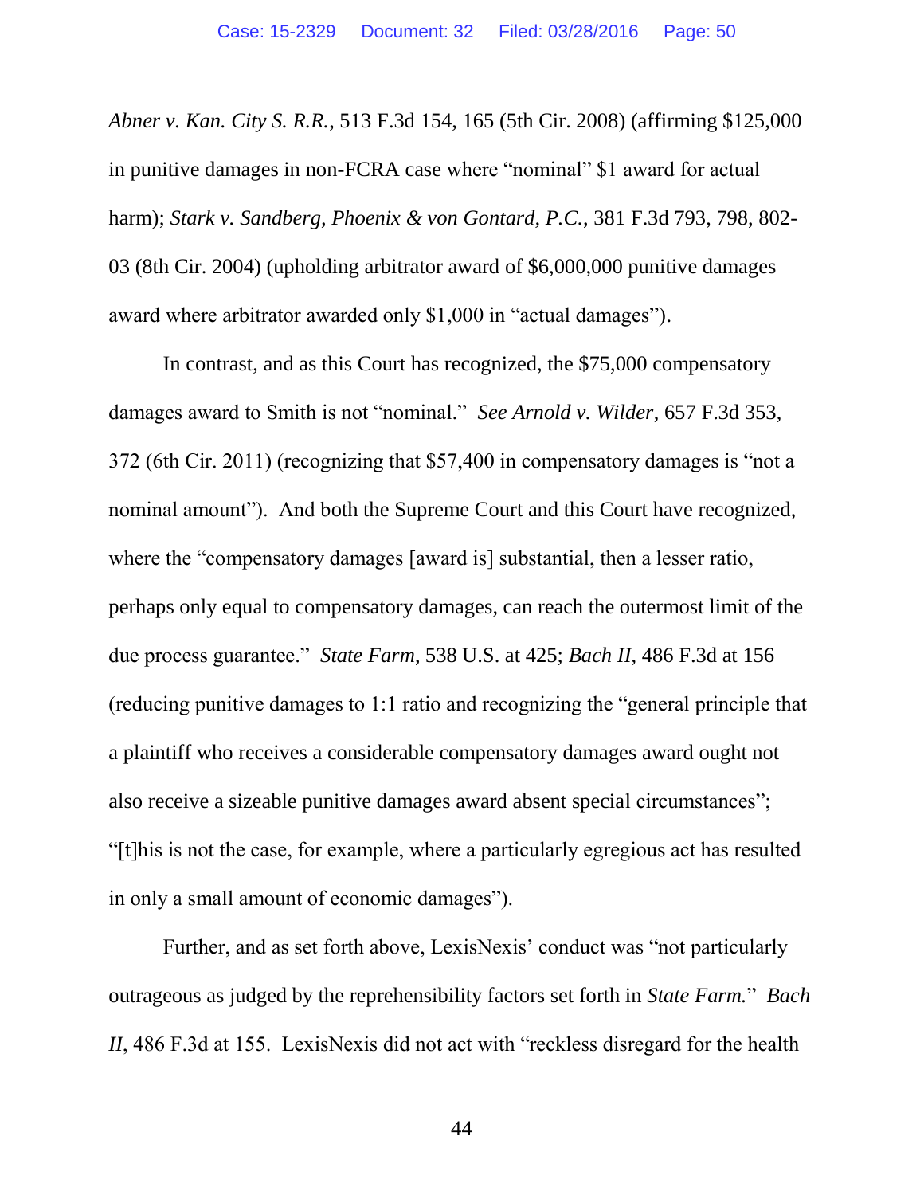*Abner v. Kan. City S. R.R.*, 513 F.3d 154, 165 (5th Cir. 2008) (affirming $125,000 in punitive damages in non-FCRA case where "nominal" $1 award for actual harm); *Stark v. Sandberg, Phoenix & von Gontard, P.C.*, 381 F.3d 793, 798, 802-03 (8th Cir. 2004) (upholding arbitrator award of $6,000,000 punitive damages award where arbitrator awarded only $1,000 in "actual damages").

In contrast, and as this Court has recognized, the $75,000 compensatory damages award to Smith is not "nominal." *See Arnold v. Wilder*, 657 F.3d 353, 372 (6th Cir. 2011) (recognizing that $57,400 in compensatory damages is "not a nominal amount"). And both the Supreme Court and this Court have recognized, where the "compensatory damages [award is] substantial, then a lesser ratio, perhaps only equal to compensatory damages, can reach the outermost limit of the due process guarantee." *State Farm*, 538 U.S. at 425; *Bach II*, 486 F.3d at 156 (reducing punitive damages to 1:1 ratio and recognizing the "general principle that a plaintiff who receives a considerable compensatory damages award ought not also receive a sizeable punitive damages award absent special circumstances"; "[t]his is not the case, for example, where a particularly egregious act has resulted in only a small amount of economic damages").

Further, and as set forth above, LexisNexis' conduct was "not particularly outrageous as judged by the reprehensibility factors set forth in *State Farm*." *Bach II*, 486 F.3d at 155. LexisNexis did not act with "reckless disregard for the health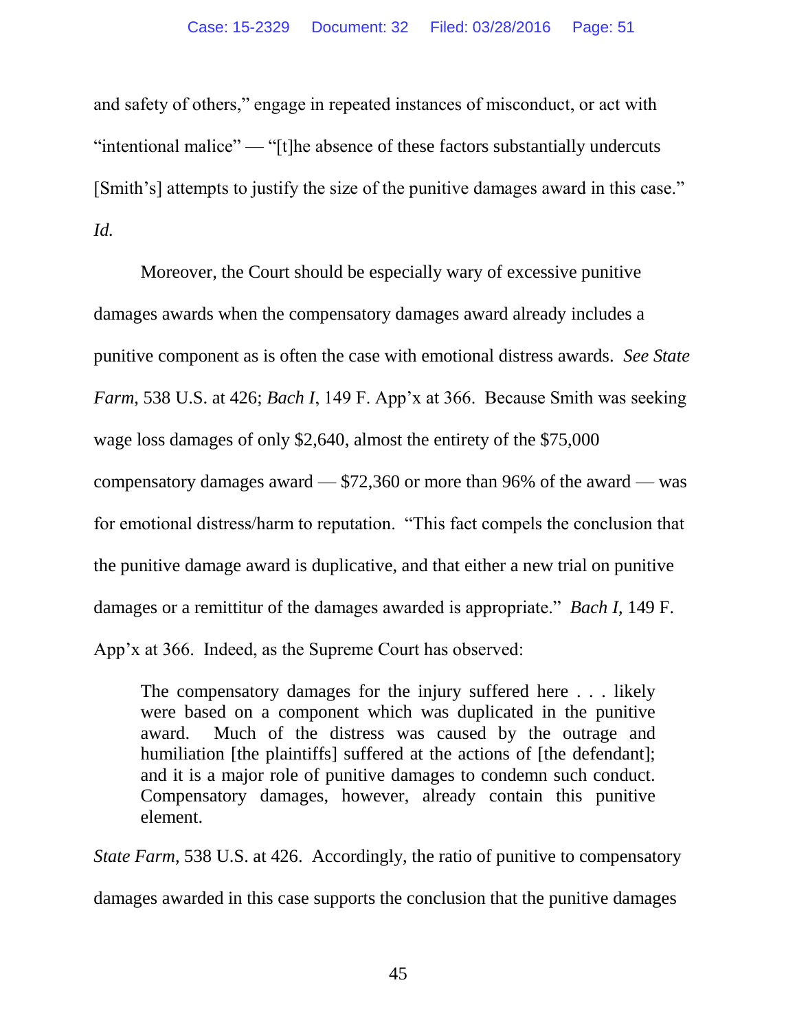and safety of others," engage in repeated instances of misconduct, or act with "intentional malice" — "[t]he absence of these factors substantially undercuts [Smith's] attempts to justify the size of the punitive damages award in this case." *Id.*

Moreover, the Court should be especially wary of excessive punitive damages awards when the compensatory damages award already includes a punitive component as is often the case with emotional distress awards. *See State Farm*, 538 U.S. at 426; *Bach I*, 149 F. App'x at 366. Because Smith was seeking wage loss damages of only $2,640, almost the entirety of the $75,000 compensatory damages award — $72,360 or more than 96% of the award — was for emotional distress/harm to reputation. "This fact compels the conclusion that the punitive damage award is duplicative, and that either a new trial on punitive damages or a remittitur of the damages awarded is appropriate." *Bach I*, 149 F. App'x at 366. Indeed, as the Supreme Court has observed:

> The compensatory damages for the injury suffered here . . . likely were based on a component which was duplicated in the punitive award. Much of the distress was caused by the outrage and humiliation [the plaintiffs] suffered at the actions of [the defendant]; and it is a major role of punitive damages to condemn such conduct. Compensatory damages, however, already contain this punitive element.

*State Farm*, 538 U.S. at 426. Accordingly, the ratio of punitive to compensatory damages awarded in this case supports the conclusion that the punitive damages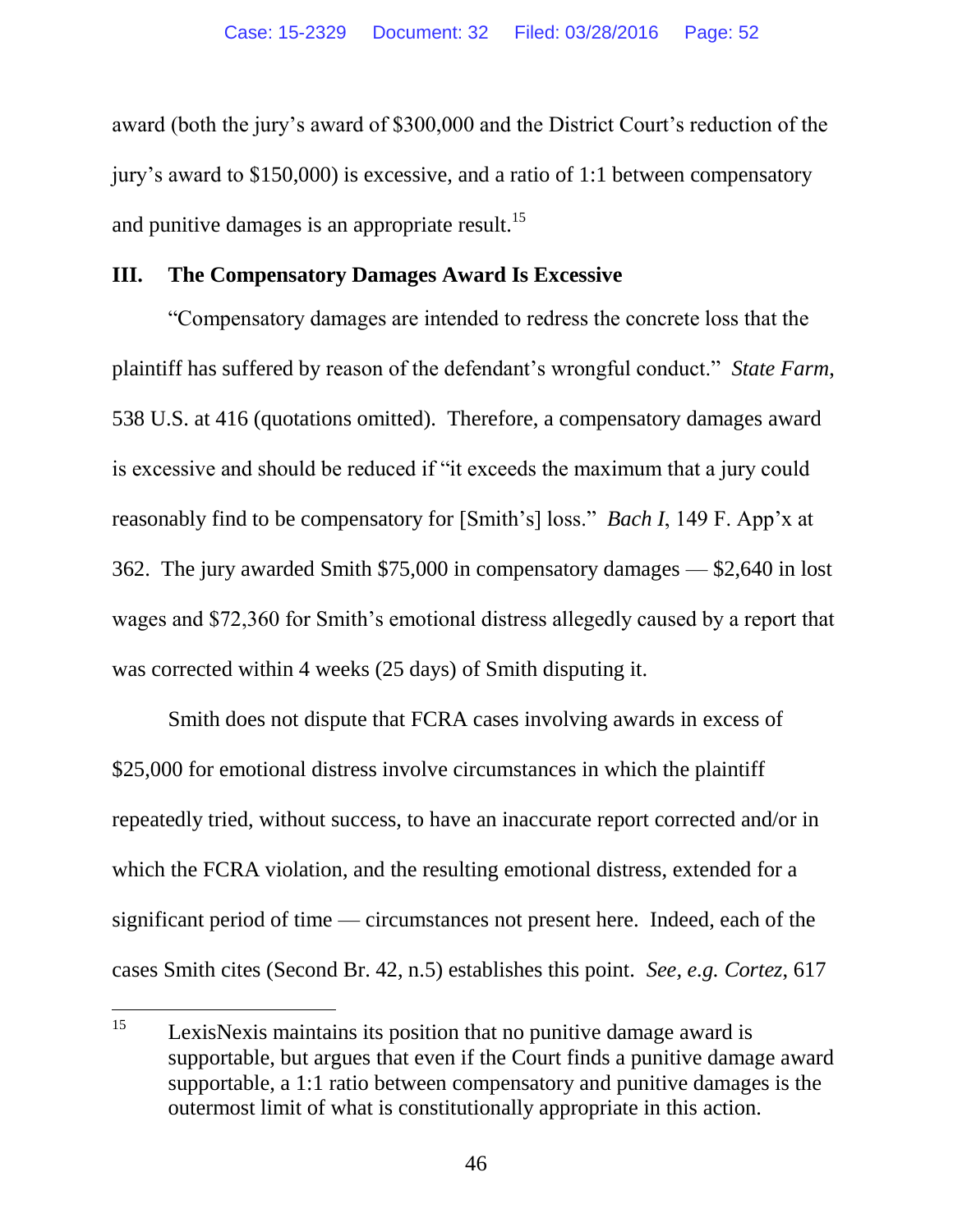award (both the jury's award of $300,000 and the District Court's reduction of the jury's award to $150,000) is excessive, and a ratio of 1:1 between compensatory and punitive damages is an appropriate result.[15]

### III. The Compensatory Damages Award Is Excessive

"Compensatory damages are intended to redress the concrete loss that the plaintiff has suffered by reason of the defendant's wrongful conduct." *State Farm*, 538 U.S. at 416 (quotations omitted). Therefore, a compensatory damages award is excessive and should be reduced if "it exceeds the maximum that a jury could reasonably find to be compensatory for [Smith's] loss." *Bach I*, 149 F. App'x at 362. The jury awarded Smith $75,000 in compensatory damages — $2,640 in lost wages and $72,360 for Smith's emotional distress allegedly caused by a report that was corrected within 4 weeks (25 days) of Smith disputing it.

Smith does not dispute that FCRA cases involving awards in excess of $25,000 for emotional distress involve circumstances in which the plaintiff repeatedly tried, without success, to have an inaccurate report corrected and/or in which the FCRA violation, and the resulting emotional distress, extended for a significant period of time — circumstances not present here. Indeed, each of the cases Smith cites (Second Br. 42, n.5) establishes this point. *See, e.g. Cortez*, 617

---

[15] LexisNexis maintains its position that no punitive damage award is supportable, but argues that even if the Court finds a punitive damage award supportable, a 1:1 ratio between compensatory and punitive damages is the outermost limit of what is constitutionally appropriate in this action.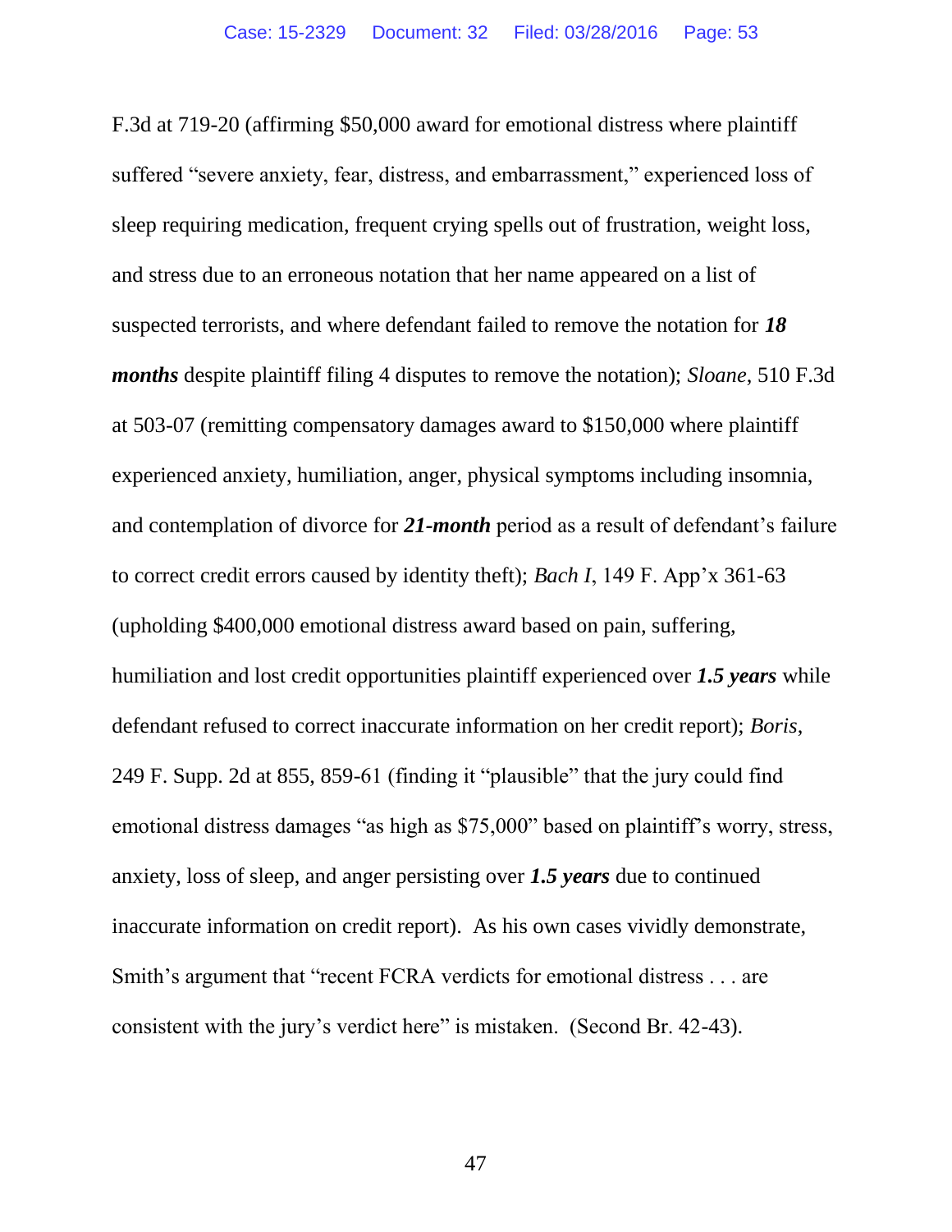F.3d at 719-20 (affirming $50,000 award for emotional distress where plaintiff suffered "severe anxiety, fear, distress, and embarrassment," experienced loss of sleep requiring medication, frequent crying spells out of frustration, weight loss, and stress due to an erroneous notation that her name appeared on a list of suspected terrorists, and where defendant failed to remove the notation for ***18 months*** despite plaintiff filing 4 disputes to remove the notation); *Sloane*, 510 F.3d at 503-07 (remitting compensatory damages award to $150,000 where plaintiff experienced anxiety, humiliation, anger, physical symptoms including insomnia, and contemplation of divorce for ***21-month*** period as a result of defendant's failure to correct credit errors caused by identity theft); *Bach I*, 149 F. App'x 361-63 (upholding $400,000 emotional distress award based on pain, suffering, humiliation and lost credit opportunities plaintiff experienced over ***1.5 years*** while defendant refused to correct inaccurate information on her credit report); *Boris*, 249 F. Supp. 2d at 855, 859-61 (finding it "plausible" that the jury could find emotional distress damages "as high as $75,000" based on plaintiff's worry, stress, anxiety, loss of sleep, and anger persisting over ***1.5 years*** due to continued inaccurate information on credit report). As his own cases vividly demonstrate, Smith's argument that "recent FCRA verdicts for emotional distress . . . are consistent with the jury's verdict here" is mistaken. (Second Br. 42-43).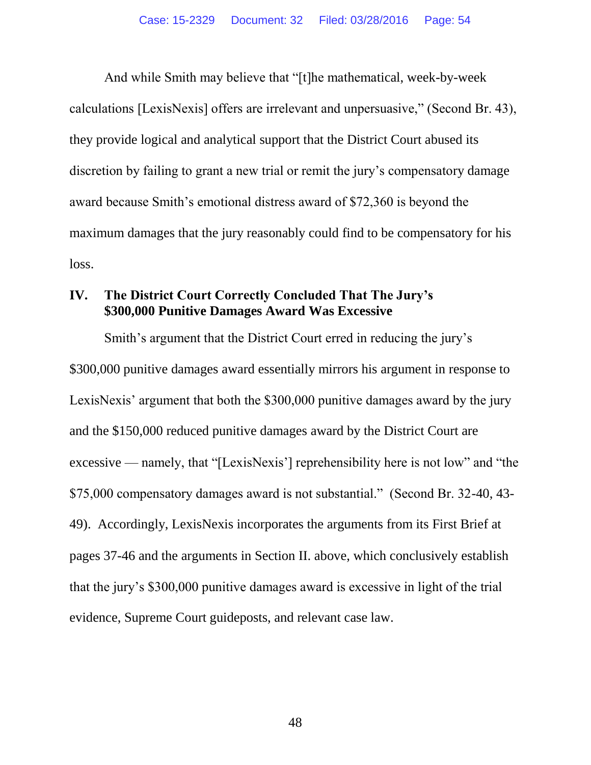And while Smith may believe that "[t]he mathematical, week-by-week calculations [LexisNexis] offers are irrelevant and unpersuasive," (Second Br. 43), they provide logical and analytical support that the District Court abused its discretion by failing to grant a new trial or remit the jury's compensatory damage award because Smith's emotional distress award of $72,360 is beyond the maximum damages that the jury reasonably could find to be compensatory for his loss.

## IV. The District Court Correctly Concluded That The Jury's $300,000 Punitive Damages Award Was Excessive

Smith's argument that the District Court erred in reducing the jury's $300,000 punitive damages award essentially mirrors his argument in response to LexisNexis' argument that both the $300,000 punitive damages award by the jury and the $150,000 reduced punitive damages award by the District Court are excessive — namely, that "[LexisNexis'] reprehensibility here is not low" and "the $75,000 compensatory damages award is not substantial." (Second Br. 32-40, 43-49). Accordingly, LexisNexis incorporates the arguments from its First Brief at pages 37-46 and the arguments in Section II. above, which conclusively establish that the jury's $300,000 punitive damages award is excessive in light of the trial evidence, Supreme Court guideposts, and relevant case law.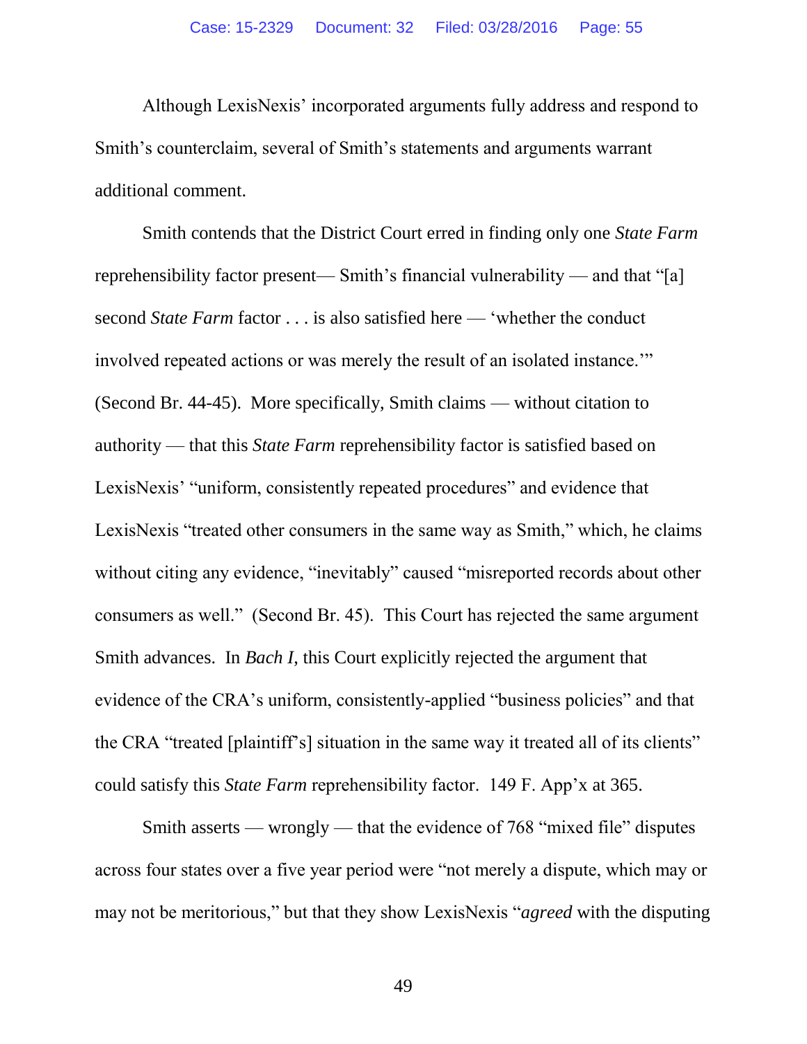Although LexisNexis' incorporated arguments fully address and respond to Smith's counterclaim, several of Smith's statements and arguments warrant additional comment.

Smith contends that the District Court erred in finding only one *State Farm* reprehensibility factor present— Smith's financial vulnerability — and that "[a] second *State Farm* factor . . . is also satisfied here — 'whether the conduct involved repeated actions or was merely the result of an isolated instance.'" (Second Br. 44-45). More specifically, Smith claims — without citation to authority — that this *State Farm* reprehensibility factor is satisfied based on LexisNexis' "uniform, consistently repeated procedures" and evidence that LexisNexis "treated other consumers in the same way as Smith," which, he claims without citing any evidence, "inevitably" caused "misreported records about other consumers as well." (Second Br. 45). This Court has rejected the same argument Smith advances. In *Bach I*, this Court explicitly rejected the argument that evidence of the CRA's uniform, consistently-applied "business policies" and that the CRA "treated [plaintiff's] situation in the same way it treated all of its clients" could satisfy this *State Farm* reprehensibility factor. 149 F. App'x at 365.

Smith asserts — wrongly — that the evidence of 768 "mixed file" disputes across four states over a five year period were "not merely a dispute, which may or may not be meritorious," but that they show LexisNexis "*agreed* with the disputing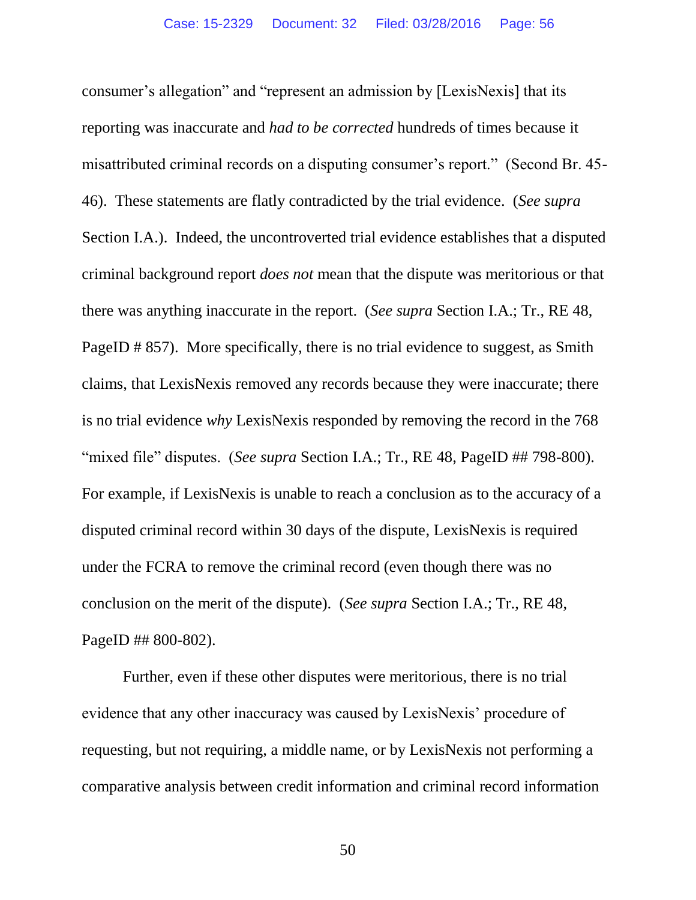consumer's allegation" and "represent an admission by [LexisNexis] that its reporting was inaccurate and *had to be corrected* hundreds of times because it misattributed criminal records on a disputing consumer's report." (Second Br. 45-46). These statements are flatly contradicted by the trial evidence. (*See supra* Section I.A.). Indeed, the uncontroverted trial evidence establishes that a disputed criminal background report *does not* mean that the dispute was meritorious or that there was anything inaccurate in the report. (*See supra* Section I.A.; Tr., RE 48, PageID # 857). More specifically, there is no trial evidence to suggest, as Smith claims, that LexisNexis removed any records because they were inaccurate; there is no trial evidence *why* LexisNexis responded by removing the record in the 768 "mixed file" disputes. (*See supra* Section I.A.; Tr., RE 48, PageID ## 798-800). For example, if LexisNexis is unable to reach a conclusion as to the accuracy of a disputed criminal record within 30 days of the dispute, LexisNexis is required under the FCRA to remove the criminal record (even though there was no conclusion on the merit of the dispute). (*See supra* Section I.A.; Tr., RE 48, PageID ## 800-802).

Further, even if these other disputes were meritorious, there is no trial evidence that any other inaccuracy was caused by LexisNexis' procedure of requesting, but not requiring, a middle name, or by LexisNexis not performing a comparative analysis between credit information and criminal record information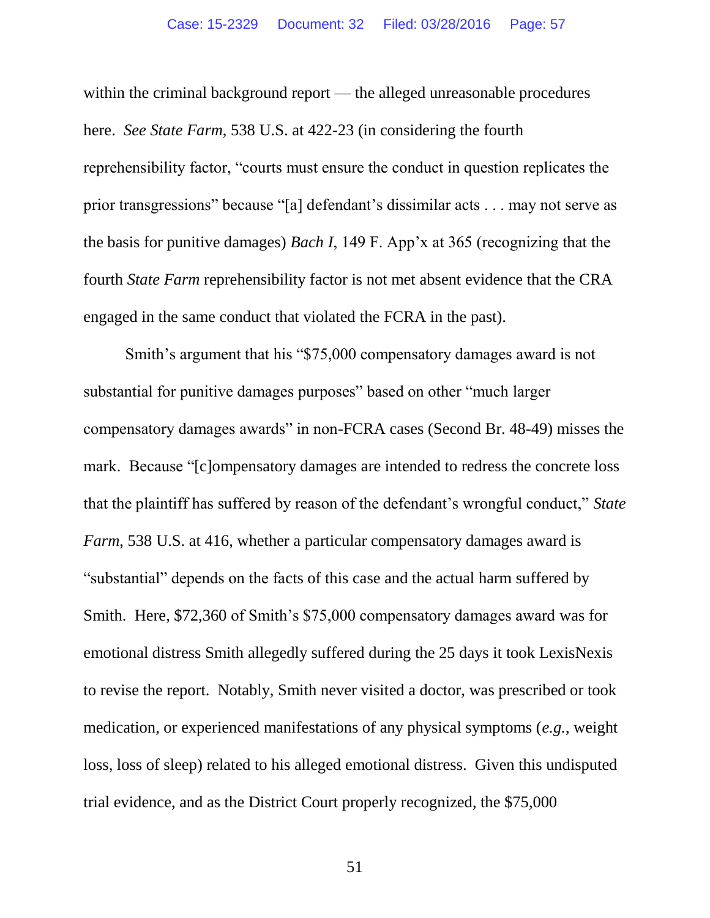within the criminal background report — the alleged unreasonable procedures here. *See State Farm*, 538 U.S. at 422-23 (in considering the fourth reprehensibility factor, "courts must ensure the conduct in question replicates the prior transgressions" because "[a] defendant's dissimilar acts . . . may not serve as the basis for punitive damages) *Bach I*, 149 F. App'x at 365 (recognizing that the fourth *State Farm* reprehensibility factor is not met absent evidence that the CRA engaged in the same conduct that violated the FCRA in the past).

Smith's argument that his "$75,000 compensatory damages award is not substantial for punitive damages purposes" based on other "much larger compensatory damages awards" in non-FCRA cases (Second Br. 48-49) misses the mark. Because "[c]ompensatory damages are intended to redress the concrete loss that the plaintiff has suffered by reason of the defendant's wrongful conduct," *State Farm*, 538 U.S. at 416, whether a particular compensatory damages award is "substantial" depends on the facts of this case and the actual harm suffered by Smith. Here, $72,360 of Smith's $75,000 compensatory damages award was for emotional distress Smith allegedly suffered during the 25 days it took LexisNexis to revise the report. Notably, Smith never visited a doctor, was prescribed or took medication, or experienced manifestations of any physical symptoms (*e.g.*, weight loss, loss of sleep) related to his alleged emotional distress. Given this undisputed trial evidence, and as the District Court properly recognized, the $75,000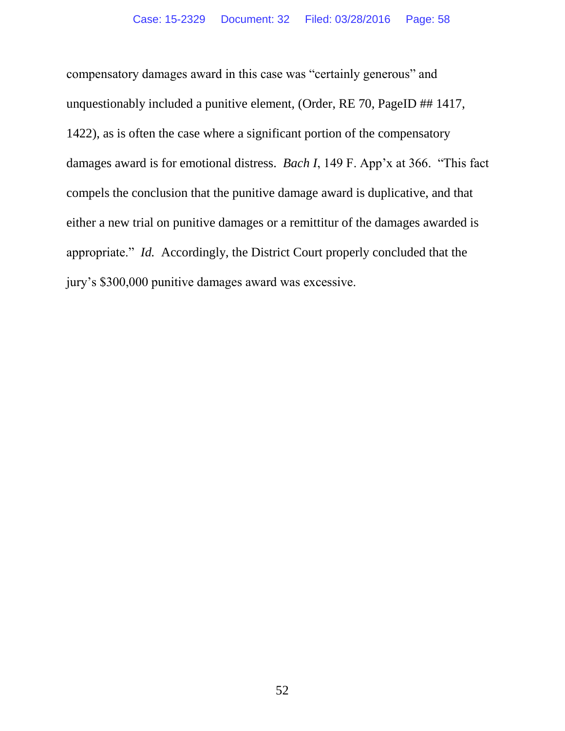compensatory damages award in this case was "certainly generous" and unquestionably included a punitive element, (Order, RE 70, PageID ## 1417, 1422), as is often the case where a significant portion of the compensatory damages award is for emotional distress. *Bach I*, 149 F. App'x at 366. "This fact compels the conclusion that the punitive damage award is duplicative, and that either a new trial on punitive damages or a remittitur of the damages awarded is appropriate." *Id.* Accordingly, the District Court properly concluded that the jury's $300,000 punitive damages award was excessive.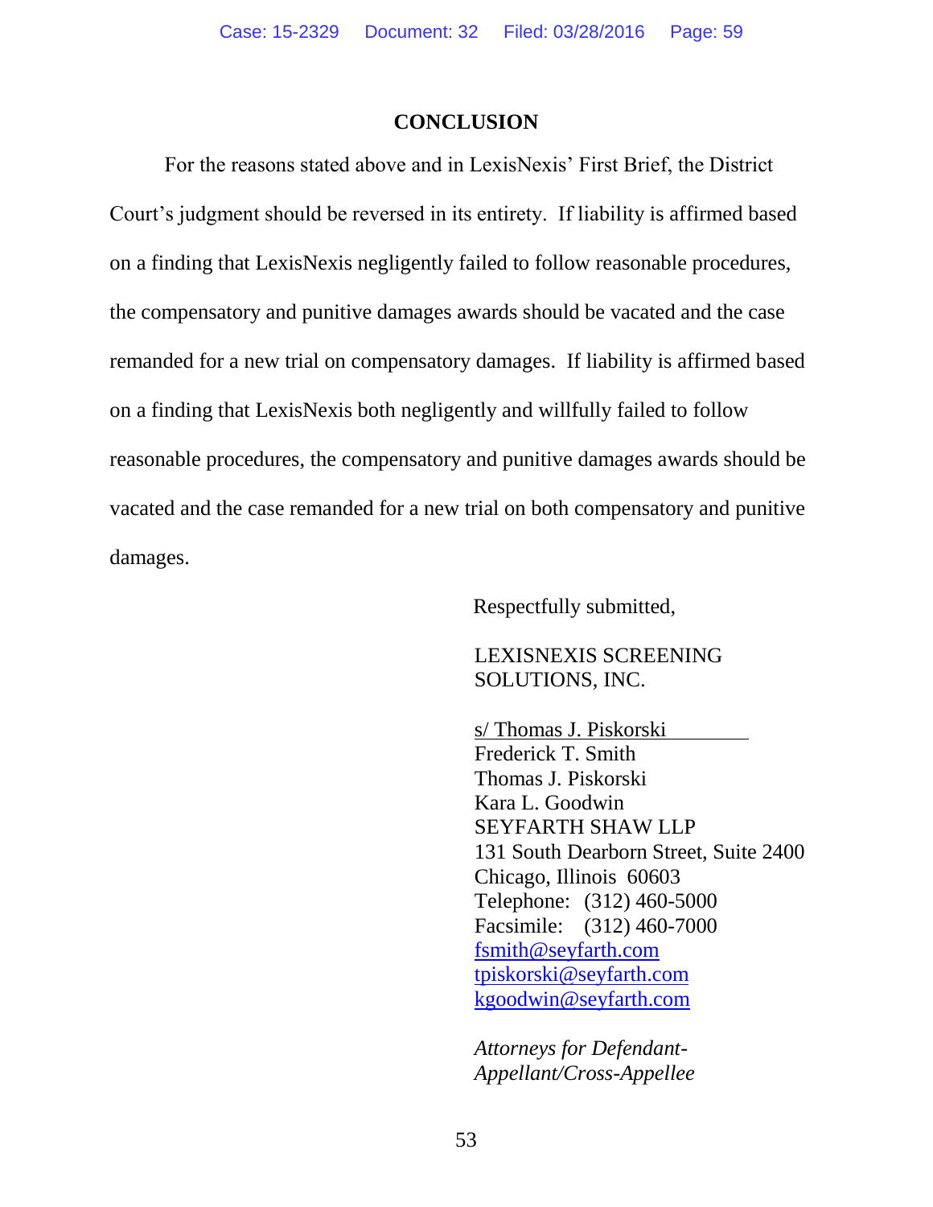## CONCLUSION

For the reasons stated above and in LexisNexis' First Brief, the District Court's judgment should be reversed in its entirety. If liability is affirmed based on a finding that LexisNexis negligently failed to follow reasonable procedures, the compensatory and punitive damages awards should be vacated and the case remanded for a new trial on compensatory damages. If liability is affirmed based on a finding that LexisNexis both negligently and willfully failed to follow reasonable procedures, the compensatory and punitive damages awards should be vacated and the case remanded for a new trial on both compensatory and punitive damages.

Respectfully submitted,

LEXISNEXIS SCREENING SOLUTIONS, INC.

s/ Thomas J. Piskorski
Frederick T. Smith
Thomas J. Piskorski
Kara L. Goodwin
SEYFARTH SHAW LLP
131 South Dearborn Street, Suite 2400
Chicago, Illinois 60603
Telephone: (312) 460-5000
Facsimile: (312) 460-7000
fsmith@seyfarth.com
tpiskorski@seyfarth.com
kgoodwin@seyfarth.com

*Attorneys for Defendant-Appellant/Cross-Appellee*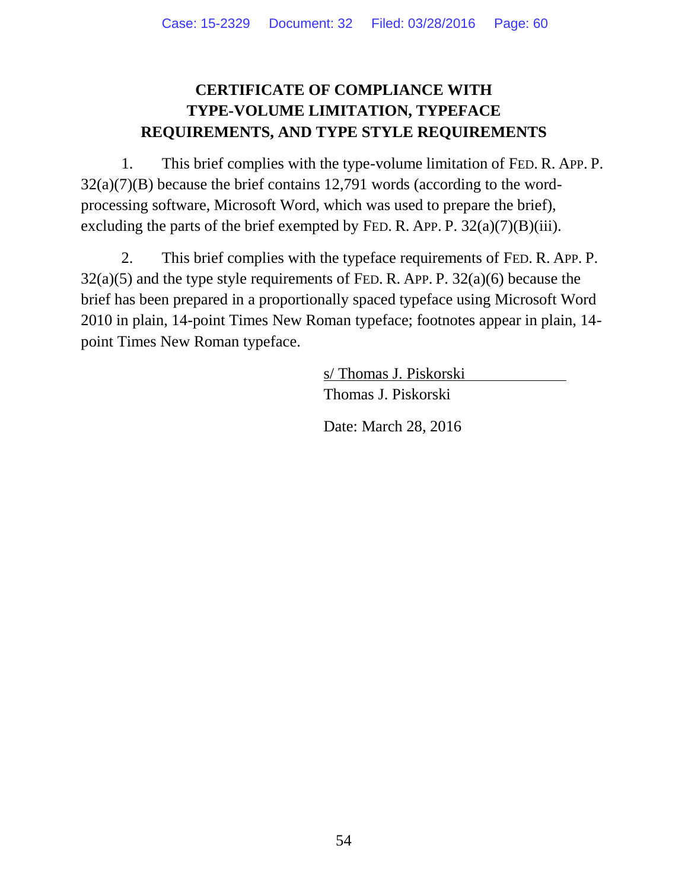# CERTIFICATE OF COMPLIANCE WITH TYPE-VOLUME LIMITATION, TYPEFACE REQUIREMENTS, AND TYPE STYLE REQUIREMENTS

1. This brief complies with the type-volume limitation of FED. R. APP. P. 32(a)(7)(B) because the brief contains 12,791 words (according to the word-processing software, Microsoft Word, which was used to prepare the brief), excluding the parts of the brief exempted by FED. R. APP. P. 32(a)(7)(B)(iii).

2. This brief complies with the typeface requirements of FED. R. APP. P. 32(a)(5) and the type style requirements of FED. R. APP. P. 32(a)(6) because the brief has been prepared in a proportionally spaced typeface using Microsoft Word 2010 in plain, 14-point Times New Roman typeface; footnotes appear in plain, 14-point Times New Roman typeface.

s/ Thomas J. Piskorski
Thomas J. Piskorski

Date: March 28, 2016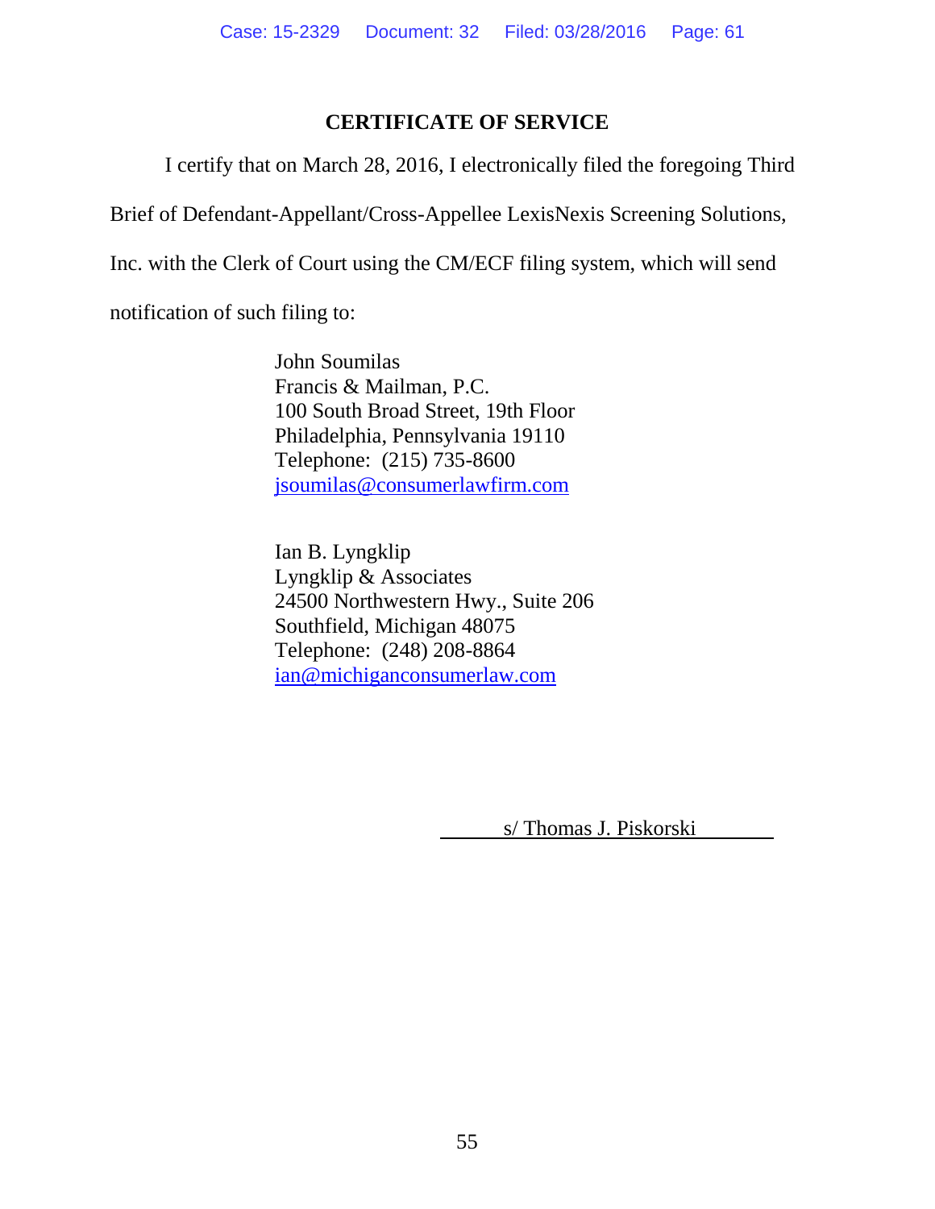# CERTIFICATE OF SERVICE

I certify that on March 28, 2016, I electronically filed the foregoing Third Brief of Defendant-Appellant/Cross-Appellee LexisNexis Screening Solutions, Inc. with the Clerk of Court using the CM/ECF filing system, which will send notification of such filing to:

John Soumilas
Francis & Mailman, P.C.
100 South Broad Street, 19th Floor
Philadelphia, Pennsylvania 19110
Telephone: (215) 735-8600
jsoumilas@consumerlawfirm.com

Ian B. Lyngklip
Lyngklip & Associates
24500 Northwestern Hwy., Suite 206
Southfield, Michigan 48075
Telephone: (248) 208-8864
ian@michiganconsumerlaw.com

s/ Thomas J. Piskorski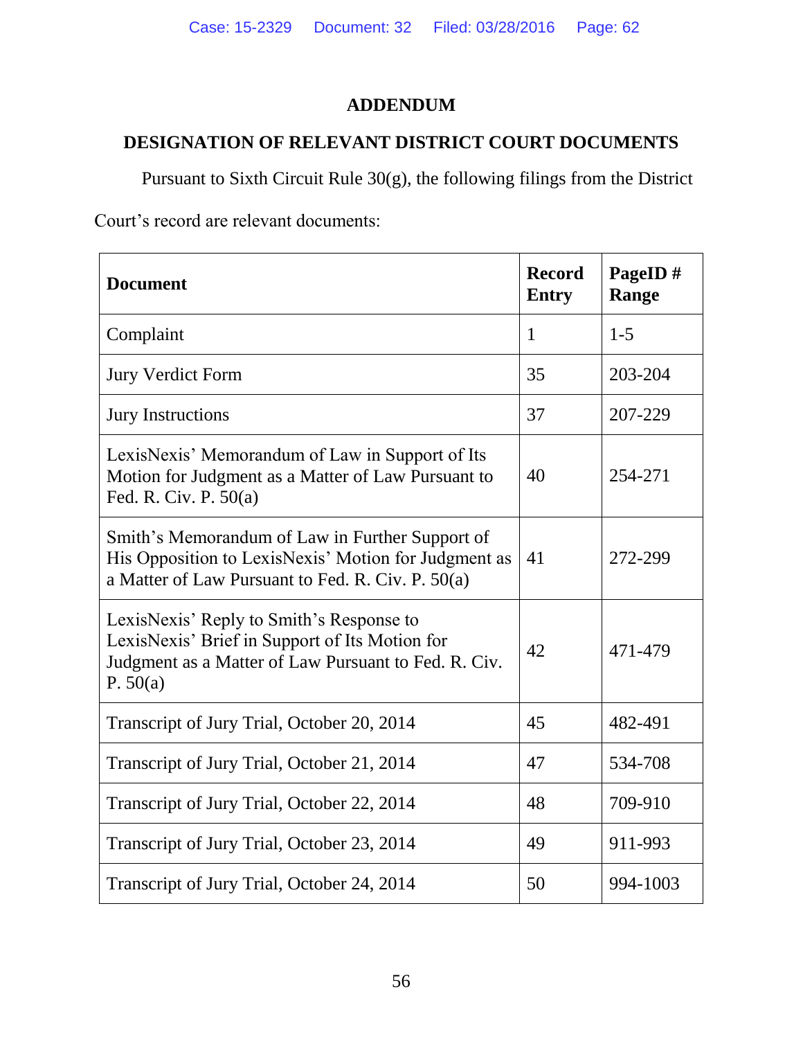## ADDENDUM

## DESIGNATION OF RELEVANT DISTRICT COURT DOCUMENTS

Pursuant to Sixth Circuit Rule 30(g), the following filings from the District Court's record are relevant documents:

| Document | Record Entry | PageID # Range |
|---|---|---|
| Complaint | 1 | 1-5 |
| Jury Verdict Form | 35 | 203-204 |
| Jury Instructions | 37 | 207-229 |
| LexisNexis' Memorandum of Law in Support of Its Motion for Judgment as a Matter of Law Pursuant to Fed. R. Civ. P. 50(a) | 40 | 254-271 |
| Smith's Memorandum of Law in Further Support of His Opposition to LexisNexis' Motion for Judgment as a Matter of Law Pursuant to Fed. R. Civ. P. 50(a) | 41 | 272-299 |
| LexisNexis' Reply to Smith's Response to LexisNexis' Brief in Support of Its Motion for Judgment as a Matter of Law Pursuant to Fed. R. Civ. P. 50(a) | 42 | 471-479 |
| Transcript of Jury Trial, October 20, 2014 | 45 | 482-491 |
| Transcript of Jury Trial, October 21, 2014 | 47 | 534-708 |
| Transcript of Jury Trial, October 22, 2014 | 48 | 709-910 |
| Transcript of Jury Trial, October 23, 2014 | 49 | 911-993 |
| Transcript of Jury Trial, October 24, 2014 | 50 | 994-1003 |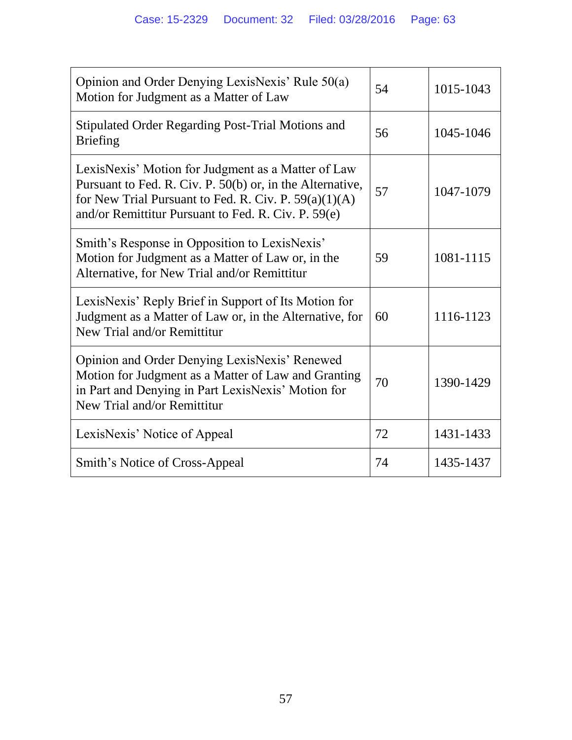| | | |
|---|---|---|
| Opinion and Order Denying LexisNexis' Rule 50(a) Motion for Judgment as a Matter of Law | 54 | 1015-1043 |
| Stipulated Order Regarding Post-Trial Motions and Briefing | 56 | 1045-1046 |
| LexisNexis' Motion for Judgment as a Matter of Law Pursuant to Fed. R. Civ. P. 50(b) or, in the Alternative, for New Trial Pursuant to Fed. R. Civ. P. 59(a)(1)(A) and/or Remittitur Pursuant to Fed. R. Civ. P. 59(e) | 57 | 1047-1079 |
| Smith's Response in Opposition to LexisNexis' Motion for Judgment as a Matter of Law or, in the Alternative, for New Trial and/or Remittitur | 59 | 1081-1115 |
| LexisNexis' Reply Brief in Support of Its Motion for Judgment as a Matter of Law or, in the Alternative, for New Trial and/or Remittitur | 60 | 1116-1123 |
| Opinion and Order Denying LexisNexis' Renewed Motion for Judgment as a Matter of Law and Granting in Part and Denying in Part LexisNexis' Motion for New Trial and/or Remittitur | 70 | 1390-1429 |
| LexisNexis' Notice of Appeal | 72 | 1431-1433 |
| Smith's Notice of Cross-Appeal | 74 | 1435-1437 |